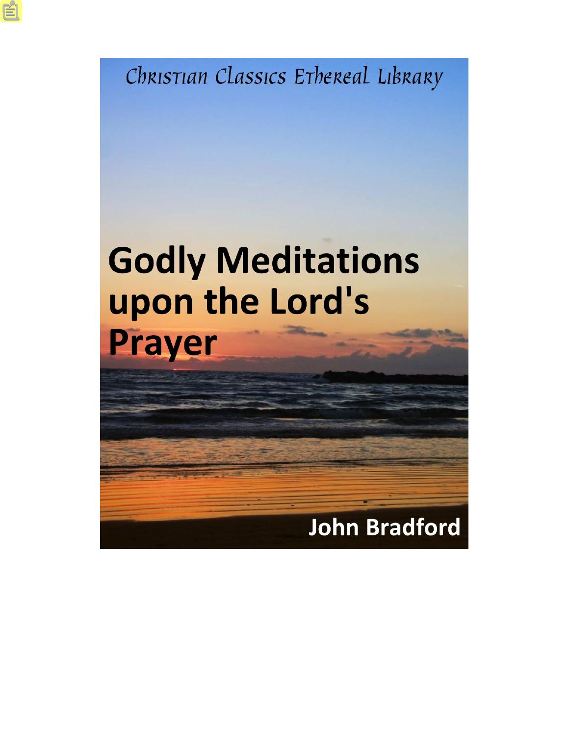Christian Classics Ethereal Library

# Godly Meditations upon the Lord's Prayer

John Bradford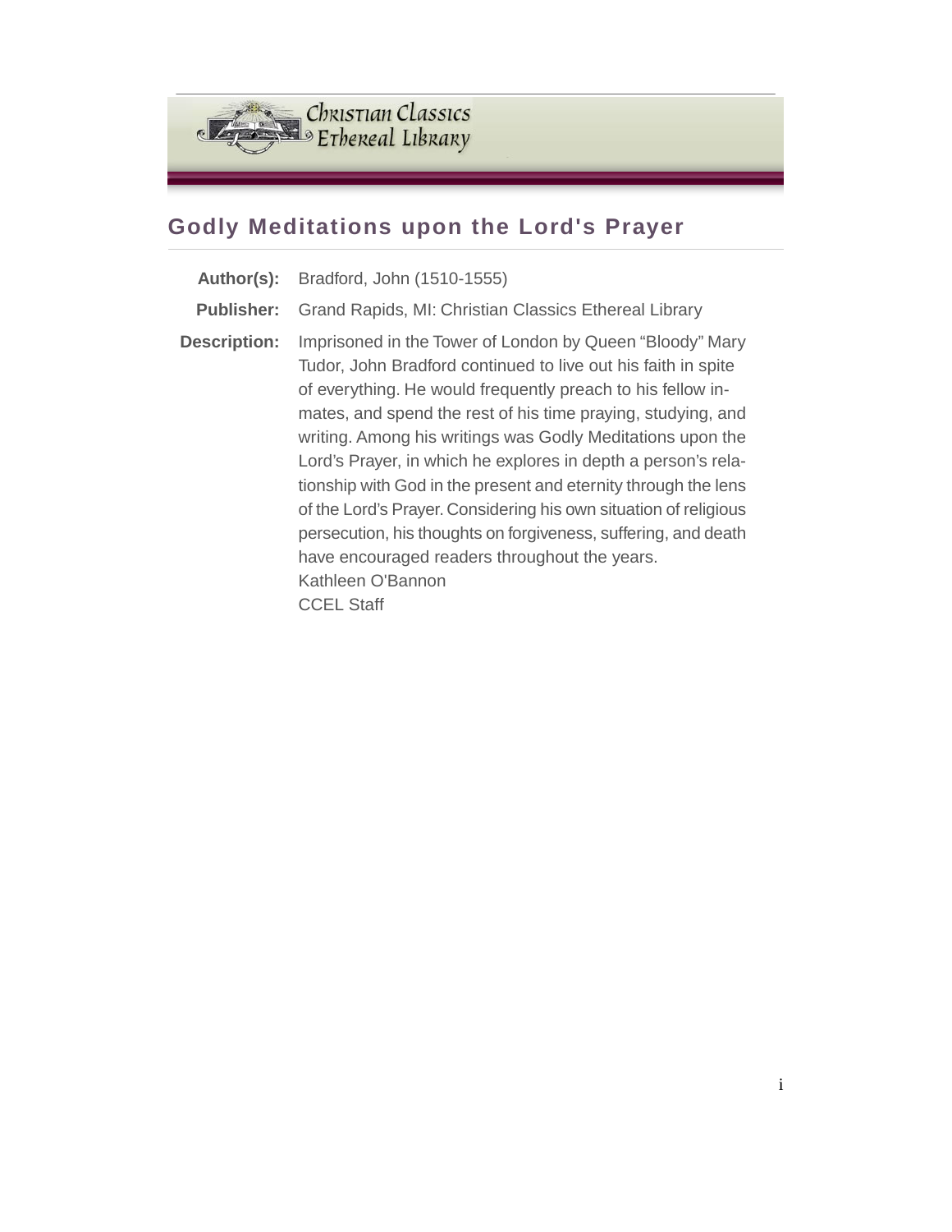Christian Classics Ethereal Library

## Godly Meditations upon the Lord's Prayer

| | |
|---|---|
| **Author(s):** | Bradford, John (1510-1555) |
| **Publisher:** | Grand Rapids, MI: Christian Classics Ethereal Library |
| **Description:** | Imprisoned in the Tower of London by Queen “Bloody” Mary Tudor, John Bradford continued to live out his faith in spite of everything. He would frequently preach to his fellow inmates, and spend the rest of his time praying, studying, and writing. Among his writings was Godly Meditations upon the Lord’s Prayer, in which he explores in depth a person’s relationship with God in the present and eternity through the lens of the Lord’s Prayer. Considering his own situation of religious persecution, his thoughts on forgiveness, suffering, and death have encouraged readers throughout the years.<br>Kathleen O'Bannon<br>CCEL Staff |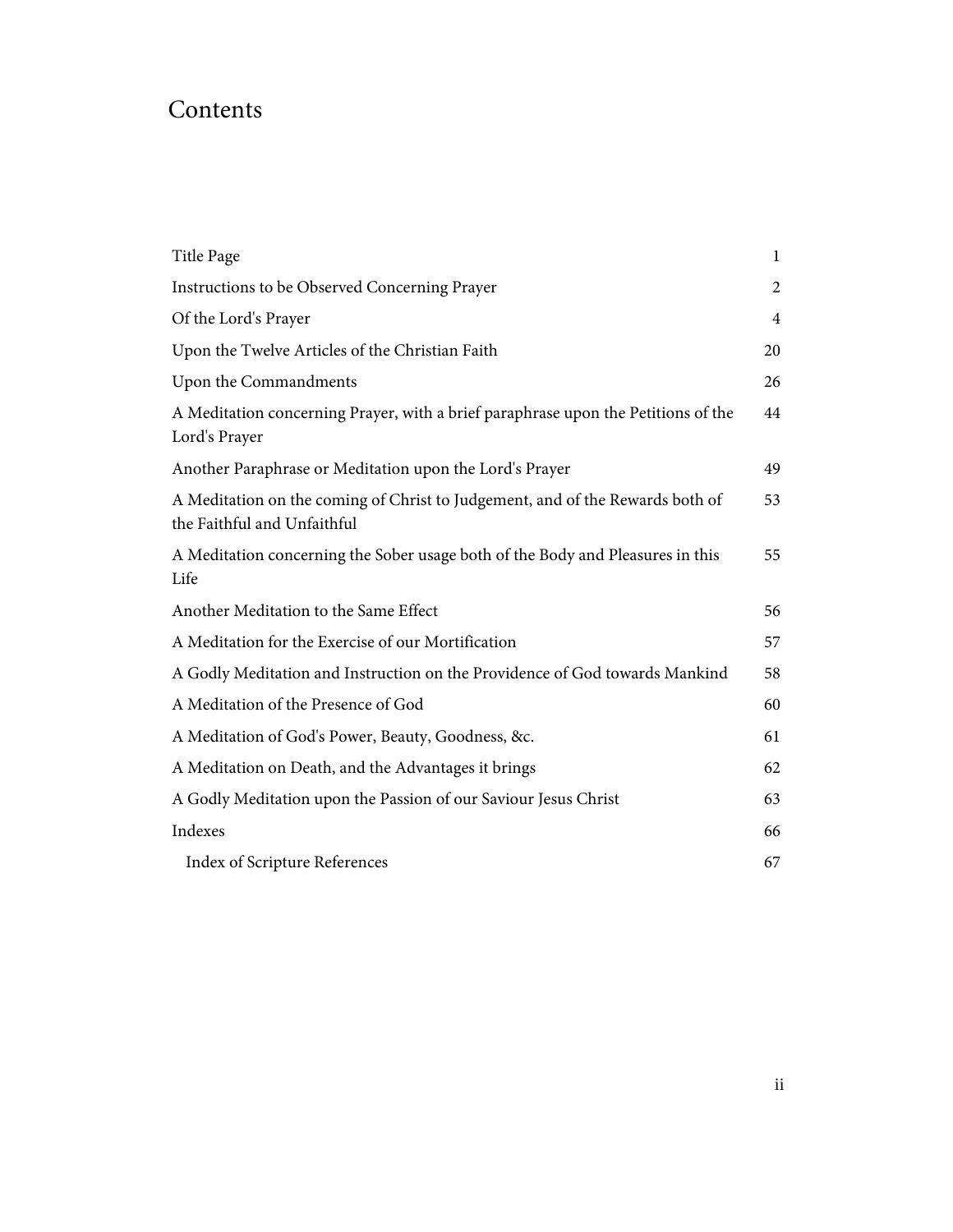# Contents

| | |
|---|---|
| Title Page | 1 |
| Instructions to be Observed Concerning Prayer | 2 |
| Of the Lord's Prayer | 4 |
| Upon the Twelve Articles of the Christian Faith | 20 |
| Upon the Commandments | 26 |
| A Meditation concerning Prayer, with a brief paraphrase upon the Petitions of the Lord's Prayer | 44 |
| Another Paraphrase or Meditation upon the Lord's Prayer | 49 |
| A Meditation on the coming of Christ to Judgement, and of the Rewards both of the Faithful and Unfaithful | 53 |
| A Meditation concerning the Sober usage both of the Body and Pleasures in this Life | 55 |
| Another Meditation to the Same Effect | 56 |
| A Meditation for the Exercise of our Mortification | 57 |
| A Godly Meditation and Instruction on the Providence of God towards Mankind | 58 |
| A Meditation of the Presence of God | 60 |
| A Meditation of God's Power, Beauty, Goodness, &c. | 61 |
| A Meditation on Death, and the Advantages it brings | 62 |
| A Godly Meditation upon the Passion of our Saviour Jesus Christ | 63 |
| Indexes | 66 |
| Index of Scripture References | 67 |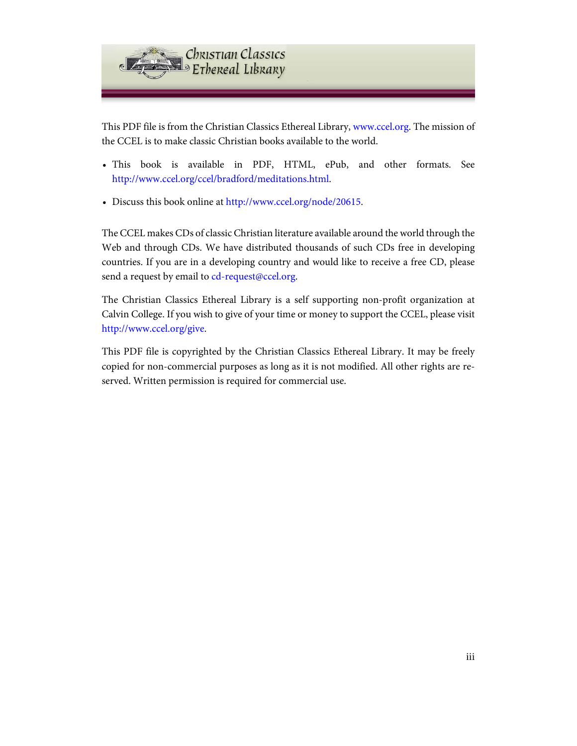This PDF file is from the Christian Classics Ethereal Library, www.ccel.org. The mission of the CCEL is to make classic Christian books available to the world.

- This book is available in PDF, HTML, ePub, and other formats. See http://www.ccel.org/ccel/bradford/meditations.html.
- Discuss this book online at http://www.ccel.org/node/20615.

The CCEL makes CDs of classic Christian literature available around the world through the Web and through CDs. We have distributed thousands of such CDs free in developing countries. If you are in a developing country and would like to receive a free CD, please send a request by email to cd-request@ccel.org.

The Christian Classics Ethereal Library is a self supporting non-profit organization at Calvin College. If you wish to give of your time or money to support the CCEL, please visit http://www.ccel.org/give.

This PDF file is copyrighted by the Christian Classics Ethereal Library. It may be freely copied for non-commercial purposes as long as it is not modified. All other rights are reserved. Written permission is required for commercial use.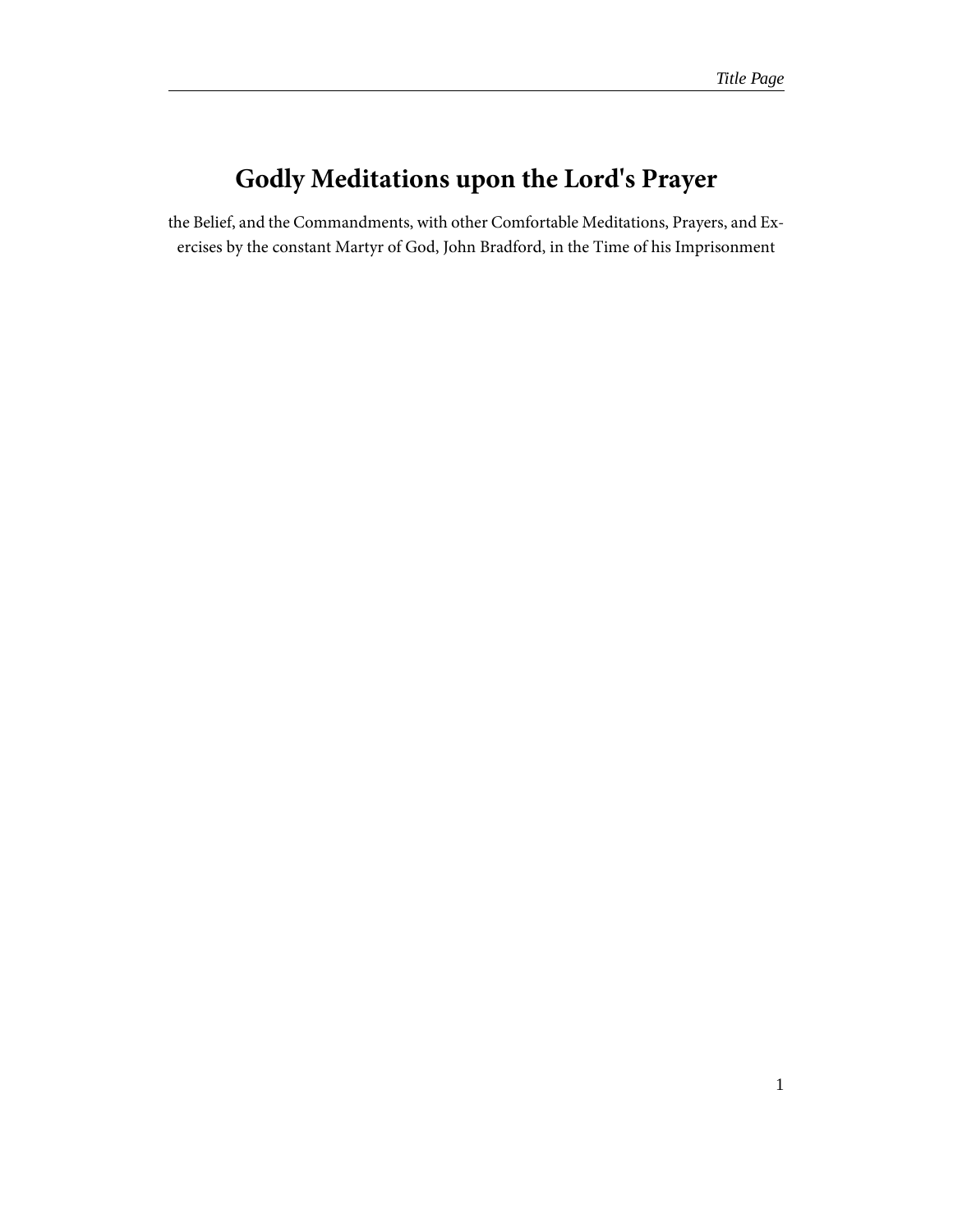# Godly Meditations upon the Lord's Prayer

the Belief, and the Commandments, with other Comfortable Meditations, Prayers, and Exercises by the constant Martyr of God, John Bradford, in the Time of his Imprisonment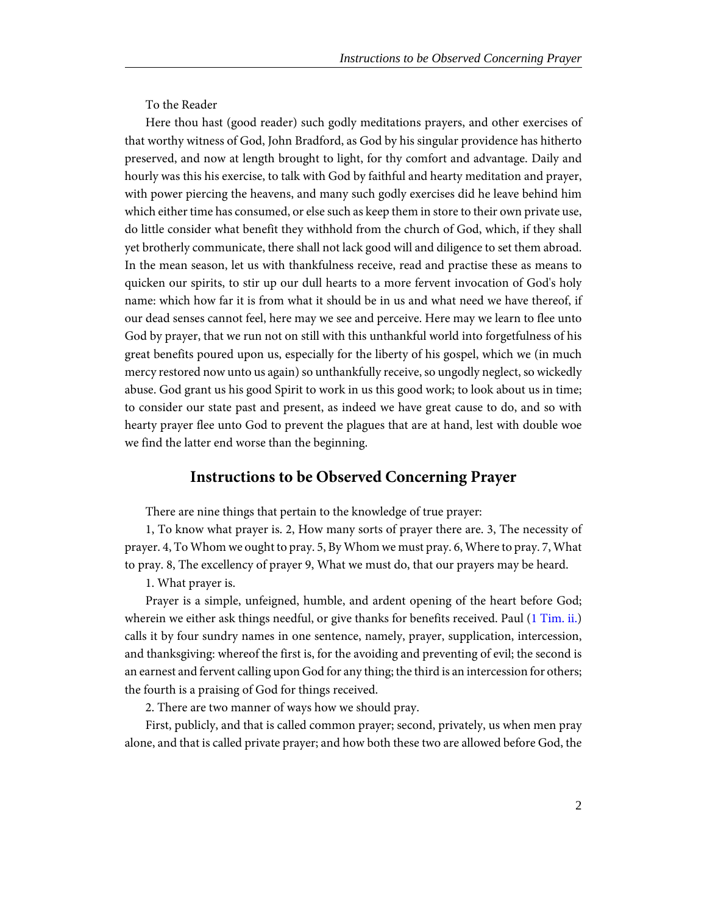To the Reader

Here thou hast (good reader) such godly meditations prayers, and other exercises of that worthy witness of God, John Bradford, as God by his singular providence has hitherto preserved, and now at length brought to light, for thy comfort and advantage. Daily and hourly was this his exercise, to talk with God by faithful and hearty meditation and prayer, with power piercing the heavens, and many such godly exercises did he leave behind him which either time has consumed, or else such as keep them in store to their own private use, do little consider what benefit they withhold from the church of God, which, if they shall yet brotherly communicate, there shall not lack good will and diligence to set them abroad. In the mean season, let us with thankfulness receive, read and practise these as means to quicken our spirits, to stir up our dull hearts to a more fervent invocation of God's holy name: which how far it is from what it should be in us and what need we have thereof, if our dead senses cannot feel, here may we see and perceive. Here may we learn to flee unto God by prayer, that we run not on still with this unthankful world into forgetfulness of his great benefits poured upon us, especially for the liberty of his gospel, which we (in much mercy restored now unto us again) so unthankfully receive, so ungodly neglect, so wickedly abuse. God grant us his good Spirit to work in us this good work; to look about us in time; to consider our state past and present, as indeed we have great cause to do, and so with hearty prayer flee unto God to prevent the plagues that are at hand, lest with double woe we find the latter end worse than the beginning.

## Instructions to be Observed Concerning Prayer

There are nine things that pertain to the knowledge of true prayer:

1, To know what prayer is. 2, How many sorts of prayer there are. 3, The necessity of prayer. 4, To Whom we ought to pray. 5, By Whom we must pray. 6, Where to pray. 7, What to pray. 8, The excellency of prayer 9, What we must do, that our prayers may be heard.

1. What prayer is.

Prayer is a simple, unfeigned, humble, and ardent opening of the heart before God; wherein we either ask things needful, or give thanks for benefits received. Paul (1 Tim. ii.) calls it by four sundry names in one sentence, namely, prayer, supplication, intercession, and thanksgiving: whereof the first is, for the avoiding and preventing of evil; the second is an earnest and fervent calling upon God for any thing; the third is an intercession for others; the fourth is a praising of God for things received.

2. There are two manner of ways how we should pray.

First, publicly, and that is called common prayer; second, privately, us when men pray alone, and that is called private prayer; and how both these two are allowed before God, the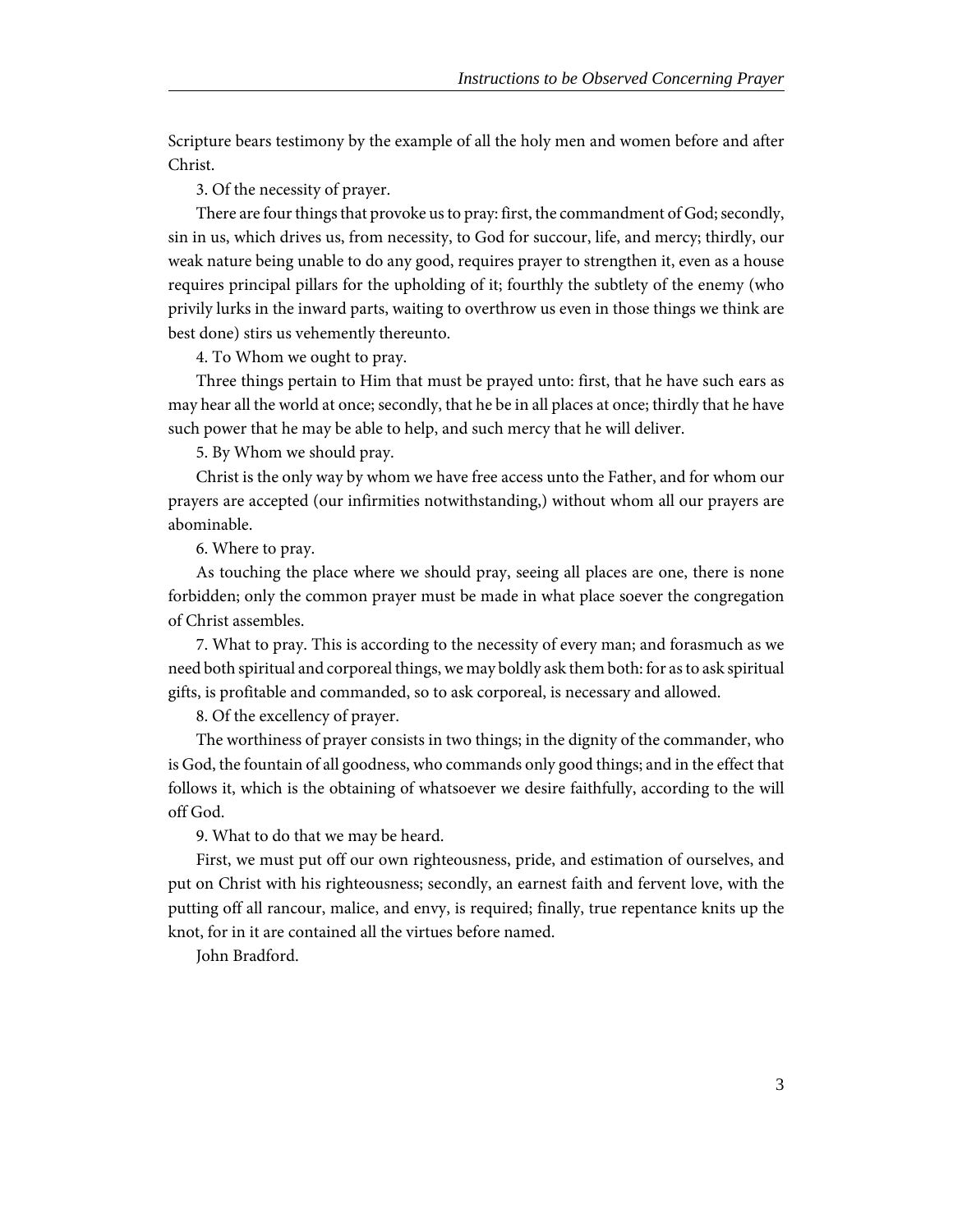Scripture bears testimony by the example of all the holy men and women before and after Christ.

3. Of the necessity of prayer.

There are four things that provoke us to pray: first, the commandment of God; secondly, sin in us, which drives us, from necessity, to God for succour, life, and mercy; thirdly, our weak nature being unable to do any good, requires prayer to strengthen it, even as a house requires principal pillars for the upholding of it; fourthly the subtlety of the enemy (who privily lurks in the inward parts, waiting to overthrow us even in those things we think are best done) stirs us vehemently thereunto.

4. To Whom we ought to pray.

Three things pertain to Him that must be prayed unto: first, that he have such ears as may hear all the world at once; secondly, that he be in all places at once; thirdly that he have such power that he may be able to help, and such mercy that he will deliver.

5. By Whom we should pray.

Christ is the only way by whom we have free access unto the Father, and for whom our prayers are accepted (our infirmities notwithstanding,) without whom all our prayers are abominable.

6. Where to pray.

As touching the place where we should pray, seeing all places are one, there is none forbidden; only the common prayer must be made in what place soever the congregation of Christ assembles.

7. What to pray. This is according to the necessity of every man; and forasmuch as we need both spiritual and corporeal things, we may boldly ask them both: for as to ask spiritual gifts, is profitable and commanded, so to ask corporeal, is necessary and allowed.

8. Of the excellency of prayer.

The worthiness of prayer consists in two things; in the dignity of the commander, who is God, the fountain of all goodness, who commands only good things; and in the effect that follows it, which is the obtaining of whatsoever we desire faithfully, according to the will off God.

9. What to do that we may be heard.

First, we must put off our own righteousness, pride, and estimation of ourselves, and put on Christ with his righteousness; secondly, an earnest faith and fervent love, with the putting off all rancour, malice, and envy, is required; finally, true repentance knits up the knot, for in it are contained all the virtues before named.

John Bradford.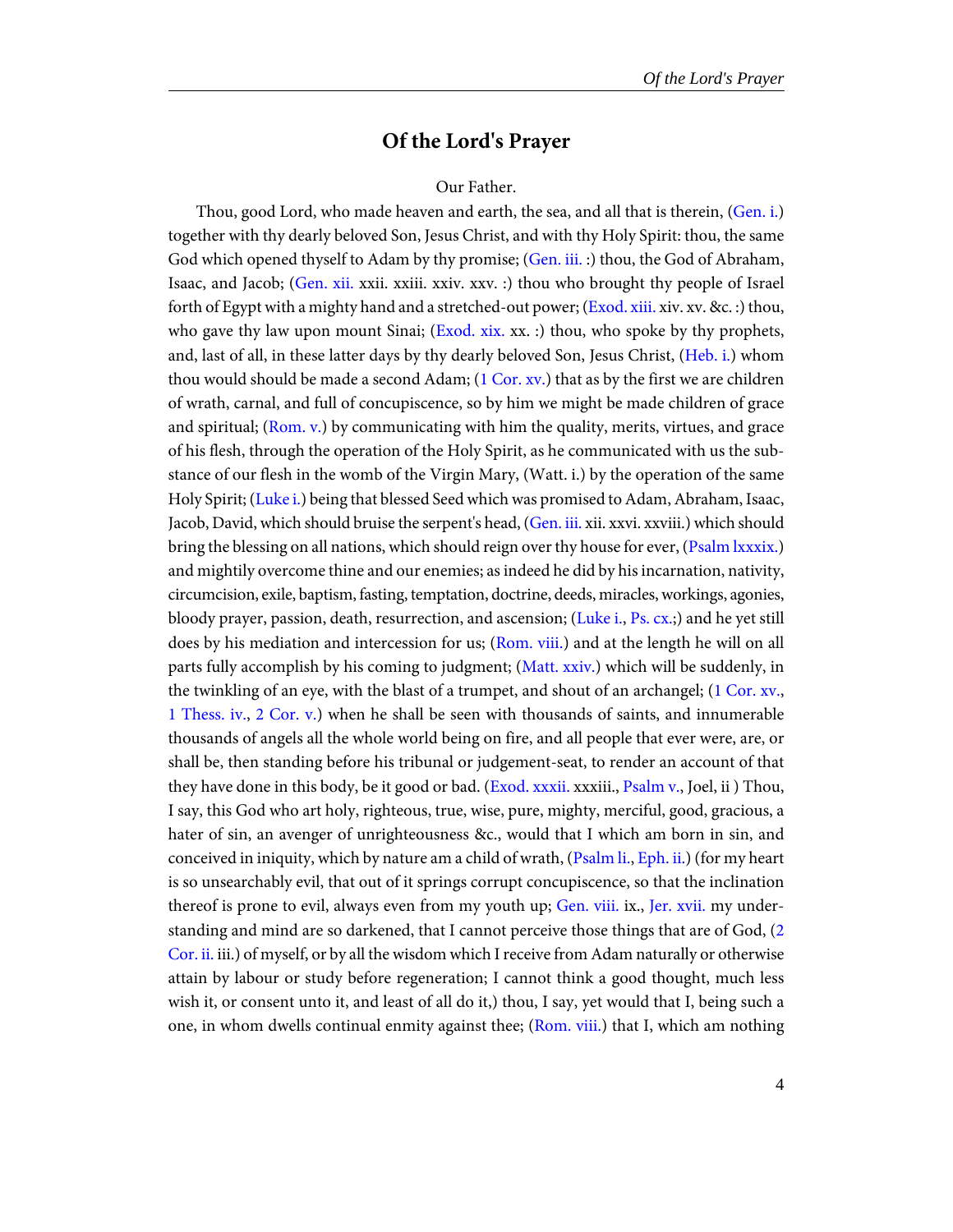## Of the Lord's Prayer

Our Father.

Thou, good Lord, who made heaven and earth, the sea, and all that is therein, (Gen. i.) together with thy dearly beloved Son, Jesus Christ, and with thy Holy Spirit: thou, the same God which opened thyself to Adam by thy promise; (Gen. iii. :) thou, the God of Abraham, Isaac, and Jacob; (Gen. xii. xxii. xxiii. xxiv. xxv. :) thou who brought thy people of Israel forth of Egypt with a mighty hand and a stretched-out power; (Exod. xiii. xiv. xv. &c. :) thou, who gave thy law upon mount Sinai; (Exod. xix. xx. :) thou, who spoke by thy prophets, and, last of all, in these latter days by thy dearly beloved Son, Jesus Christ, (Heb. i.) whom thou would should be made a second Adam; (1 Cor. xv.) that as by the first we are children of wrath, carnal, and full of concupiscence, so by him we might be made children of grace and spiritual; (Rom. v.) by communicating with him the quality, merits, virtues, and grace of his flesh, through the operation of the Holy Spirit, as he communicated with us the substance of our flesh in the womb of the Virgin Mary, (Watt. i.) by the operation of the same Holy Spirit; (Luke i.) being that blessed Seed which was promised to Adam, Abraham, Isaac, Jacob, David, which should bruise the serpent's head, (Gen. iii. xii. xxvi. xxviii.) which should bring the blessing on all nations, which should reign over thy house for ever, (Psalm lxxxix.) and mightily overcome thine and our enemies; as indeed he did by his incarnation, nativity, circumcision, exile, baptism, fasting, temptation, doctrine, deeds, miracles, workings, agonies, bloody prayer, passion, death, resurrection, and ascension; (Luke i., Ps. cx.;) and he yet still does by his mediation and intercession for us; (Rom. viii.) and at the length he will on all parts fully accomplish by his coming to judgment; (Matt. xxiv.) which will be suddenly, in the twinkling of an eye, with the blast of a trumpet, and shout of an archangel; (1 Cor. xv., 1 Thess. iv., 2 Cor. v.) when he shall be seen with thousands of saints, and innumerable thousands of angels all the whole world being on fire, and all people that ever were, are, or shall be, then standing before his tribunal or judgement-seat, to render an account of that they have done in this body, be it good or bad. (Exod. xxxii. xxxiii., Psalm v., Joel, ii ) Thou, I say, this God who art holy, righteous, true, wise, pure, mighty, merciful, good, gracious, a hater of sin, an avenger of unrighteousness &c., would that I which am born in sin, and conceived in iniquity, which by nature am a child of wrath, (Psalm li., Eph. ii.) (for my heart is so unsearchably evil, that out of it springs corrupt concupiscence, so that the inclination thereof is prone to evil, always even from my youth up; Gen. viii. ix., Jer. xvii. my understanding and mind are so darkened, that I cannot perceive those things that are of God, (2 Cor. ii. iii.) of myself, or by all the wisdom which I receive from Adam naturally or otherwise attain by labour or study before regeneration; I cannot think a good thought, much less wish it, or consent unto it, and least of all do it,) thou, I say, yet would that I, being such a one, in whom dwells continual enmity against thee; (Rom. viii.) that I, which am nothing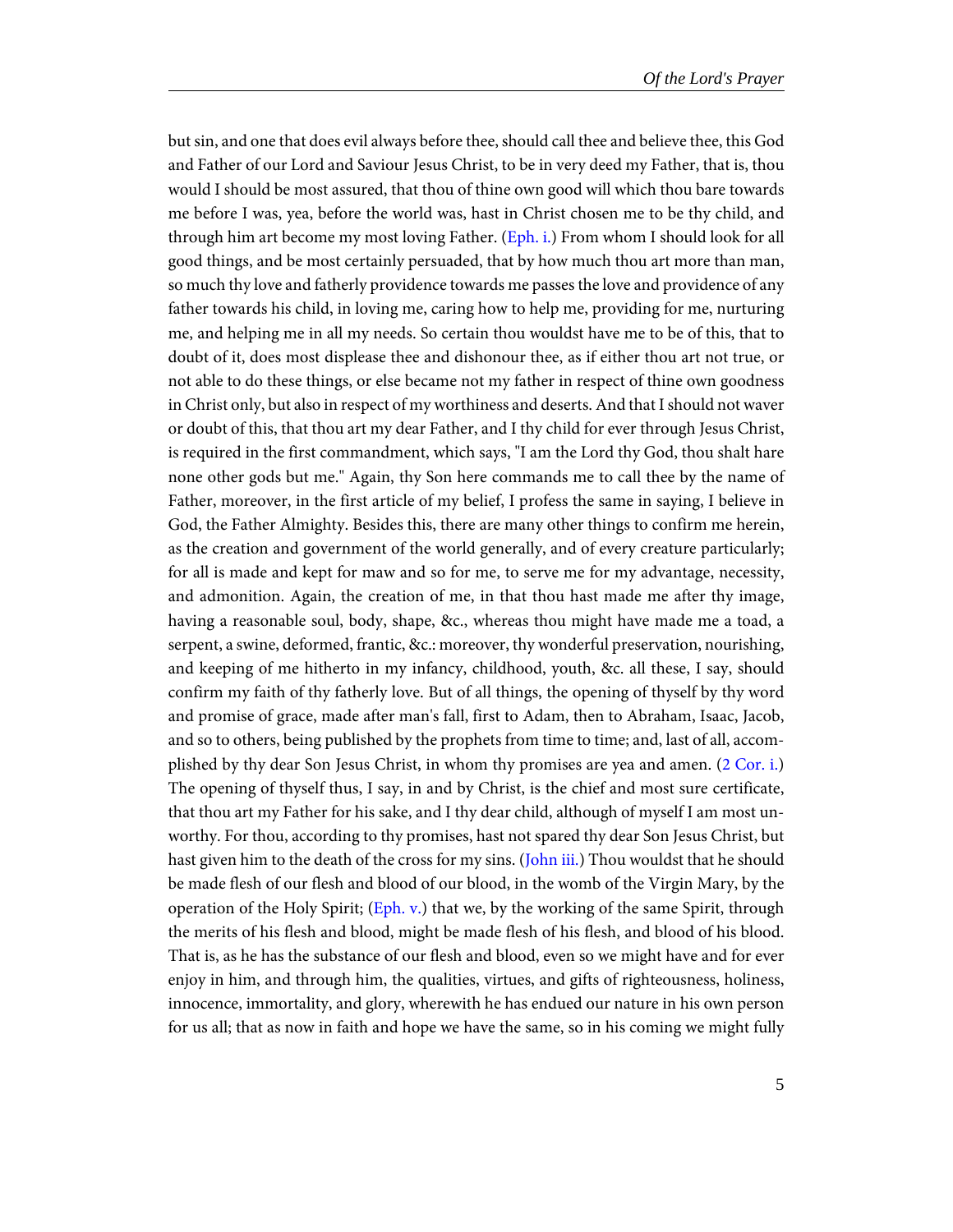but sin, and one that does evil always before thee, should call thee and believe thee, this God and Father of our Lord and Saviour Jesus Christ, to be in very deed my Father, that is, thou would I should be most assured, that thou of thine own good will which thou bare towards me before I was, yea, before the world was, hast in Christ chosen me to be thy child, and through him art become my most loving Father. (Eph. i.) From whom I should look for all good things, and be most certainly persuaded, that by how much thou art more than man, so much thy love and fatherly providence towards me passes the love and providence of any father towards his child, in loving me, caring how to help me, providing for me, nurturing me, and helping me in all my needs. So certain thou wouldst have me to be of this, that to doubt of it, does most displease thee and dishonour thee, as if either thou art not true, or not able to do these things, or else became not my father in respect of thine own goodness in Christ only, but also in respect of my worthiness and deserts. And that I should not waver or doubt of this, that thou art my dear Father, and I thy child for ever through Jesus Christ, is required in the first commandment, which says, "I am the Lord thy God, thou shalt hare none other gods but me." Again, thy Son here commands me to call thee by the name of Father, moreover, in the first article of my belief, I profess the same in saying, I believe in God, the Father Almighty. Besides this, there are many other things to confirm me herein, as the creation and government of the world generally, and of every creature particularly; for all is made and kept for maw and so for me, to serve me for my advantage, necessity, and admonition. Again, the creation of me, in that thou hast made me after thy image, having a reasonable soul, body, shape, &c., whereas thou might have made me a toad, a serpent, a swine, deformed, frantic, &c.: moreover, thy wonderful preservation, nourishing, and keeping of me hitherto in my infancy, childhood, youth, &c. all these, I say, should confirm my faith of thy fatherly love. But of all things, the opening of thyself by thy word and promise of grace, made after man's fall, first to Adam, then to Abraham, Isaac, Jacob, and so to others, being published by the prophets from time to time; and, last of all, accomplished by thy dear Son Jesus Christ, in whom thy promises are yea and amen. (2 Cor. i.) The opening of thyself thus, I say, in and by Christ, is the chief and most sure certificate, that thou art my Father for his sake, and I thy dear child, although of myself I am most unworthy. For thou, according to thy promises, hast not spared thy dear Son Jesus Christ, but hast given him to the death of the cross for my sins. (John iii.) Thou wouldst that he should be made flesh of our flesh and blood of our blood, in the womb of the Virgin Mary, by the operation of the Holy Spirit; (Eph. v.) that we, by the working of the same Spirit, through the merits of his flesh and blood, might be made flesh of his flesh, and blood of his blood. That is, as he has the substance of our flesh and blood, even so we might have and for ever enjoy in him, and through him, the qualities, virtues, and gifts of righteousness, holiness, innocence, immortality, and glory, wherewith he has endued our nature in his own person for us all; that as now in faith and hope we have the same, so in his coming we might fully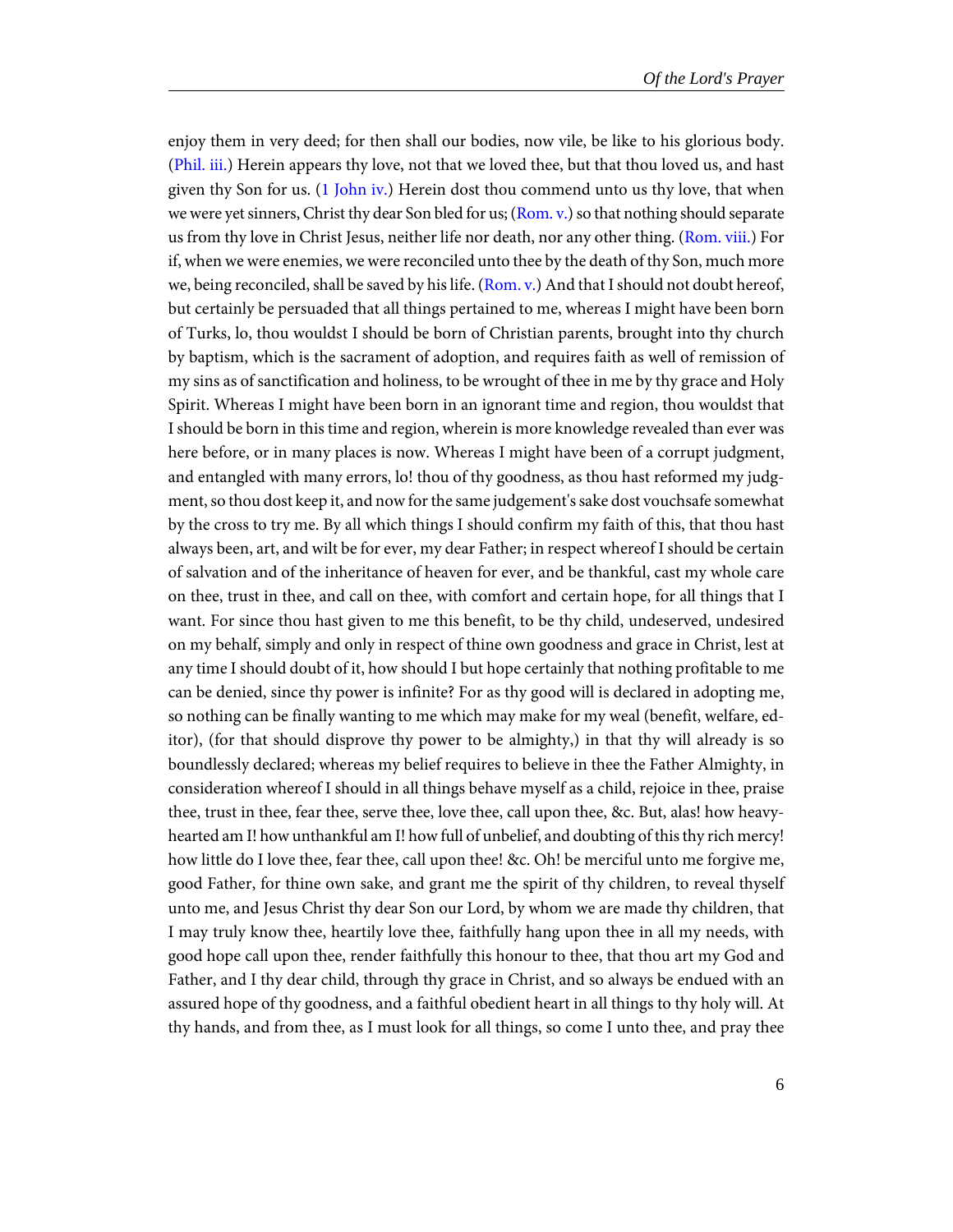enjoy them in very deed; for then shall our bodies, now vile, be like to his glorious body. (Phil. iii.) Herein appears thy love, not that we loved thee, but that thou loved us, and hast given thy Son for us. (1 John iv.) Herein dost thou commend unto us thy love, that when we were yet sinners, Christ thy dear Son bled for us; (Rom. v.) so that nothing should separate us from thy love in Christ Jesus, neither life nor death, nor any other thing. (Rom. viii.) For if, when we were enemies, we were reconciled unto thee by the death of thy Son, much more we, being reconciled, shall be saved by his life. (Rom. v.) And that I should not doubt hereof, but certainly be persuaded that all things pertained to me, whereas I might have been born of Turks, lo, thou wouldst I should be born of Christian parents, brought into thy church by baptism, which is the sacrament of adoption, and requires faith as well of remission of my sins as of sanctification and holiness, to be wrought of thee in me by thy grace and Holy Spirit. Whereas I might have been born in an ignorant time and region, thou wouldst that I should be born in this time and region, wherein is more knowledge revealed than ever was here before, or in many places is now. Whereas I might have been of a corrupt judgment, and entangled with many errors, lo! thou of thy goodness, as thou hast reformed my judgment, so thou dost keep it, and now for the same judgement's sake dost vouchsafe somewhat by the cross to try me. By all which things I should confirm my faith of this, that thou hast always been, art, and wilt be for ever, my dear Father; in respect whereof I should be certain of salvation and of the inheritance of heaven for ever, and be thankful, cast my whole care on thee, trust in thee, and call on thee, with comfort and certain hope, for all things that I want. For since thou hast given to me this benefit, to be thy child, undeserved, undesired on my behalf, simply and only in respect of thine own goodness and grace in Christ, lest at any time I should doubt of it, how should I but hope certainly that nothing profitable to me can be denied, since thy power is infinite? For as thy good will is declared in adopting me, so nothing can be finally wanting to me which may make for my weal (benefit, welfare, editor), (for that should disprove thy power to be almighty,) in that thy will already is so boundlessly declared; whereas my belief requires to believe in thee the Father Almighty, in consideration whereof I should in all things behave myself as a child, rejoice in thee, praise thee, trust in thee, fear thee, serve thee, love thee, call upon thee, &c. But, alas! how heavy-hearted am I! how unthankful am I! how full of unbelief, and doubting of this thy rich mercy! how little do I love thee, fear thee, call upon thee! &c. Oh! be merciful unto me forgive me, good Father, for thine own sake, and grant me the spirit of thy children, to reveal thyself unto me, and Jesus Christ thy dear Son our Lord, by whom we are made thy children, that I may truly know thee, heartily love thee, faithfully hang upon thee in all my needs, with good hope call upon thee, render faithfully this honour to thee, that thou art my God and Father, and I thy dear child, through thy grace in Christ, and so always be endued with an assured hope of thy goodness, and a faithful obedient heart in all things to thy holy will. At thy hands, and from thee, as I must look for all things, so come I unto thee, and pray thee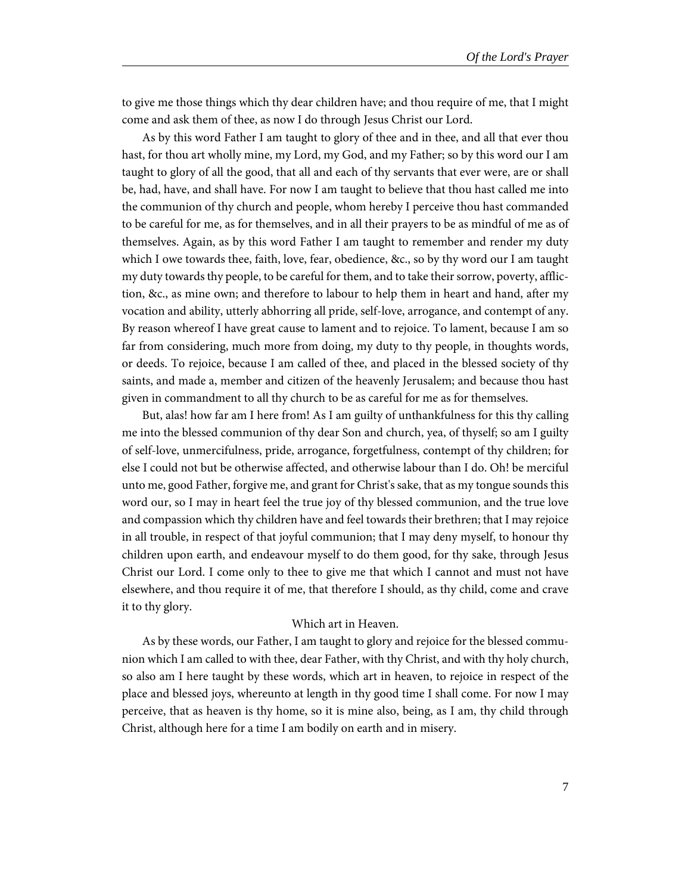to give me those things which thy dear children have; and thou require of me, that I might come and ask them of thee, as now I do through Jesus Christ our Lord.

As by this word Father I am taught to glory of thee and in thee, and all that ever thou hast, for thou art wholly mine, my Lord, my God, and my Father; so by this word our I am taught to glory of all the good, that all and each of thy servants that ever were, are or shall be, had, have, and shall have. For now I am taught to believe that thou hast called me into the communion of thy church and people, whom hereby I perceive thou hast commanded to be careful for me, as for themselves, and in all their prayers to be as mindful of me as of themselves. Again, as by this word Father I am taught to remember and render my duty which I owe towards thee, faith, love, fear, obedience, &c., so by thy word our I am taught my duty towards thy people, to be careful for them, and to take their sorrow, poverty, affliction, &c., as mine own; and therefore to labour to help them in heart and hand, after my vocation and ability, utterly abhorring all pride, self-love, arrogance, and contempt of any. By reason whereof I have great cause to lament and to rejoice. To lament, because I am so far from considering, much more from doing, my duty to thy people, in thoughts words, or deeds. To rejoice, because I am called of thee, and placed in the blessed society of thy saints, and made a, member and citizen of the heavenly Jerusalem; and because thou hast given in commandment to all thy church to be as careful for me as for themselves.

But, alas! how far am I here from! As I am guilty of unthankfulness for this thy calling me into the blessed communion of thy dear Son and church, yea, of thyself; so am I guilty of self-love, unmercifulness, pride, arrogance, forgetfulness, contempt of thy children; for else I could not but be otherwise affected, and otherwise labour than I do. Oh! be merciful unto me, good Father, forgive me, and grant for Christ's sake, that as my tongue sounds this word our, so I may in heart feel the true joy of thy blessed communion, and the true love and compassion which thy children have and feel towards their brethren; that I may rejoice in all trouble, in respect of that joyful communion; that I may deny myself, to honour thy children upon earth, and endeavour myself to do them good, for thy sake, through Jesus Christ our Lord. I come only to thee to give me that which I cannot and must not have elsewhere, and thou require it of me, that therefore I should, as thy child, come and crave it to thy glory.

Which art in Heaven.

As by these words, our Father, I am taught to glory and rejoice for the blessed communion which I am called to with thee, dear Father, with thy Christ, and with thy holy church, so also am I here taught by these words, which art in heaven, to rejoice in respect of the place and blessed joys, whereunto at length in thy good time I shall come. For now I may perceive, that as heaven is thy home, so it is mine also, being, as I am, thy child through Christ, although here for a time I am bodily on earth and in misery.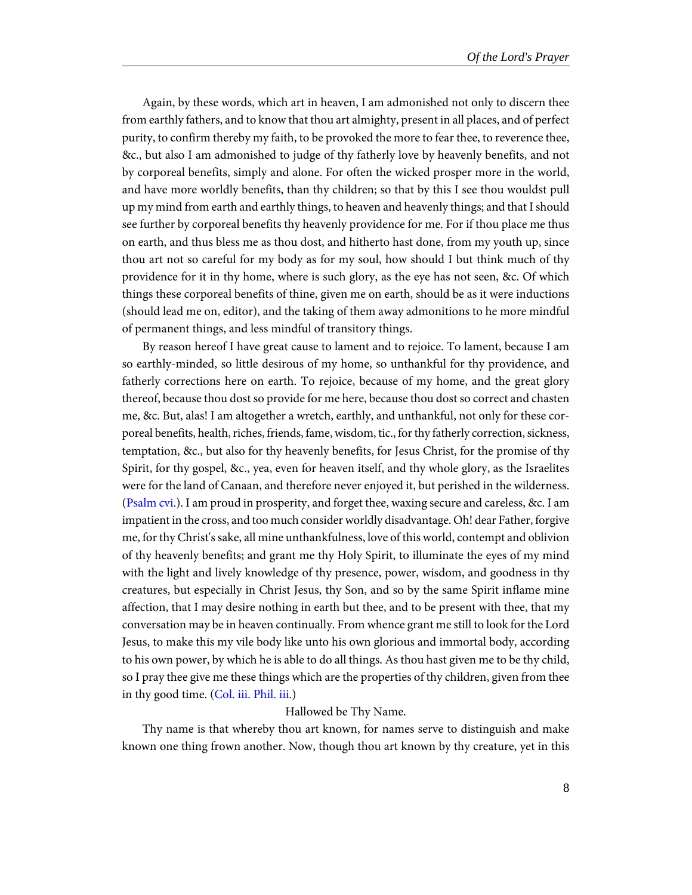Again, by these words, which art in heaven, I am admonished not only to discern thee from earthly fathers, and to know that thou art almighty, present in all places, and of perfect purity, to confirm thereby my faith, to be provoked the more to fear thee, to reverence thee, &c., but also I am admonished to judge of thy fatherly love by heavenly benefits, and not by corporeal benefits, simply and alone. For often the wicked prosper more in the world, and have more worldly benefits, than thy children; so that by this I see thou wouldst pull up my mind from earth and earthly things, to heaven and heavenly things; and that I should see further by corporeal benefits thy heavenly providence for me. For if thou place me thus on earth, and thus bless me as thou dost, and hitherto hast done, from my youth up, since thou art not so careful for my body as for my soul, how should I but think much of thy providence for it in thy home, where is such glory, as the eye has not seen, &c. Of which things these corporeal benefits of thine, given me on earth, should be as it were inductions (should lead me on, editor), and the taking of them away admonitions to he more mindful of permanent things, and less mindful of transitory things.

By reason hereof I have great cause to lament and to rejoice. To lament, because I am so earthly-minded, so little desirous of my home, so unthankful for thy providence, and fatherly corrections here on earth. To rejoice, because of my home, and the great glory thereof, because thou dost so provide for me here, because thou dost so correct and chasten me, &c. But, alas! I am altogether a wretch, earthly, and unthankful, not only for these corporeal benefits, health, riches, friends, fame, wisdom, tic., for thy fatherly correction, sickness, temptation, &c., but also for thy heavenly benefits, for Jesus Christ, for the promise of thy Spirit, for thy gospel, &c., yea, even for heaven itself, and thy whole glory, as the Israelites were for the land of Canaan, and therefore never enjoyed it, but perished in the wilderness. (Psalm cvi.). I am proud in prosperity, and forget thee, waxing secure and careless, &c. I am impatient in the cross, and too much consider worldly disadvantage. Oh! dear Father, forgive me, for thy Christ's sake, all mine unthankfulness, love of this world, contempt and oblivion of thy heavenly benefits; and grant me thy Holy Spirit, to illuminate the eyes of my mind with the light and lively knowledge of thy presence, power, wisdom, and goodness in thy creatures, but especially in Christ Jesus, thy Son, and so by the same Spirit inflame mine affection, that I may desire nothing in earth but thee, and to be present with thee, that my conversation may be in heaven continually. From whence grant me still to look for the Lord Jesus, to make this my vile body like unto his own glorious and immortal body, according to his own power, by which he is able to do all things. As thou hast given me to be thy child, so I pray thee give me these things which are the properties of thy children, given from thee in thy good time. (Col. iii. Phil. iii.)

Hallowed be Thy Name.

Thy name is that whereby thou art known, for names serve to distinguish and make known one thing frown another. Now, though thou art known by thy creature, yet in this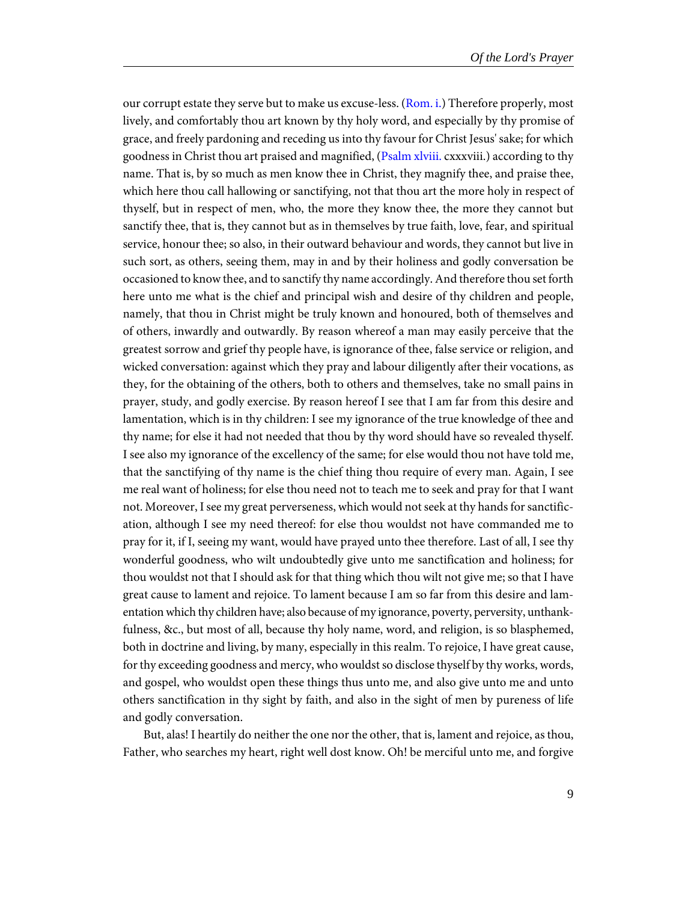our corrupt estate they serve but to make us excuse-less. (Rom. i.) Therefore properly, most lively, and comfortably thou art known by thy holy word, and especially by thy promise of grace, and freely pardoning and receding us into thy favour for Christ Jesus' sake; for which goodness in Christ thou art praised and magnified, (Psalm xlviii. cxxxviii.) according to thy name. That is, by so much as men know thee in Christ, they magnify thee, and praise thee, which here thou call hallowing or sanctifying, not that thou art the more holy in respect of thyself, but in respect of men, who, the more they know thee, the more they cannot but sanctify thee, that is, they cannot but as in themselves by true faith, love, fear, and spiritual service, honour thee; so also, in their outward behaviour and words, they cannot but live in such sort, as others, seeing them, may in and by their holiness and godly conversation be occasioned to know thee, and to sanctify thy name accordingly. And therefore thou set forth here unto me what is the chief and principal wish and desire of thy children and people, namely, that thou in Christ might be truly known and honoured, both of themselves and of others, inwardly and outwardly. By reason whereof a man may easily perceive that the greatest sorrow and grief thy people have, is ignorance of thee, false service or religion, and wicked conversation: against which they pray and labour diligently after their vocations, as they, for the obtaining of the others, both to others and themselves, take no small pains in prayer, study, and godly exercise. By reason hereof I see that I am far from this desire and lamentation, which is in thy children: I see my ignorance of the true knowledge of thee and thy name; for else it had not needed that thou by thy word should have so revealed thyself. I see also my ignorance of the excellency of the same; for else would thou not have told me, that the sanctifying of thy name is the chief thing thou require of every man. Again, I see me real want of holiness; for else thou need not to teach me to seek and pray for that I want not. Moreover, I see my great perverseness, which would not seek at thy hands for sanctification, although I see my need thereof: for else thou wouldst not have commanded me to pray for it, if I, seeing my want, would have prayed unto thee therefore. Last of all, I see thy wonderful goodness, who wilt undoubtedly give unto me sanctification and holiness; for thou wouldst not that I should ask for that thing which thou wilt not give me; so that I have great cause to lament and rejoice. To lament because I am so far from this desire and lamentation which thy children have; also because of my ignorance, poverty, perversity, unthankfulness, &c., but most of all, because thy holy name, word, and religion, is so blasphemed, both in doctrine and living, by many, especially in this realm. To rejoice, I have great cause, for thy exceeding goodness and mercy, who wouldst so disclose thyself by thy works, words, and gospel, who wouldst open these things thus unto me, and also give unto me and unto others sanctification in thy sight by faith, and also in the sight of men by pureness of life and godly conversation.

But, alas! I heartily do neither the one nor the other, that is, lament and rejoice, as thou, Father, who searches my heart, right well dost know. Oh! be merciful unto me, and forgive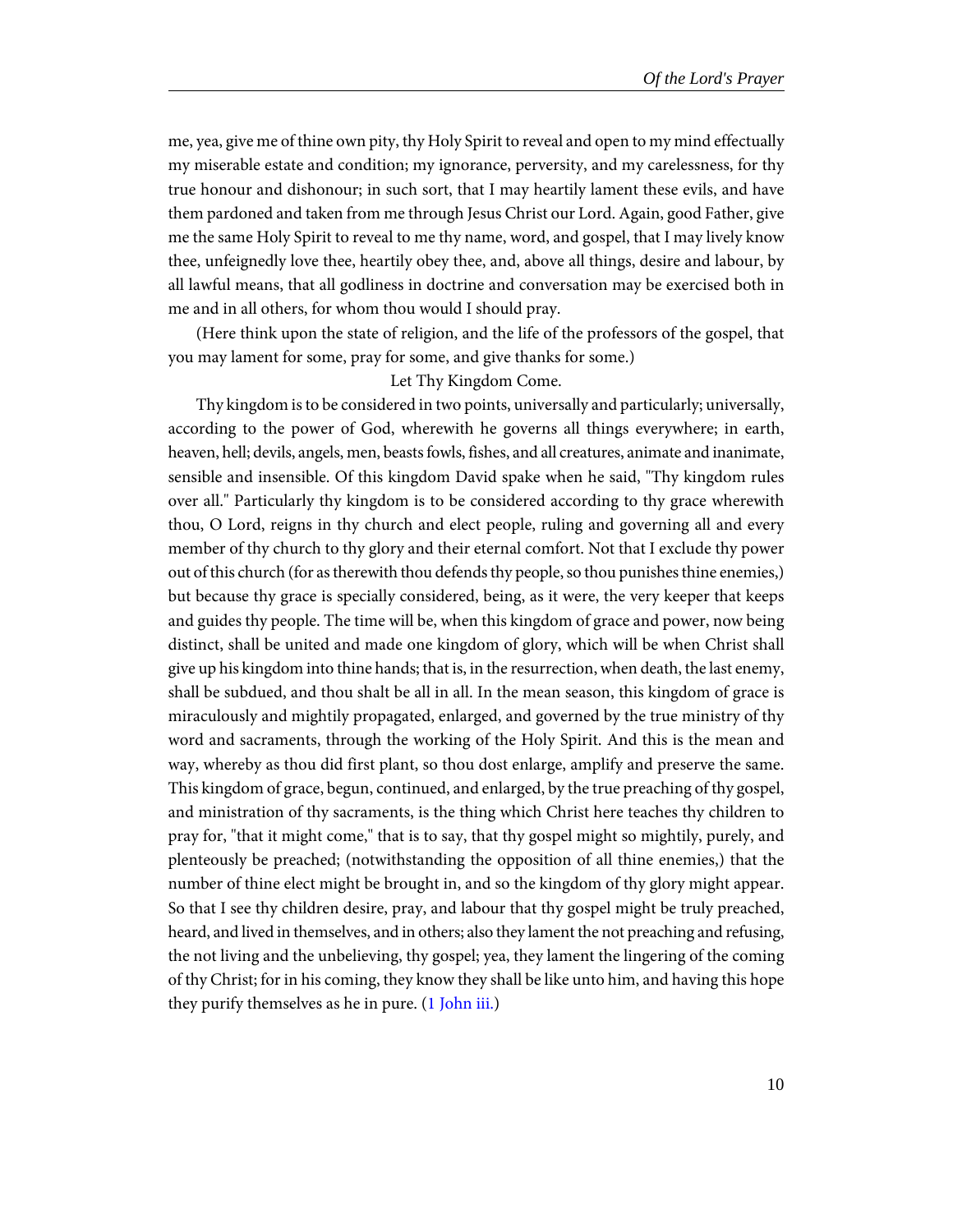me, yea, give me of thine own pity, thy Holy Spirit to reveal and open to my mind effectually my miserable estate and condition; my ignorance, perversity, and my carelessness, for thy true honour and dishonour; in such sort, that I may heartily lament these evils, and have them pardoned and taken from me through Jesus Christ our Lord. Again, good Father, give me the same Holy Spirit to reveal to me thy name, word, and gospel, that I may lively know thee, unfeignedly love thee, heartily obey thee, and, above all things, desire and labour, by all lawful means, that all godliness in doctrine and conversation may be exercised both in me and in all others, for whom thou would I should pray.

(Here think upon the state of religion, and the life of the professors of the gospel, that you may lament for some, pray for some, and give thanks for some.)

Let Thy Kingdom Come.

Thy kingdom is to be considered in two points, universally and particularly; universally, according to the power of God, wherewith he governs all things everywhere; in earth, heaven, hell; devils, angels, men, beasts fowls, fishes, and all creatures, animate and inanimate, sensible and insensible. Of this kingdom David spake when he said, "Thy kingdom rules over all." Particularly thy kingdom is to be considered according to thy grace wherewith thou, O Lord, reigns in thy church and elect people, ruling and governing all and every member of thy church to thy glory and their eternal comfort. Not that I exclude thy power out of this church (for as therewith thou defends thy people, so thou punishes thine enemies,) but because thy grace is specially considered, being, as it were, the very keeper that keeps and guides thy people. The time will be, when this kingdom of grace and power, now being distinct, shall be united and made one kingdom of glory, which will be when Christ shall give up his kingdom into thine hands; that is, in the resurrection, when death, the last enemy, shall be subdued, and thou shalt be all in all. In the mean season, this kingdom of grace is miraculously and mightily propagated, enlarged, and governed by the true ministry of thy word and sacraments, through the working of the Holy Spirit. And this is the mean and way, whereby as thou did first plant, so thou dost enlarge, amplify and preserve the same. This kingdom of grace, begun, continued, and enlarged, by the true preaching of thy gospel, and ministration of thy sacraments, is the thing which Christ here teaches thy children to pray for, "that it might come," that is to say, that thy gospel might so mightily, purely, and plenteously be preached; (notwithstanding the opposition of all thine enemies,) that the number of thine elect might be brought in, and so the kingdom of thy glory might appear. So that I see thy children desire, pray, and labour that thy gospel might be truly preached, heard, and lived in themselves, and in others; also they lament the not preaching and refusing, the not living and the unbelieving, thy gospel; yea, they lament the lingering of the coming of thy Christ; for in his coming, they know they shall be like unto him, and having this hope they purify themselves as he in pure. (1 John iii.)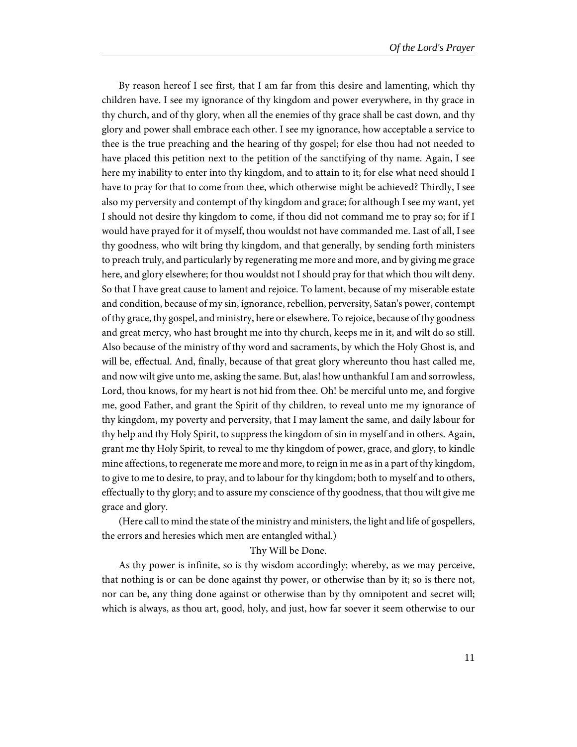By reason hereof I see first, that I am far from this desire and lamenting, which thy children have. I see my ignorance of thy kingdom and power everywhere, in thy grace in thy church, and of thy glory, when all the enemies of thy grace shall be cast down, and thy glory and power shall embrace each other. I see my ignorance, how acceptable a service to thee is the true preaching and the hearing of thy gospel; for else thou had not needed to have placed this petition next to the petition of the sanctifying of thy name. Again, I see here my inability to enter into thy kingdom, and to attain to it; for else what need should I have to pray for that to come from thee, which otherwise might be achieved? Thirdly, I see also my perversity and contempt of thy kingdom and grace; for although I see my want, yet I should not desire thy kingdom to come, if thou did not command me to pray so; for if I would have prayed for it of myself, thou wouldst not have commanded me. Last of all, I see thy goodness, who wilt bring thy kingdom, and that generally, by sending forth ministers to preach truly, and particularly by regenerating me more and more, and by giving me grace here, and glory elsewhere; for thou wouldst not I should pray for that which thou wilt deny. So that I have great cause to lament and rejoice. To lament, because of my miserable estate and condition, because of my sin, ignorance, rebellion, perversity, Satan's power, contempt of thy grace, thy gospel, and ministry, here or elsewhere. To rejoice, because of thy goodness and great mercy, who hast brought me into thy church, keeps me in it, and wilt do so still. Also because of the ministry of thy word and sacraments, by which the Holy Ghost is, and will be, effectual. And, finally, because of that great glory whereunto thou hast called me, and now wilt give unto me, asking the same. But, alas! how unthankful I am and sorrowless, Lord, thou knows, for my heart is not hid from thee. Oh! be merciful unto me, and forgive me, good Father, and grant the Spirit of thy children, to reveal unto me my ignorance of thy kingdom, my poverty and perversity, that I may lament the same, and daily labour for thy help and thy Holy Spirit, to suppress the kingdom of sin in myself and in others. Again, grant me thy Holy Spirit, to reveal to me thy kingdom of power, grace, and glory, to kindle mine affections, to regenerate me more and more, to reign in me as in a part of thy kingdom, to give to me to desire, to pray, and to labour for thy kingdom; both to myself and to others, effectually to thy glory; and to assure my conscience of thy goodness, that thou wilt give me grace and glory.

(Here call to mind the state of the ministry and ministers, the light and life of gospellers, the errors and heresies which men are entangled withal.)

Thy Will be Done.

As thy power is infinite, so is thy wisdom accordingly; whereby, as we may perceive, that nothing is or can be done against thy power, or otherwise than by it; so is there not, nor can be, any thing done against or otherwise than by thy omnipotent and secret will; which is always, as thou art, good, holy, and just, how far soever it seem otherwise to our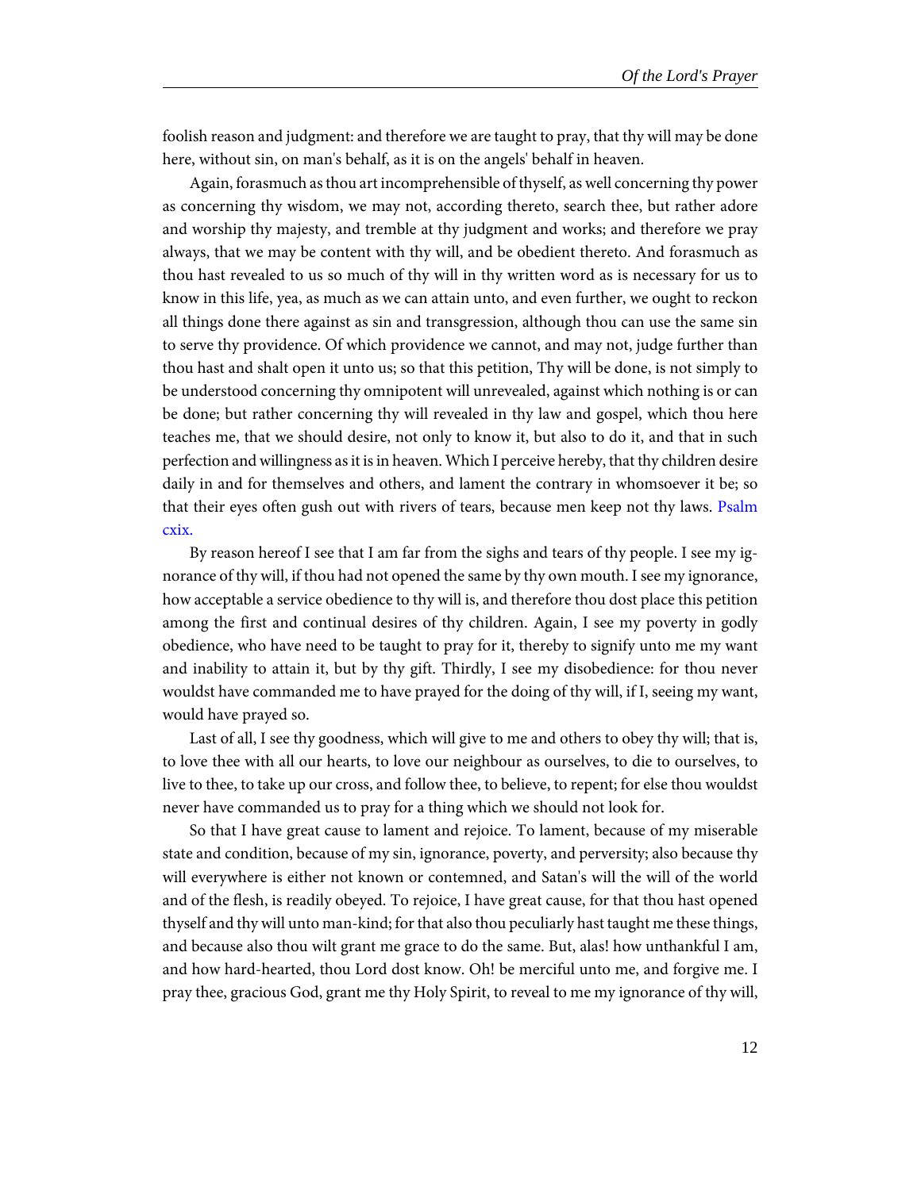foolish reason and judgment: and therefore we are taught to pray, that thy will may be done here, without sin, on man's behalf, as it is on the angels' behalf in heaven.

Again, forasmuch as thou art incomprehensible of thyself, as well concerning thy power as concerning thy wisdom, we may not, according thereto, search thee, but rather adore and worship thy majesty, and tremble at thy judgment and works; and therefore we pray always, that we may be content with thy will, and be obedient thereto. And forasmuch as thou hast revealed to us so much of thy will in thy written word as is necessary for us to know in this life, yea, as much as we can attain unto, and even further, we ought to reckon all things done there against as sin and transgression, although thou can use the same sin to serve thy providence. Of which providence we cannot, and may not, judge further than thou hast and shalt open it unto us; so that this petition, Thy will be done, is not simply to be understood concerning thy omnipotent will unrevealed, against which nothing is or can be done; but rather concerning thy will revealed in thy law and gospel, which thou here teaches me, that we should desire, not only to know it, but also to do it, and that in such perfection and willingness as it is in heaven. Which I perceive hereby, that thy children desire daily in and for themselves and others, and lament the contrary in whomsoever it be; so that their eyes often gush out with rivers of tears, because men keep not thy laws. Psalm cxix.

By reason hereof I see that I am far from the sighs and tears of thy people. I see my ignorance of thy will, if thou had not opened the same by thy own mouth. I see my ignorance, how acceptable a service obedience to thy will is, and therefore thou dost place this petition among the first and continual desires of thy children. Again, I see my poverty in godly obedience, who have need to be taught to pray for it, thereby to signify unto me my want and inability to attain it, but by thy gift. Thirdly, I see my disobedience: for thou never wouldst have commanded me to have prayed for the doing of thy will, if I, seeing my want, would have prayed so.

Last of all, I see thy goodness, which will give to me and others to obey thy will; that is, to love thee with all our hearts, to love our neighbour as ourselves, to die to ourselves, to live to thee, to take up our cross, and follow thee, to believe, to repent; for else thou wouldst never have commanded us to pray for a thing which we should not look for.

So that I have great cause to lament and rejoice. To lament, because of my miserable state and condition, because of my sin, ignorance, poverty, and perversity; also because thy will everywhere is either not known or contemned, and Satan's will the will of the world and of the flesh, is readily obeyed. To rejoice, I have great cause, for that thou hast opened thyself and thy will unto man-kind; for that also thou peculiarly hast taught me these things, and because also thou wilt grant me grace to do the same. But, alas! how unthankful I am, and how hard-hearted, thou Lord dost know. Oh! be merciful unto me, and forgive me. I pray thee, gracious God, grant me thy Holy Spirit, to reveal to me my ignorance of thy will,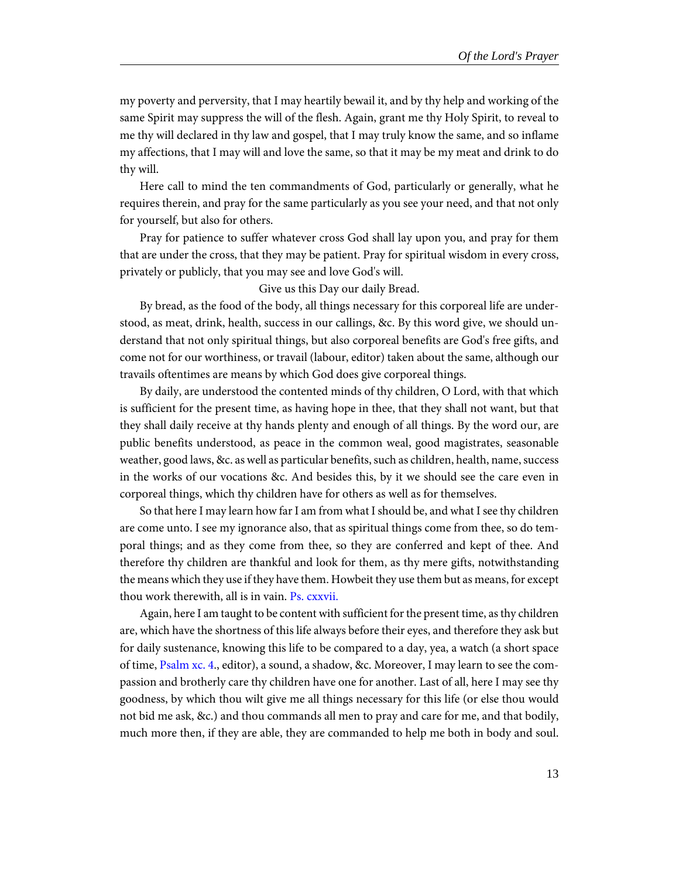my poverty and perversity, that I may heartily bewail it, and by thy help and working of the same Spirit may suppress the will of the flesh. Again, grant me thy Holy Spirit, to reveal to me thy will declared in thy law and gospel, that I may truly know the same, and so inflame my affections, that I may will and love the same, so that it may be my meat and drink to do thy will.

Here call to mind the ten commandments of God, particularly or generally, what he requires therein, and pray for the same particularly as you see your need, and that not only for yourself, but also for others.

Pray for patience to suffer whatever cross God shall lay upon you, and pray for them that are under the cross, that they may be patient. Pray for spiritual wisdom in every cross, privately or publicly, that you may see and love God's will.

Give us this Day our daily Bread.

By bread, as the food of the body, all things necessary for this corporeal life are understood, as meat, drink, health, success in our callings, &c. By this word give, we should understand that not only spiritual things, but also corporeal benefits are God's free gifts, and come not for our worthiness, or travail (labour, editor) taken about the same, although our travails oftentimes are means by which God does give corporeal things.

By daily, are understood the contented minds of thy children, O Lord, with that which is sufficient for the present time, as having hope in thee, that they shall not want, but that they shall daily receive at thy hands plenty and enough of all things. By the word our, are public benefits understood, as peace in the common weal, good magistrates, seasonable weather, good laws, &c. as well as particular benefits, such as children, health, name, success in the works of our vocations &c. And besides this, by it we should see the care even in corporeal things, which thy children have for others as well as for themselves.

So that here I may learn how far I am from what I should be, and what I see thy children are come unto. I see my ignorance also, that as spiritual things come from thee, so do temporal things; and as they come from thee, so they are conferred and kept of thee. And therefore thy children are thankful and look for them, as thy mere gifts, notwithstanding the means which they use if they have them. Howbeit they use them but as means, for except thou work therewith, all is in vain. Ps. cxxvii.

Again, here I am taught to be content with sufficient for the present time, as thy children are, which have the shortness of this life always before their eyes, and therefore they ask but for daily sustenance, knowing this life to be compared to a day, yea, a watch (a short space of time, Psalm xc. 4., editor), a sound, a shadow, &c. Moreover, I may learn to see the compassion and brotherly care thy children have one for another. Last of all, here I may see thy goodness, by which thou wilt give me all things necessary for this life (or else thou would not bid me ask, &c.) and thou commands all men to pray and care for me, and that bodily, much more then, if they are able, they are commanded to help me both in body and soul.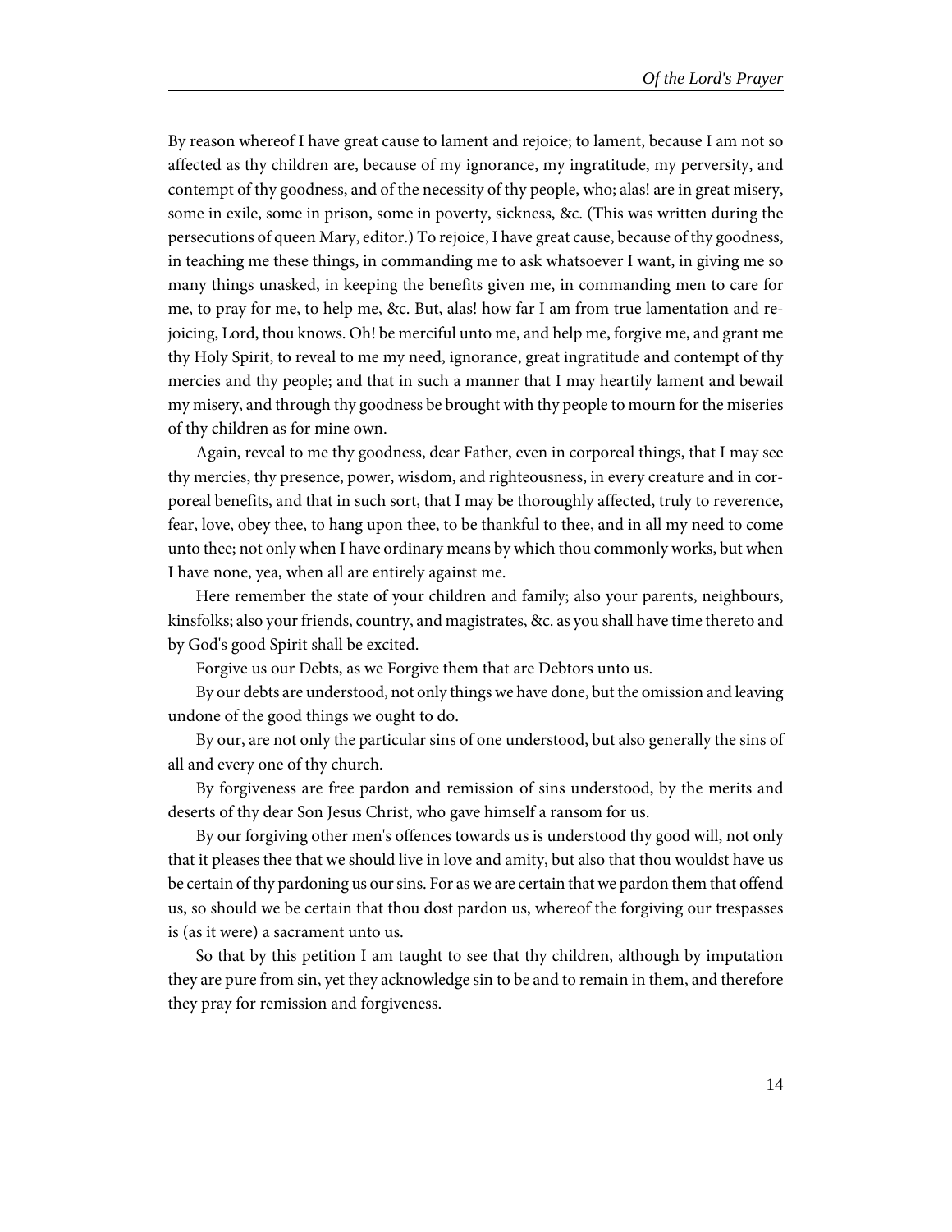By reason whereof I have great cause to lament and rejoice; to lament, because I am not so affected as thy children are, because of my ignorance, my ingratitude, my perversity, and contempt of thy goodness, and of the necessity of thy people, who; alas! are in great misery, some in exile, some in prison, some in poverty, sickness, &c. (This was written during the persecutions of queen Mary, editor.) To rejoice, I have great cause, because of thy goodness, in teaching me these things, in commanding me to ask whatsoever I want, in giving me so many things unasked, in keeping the benefits given me, in commanding men to care for me, to pray for me, to help me, &c. But, alas! how far I am from true lamentation and rejoicing, Lord, thou knows. Oh! be merciful unto me, and help me, forgive me, and grant me thy Holy Spirit, to reveal to me my need, ignorance, great ingratitude and contempt of thy mercies and thy people; and that in such a manner that I may heartily lament and bewail my misery, and through thy goodness be brought with thy people to mourn for the miseries of thy children as for mine own.

Again, reveal to me thy goodness, dear Father, even in corporeal things, that I may see thy mercies, thy presence, power, wisdom, and righteousness, in every creature and in corporeal benefits, and that in such sort, that I may be thoroughly affected, truly to reverence, fear, love, obey thee, to hang upon thee, to be thankful to thee, and in all my need to come unto thee; not only when I have ordinary means by which thou commonly works, but when I have none, yea, when all are entirely against me.

Here remember the state of your children and family; also your parents, neighbours, kinsfolks; also your friends, country, and magistrates, &c. as you shall have time thereto and by God's good Spirit shall be excited.

Forgive us our Debts, as we Forgive them that are Debtors unto us.

By our debts are understood, not only things we have done, but the omission and leaving undone of the good things we ought to do.

By our, are not only the particular sins of one understood, but also generally the sins of all and every one of thy church.

By forgiveness are free pardon and remission of sins understood, by the merits and deserts of thy dear Son Jesus Christ, who gave himself a ransom for us.

By our forgiving other men's offences towards us is understood thy good will, not only that it pleases thee that we should live in love and amity, but also that thou wouldst have us be certain of thy pardoning us our sins. For as we are certain that we pardon them that offend us, so should we be certain that thou dost pardon us, whereof the forgiving our trespasses is (as it were) a sacrament unto us.

So that by this petition I am taught to see that thy children, although by imputation they are pure from sin, yet they acknowledge sin to be and to remain in them, and therefore they pray for remission and forgiveness.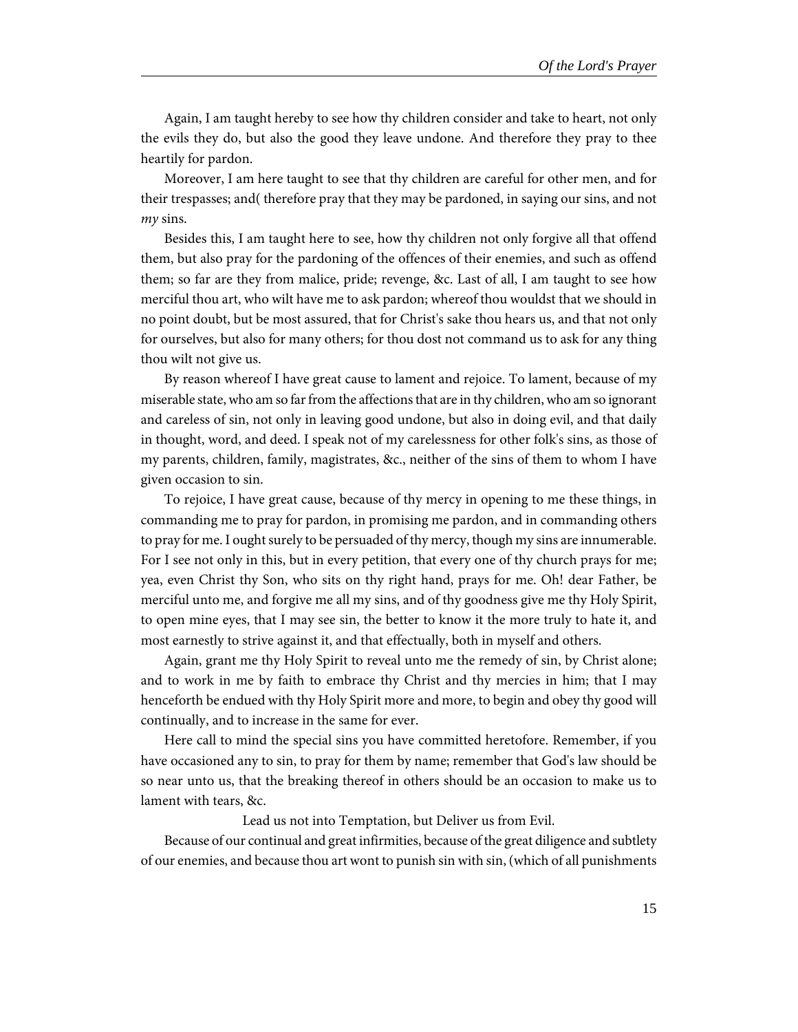Again, I am taught hereby to see how thy children consider and take to heart, not only the evils they do, but also the good they leave undone. And therefore they pray to thee heartily for pardon.

Moreover, I am here taught to see that thy children are careful for other men, and for their trespasses; and( therefore pray that they may be pardoned, in saying our sins, and not *my* sins.

Besides this, I am taught here to see, how thy children not only forgive all that offend them, but also pray for the pardoning of the offences of their enemies, and such as offend them; so far are they from malice, pride; revenge, &c. Last of all, I am taught to see how merciful thou art, who wilt have me to ask pardon; whereof thou wouldst that we should in no point doubt, but be most assured, that for Christ's sake thou hears us, and that not only for ourselves, but also for many others; for thou dost not command us to ask for any thing thou wilt not give us.

By reason whereof I have great cause to lament and rejoice. To lament, because of my miserable state, who am so far from the affections that are in thy children, who am so ignorant and careless of sin, not only in leaving good undone, but also in doing evil, and that daily in thought, word, and deed. I speak not of my carelessness for other folk's sins, as those of my parents, children, family, magistrates, &c., neither of the sins of them to whom I have given occasion to sin.

To rejoice, I have great cause, because of thy mercy in opening to me these things, in commanding me to pray for pardon, in promising me pardon, and in commanding others to pray for me. I ought surely to be persuaded of thy mercy, though my sins are innumerable. For I see not only in this, but in every petition, that every one of thy church prays for me; yea, even Christ thy Son, who sits on thy right hand, prays for me. Oh! dear Father, be merciful unto me, and forgive me all my sins, and of thy goodness give me thy Holy Spirit, to open mine eyes, that I may see sin, the better to know it the more truly to hate it, and most earnestly to strive against it, and that effectually, both in myself and others.

Again, grant me thy Holy Spirit to reveal unto me the remedy of sin, by Christ alone; and to work in me by faith to embrace thy Christ and thy mercies in him; that I may henceforth be endued with thy Holy Spirit more and more, to begin and obey thy good will continually, and to increase in the same for ever.

Here call to mind the special sins you have committed heretofore. Remember, if you have occasioned any to sin, to pray for them by name; remember that God's law should be so near unto us, that the breaking thereof in others should be an occasion to make us to lament with tears, &c.

Lead us not into Temptation, but Deliver us from Evil.

Because of our continual and great infirmities, because of the great diligence and subtlety of our enemies, and because thou art wont to punish sin with sin, (which of all punishments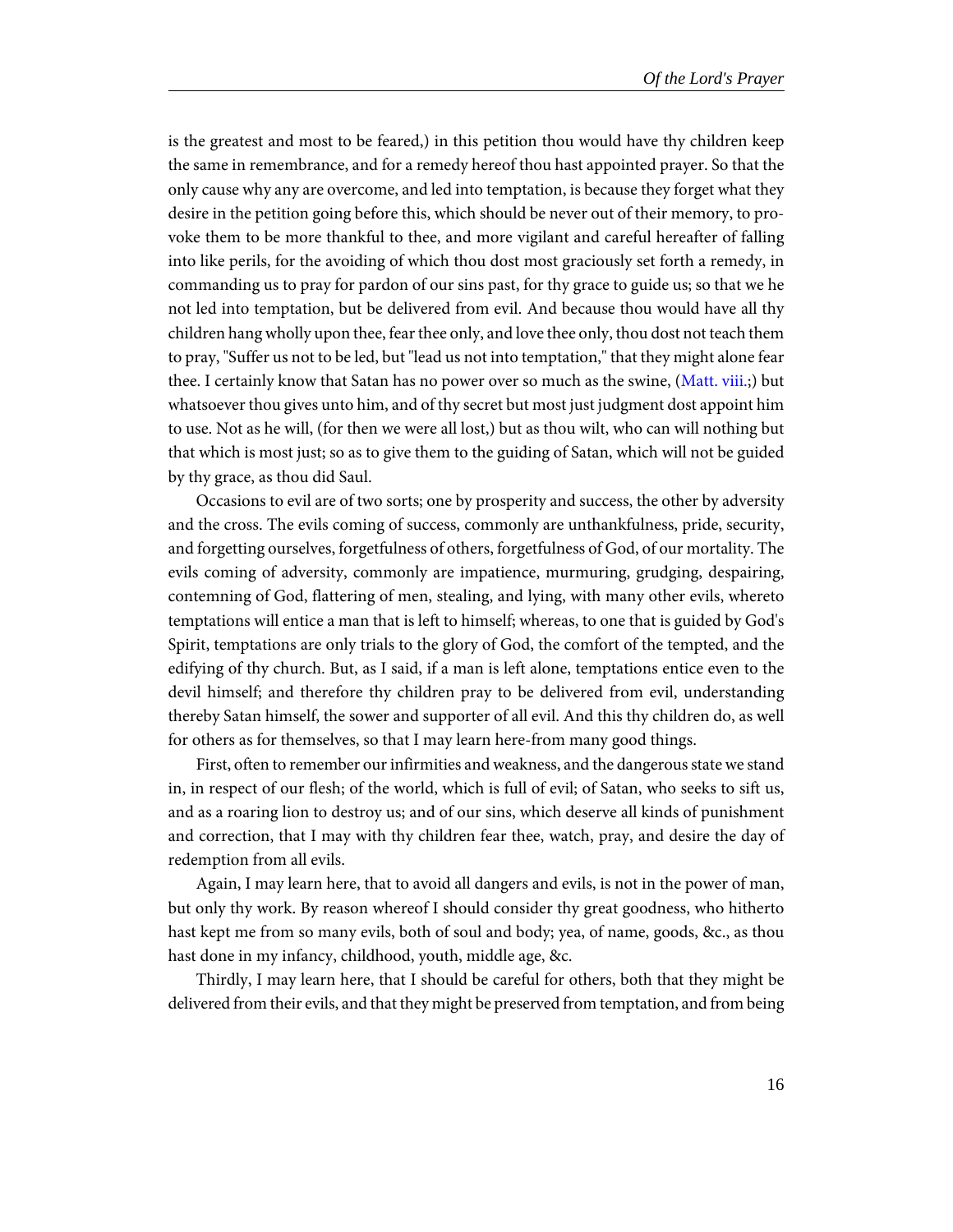is the greatest and most to be feared,) in this petition thou would have thy children keep the same in remembrance, and for a remedy hereof thou hast appointed prayer. So that the only cause why any are overcome, and led into temptation, is because they forget what they desire in the petition going before this, which should be never out of their memory, to provoke them to be more thankful to thee, and more vigilant and careful hereafter of falling into like perils, for the avoiding of which thou dost most graciously set forth a remedy, in commanding us to pray for pardon of our sins past, for thy grace to guide us; so that we he not led into temptation, but be delivered from evil. And because thou would have all thy children hang wholly upon thee, fear thee only, and love thee only, thou dost not teach them to pray, "Suffer us not to be led, but "lead us not into temptation," that they might alone fear thee. I certainly know that Satan has no power over so much as the swine, (Matt. viii.;) but whatsoever thou gives unto him, and of thy secret but most just judgment dost appoint him to use. Not as he will, (for then we were all lost,) but as thou wilt, who can will nothing but that which is most just; so as to give them to the guiding of Satan, which will not be guided by thy grace, as thou did Saul.

Occasions to evil are of two sorts; one by prosperity and success, the other by adversity and the cross. The evils coming of success, commonly are unthankfulness, pride, security, and forgetting ourselves, forgetfulness of others, forgetfulness of God, of our mortality. The evils coming of adversity, commonly are impatience, murmuring, grudging, despairing, contemning of God, flattering of men, stealing, and lying, with many other evils, whereto temptations will entice a man that is left to himself; whereas, to one that is guided by God's Spirit, temptations are only trials to the glory of God, the comfort of the tempted, and the edifying of thy church. But, as I said, if a man is left alone, temptations entice even to the devil himself; and therefore thy children pray to be delivered from evil, understanding thereby Satan himself, the sower and supporter of all evil. And this thy children do, as well for others as for themselves, so that I may learn here-from many good things.

First, often to remember our infirmities and weakness, and the dangerous state we stand in, in respect of our flesh; of the world, which is full of evil; of Satan, who seeks to sift us, and as a roaring lion to destroy us; and of our sins, which deserve all kinds of punishment and correction, that I may with thy children fear thee, watch, pray, and desire the day of redemption from all evils.

Again, I may learn here, that to avoid all dangers and evils, is not in the power of man, but only thy work. By reason whereof I should consider thy great goodness, who hitherto hast kept me from so many evils, both of soul and body; yea, of name, goods, &c., as thou hast done in my infancy, childhood, youth, middle age, &c.

Thirdly, I may learn here, that I should be careful for others, both that they might be delivered from their evils, and that they might be preserved from temptation, and from being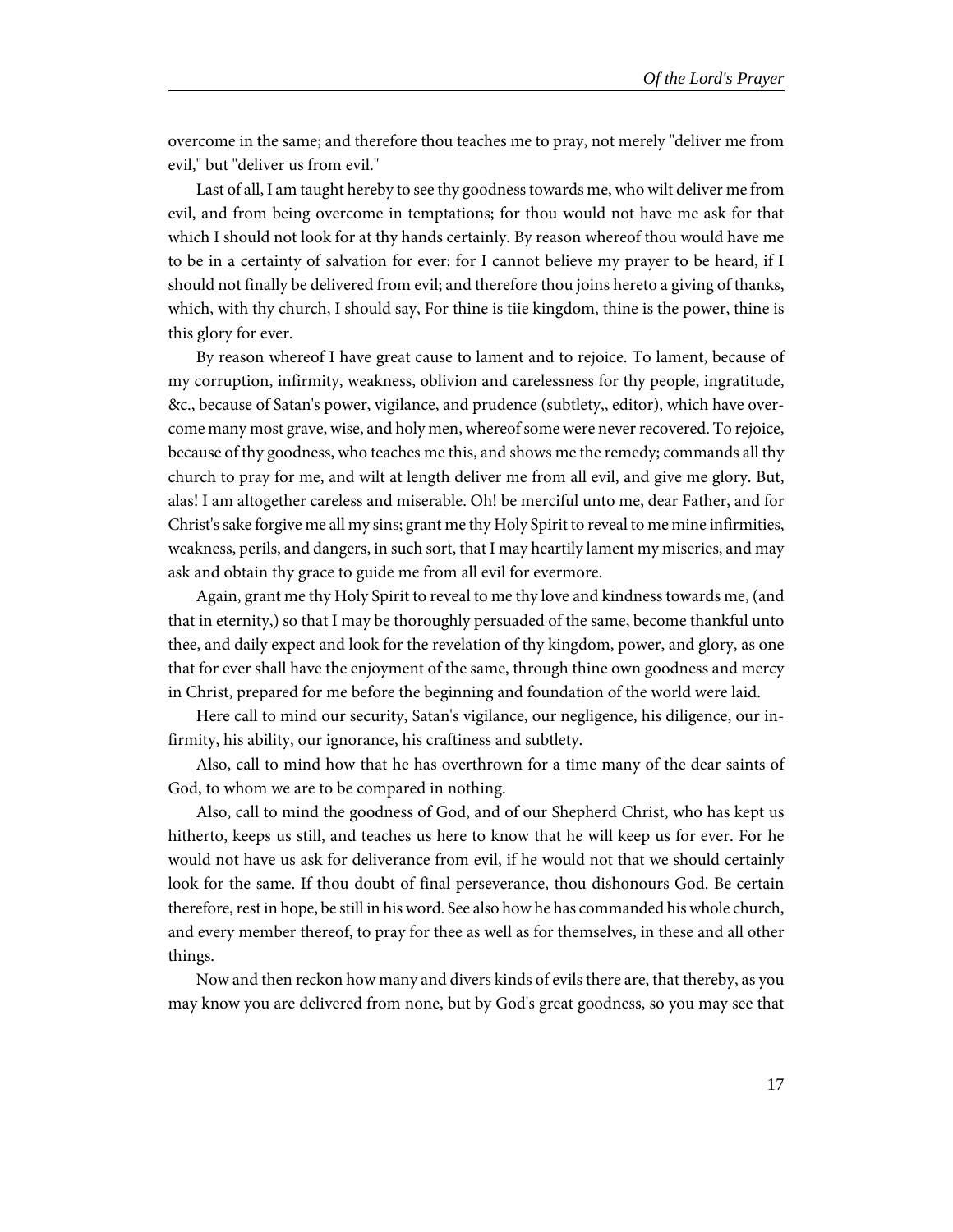overcome in the same; and therefore thou teaches me to pray, not merely "deliver me from evil," but "deliver us from evil."

Last of all, I am taught hereby to see thy goodness towards me, who wilt deliver me from evil, and from being overcome in temptations; for thou would not have me ask for that which I should not look for at thy hands certainly. By reason whereof thou would have me to be in a certainty of salvation for ever: for I cannot believe my prayer to be heard, if I should not finally be delivered from evil; and therefore thou joins hereto a giving of thanks, which, with thy church, I should say, For thine is tiie kingdom, thine is the power, thine is this glory for ever.

By reason whereof I have great cause to lament and to rejoice. To lament, because of my corruption, infirmity, weakness, oblivion and carelessness for thy people, ingratitude, &c., because of Satan's power, vigilance, and prudence (subtlety,, editor), which have overcome many most grave, wise, and holy men, whereof some were never recovered. To rejoice, because of thy goodness, who teaches me this, and shows me the remedy; commands all thy church to pray for me, and wilt at length deliver me from all evil, and give me glory. But, alas! I am altogether careless and miserable. Oh! be merciful unto me, dear Father, and for Christ's sake forgive me all my sins; grant me thy Holy Spirit to reveal to me mine infirmities, weakness, perils, and dangers, in such sort, that I may heartily lament my miseries, and may ask and obtain thy grace to guide me from all evil for evermore.

Again, grant me thy Holy Spirit to reveal to me thy love and kindness towards me, (and that in eternity,) so that I may be thoroughly persuaded of the same, become thankful unto thee, and daily expect and look for the revelation of thy kingdom, power, and glory, as one that for ever shall have the enjoyment of the same, through thine own goodness and mercy in Christ, prepared for me before the beginning and foundation of the world were laid.

Here call to mind our security, Satan's vigilance, our negligence, his diligence, our infirmity, his ability, our ignorance, his craftiness and subtlety.

Also, call to mind how that he has overthrown for a time many of the dear saints of God, to whom we are to be compared in nothing.

Also, call to mind the goodness of God, and of our Shepherd Christ, who has kept us hitherto, keeps us still, and teaches us here to know that he will keep us for ever. For he would not have us ask for deliverance from evil, if he would not that we should certainly look for the same. If thou doubt of final perseverance, thou dishonours God. Be certain therefore, rest in hope, be still in his word. See also how he has commanded his whole church, and every member thereof, to pray for thee as well as for themselves, in these and all other things.

Now and then reckon how many and divers kinds of evils there are, that thereby, as you may know you are delivered from none, but by God's great goodness, so you may see that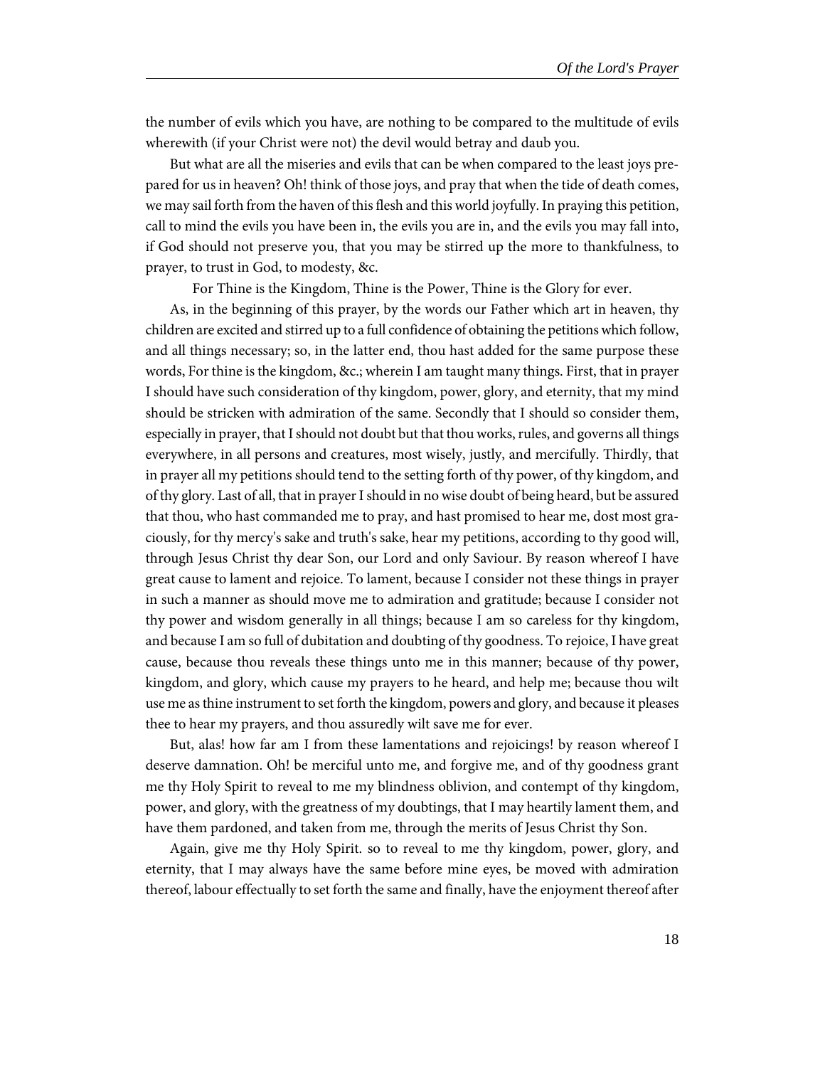the number of evils which you have, are nothing to be compared to the multitude of evils wherewith (if your Christ were not) the devil would betray and daub you.

But what are all the miseries and evils that can be when compared to the least joys prepared for us in heaven? Oh! think of those joys, and pray that when the tide of death comes, we may sail forth from the haven of this flesh and this world joyfully. In praying this petition, call to mind the evils you have been in, the evils you are in, and the evils you may fall into, if God should not preserve you, that you may be stirred up the more to thankfulness, to prayer, to trust in God, to modesty, &c.

For Thine is the Kingdom, Thine is the Power, Thine is the Glory for ever.

As, in the beginning of this prayer, by the words our Father which art in heaven, thy children are excited and stirred up to a full confidence of obtaining the petitions which follow, and all things necessary; so, in the latter end, thou hast added for the same purpose these words, For thine is the kingdom, &c.; wherein I am taught many things. First, that in prayer I should have such consideration of thy kingdom, power, glory, and eternity, that my mind should be stricken with admiration of the same. Secondly that I should so consider them, especially in prayer, that I should not doubt but that thou works, rules, and governs all things everywhere, in all persons and creatures, most wisely, justly, and mercifully. Thirdly, that in prayer all my petitions should tend to the setting forth of thy power, of thy kingdom, and of thy glory. Last of all, that in prayer I should in no wise doubt of being heard, but be assured that thou, who hast commanded me to pray, and hast promised to hear me, dost most graciously, for thy mercy's sake and truth's sake, hear my petitions, according to thy good will, through Jesus Christ thy dear Son, our Lord and only Saviour. By reason whereof I have great cause to lament and rejoice. To lament, because I consider not these things in prayer in such a manner as should move me to admiration and gratitude; because I consider not thy power and wisdom generally in all things; because I am so careless for thy kingdom, and because I am so full of dubitation and doubting of thy goodness. To rejoice, I have great cause, because thou reveals these things unto me in this manner; because of thy power, kingdom, and glory, which cause my prayers to he heard, and help me; because thou wilt use me as thine instrument to set forth the kingdom, powers and glory, and because it pleases thee to hear my prayers, and thou assuredly wilt save me for ever.

But, alas! how far am I from these lamentations and rejoicings! by reason whereof I deserve damnation. Oh! be merciful unto me, and forgive me, and of thy goodness grant me thy Holy Spirit to reveal to me my blindness oblivion, and contempt of thy kingdom, power, and glory, with the greatness of my doubtings, that I may heartily lament them, and have them pardoned, and taken from me, through the merits of Jesus Christ thy Son.

Again, give me thy Holy Spirit. so to reveal to me thy kingdom, power, glory, and eternity, that I may always have the same before mine eyes, be moved with admiration thereof, labour effectually to set forth the same and finally, have the enjoyment thereof after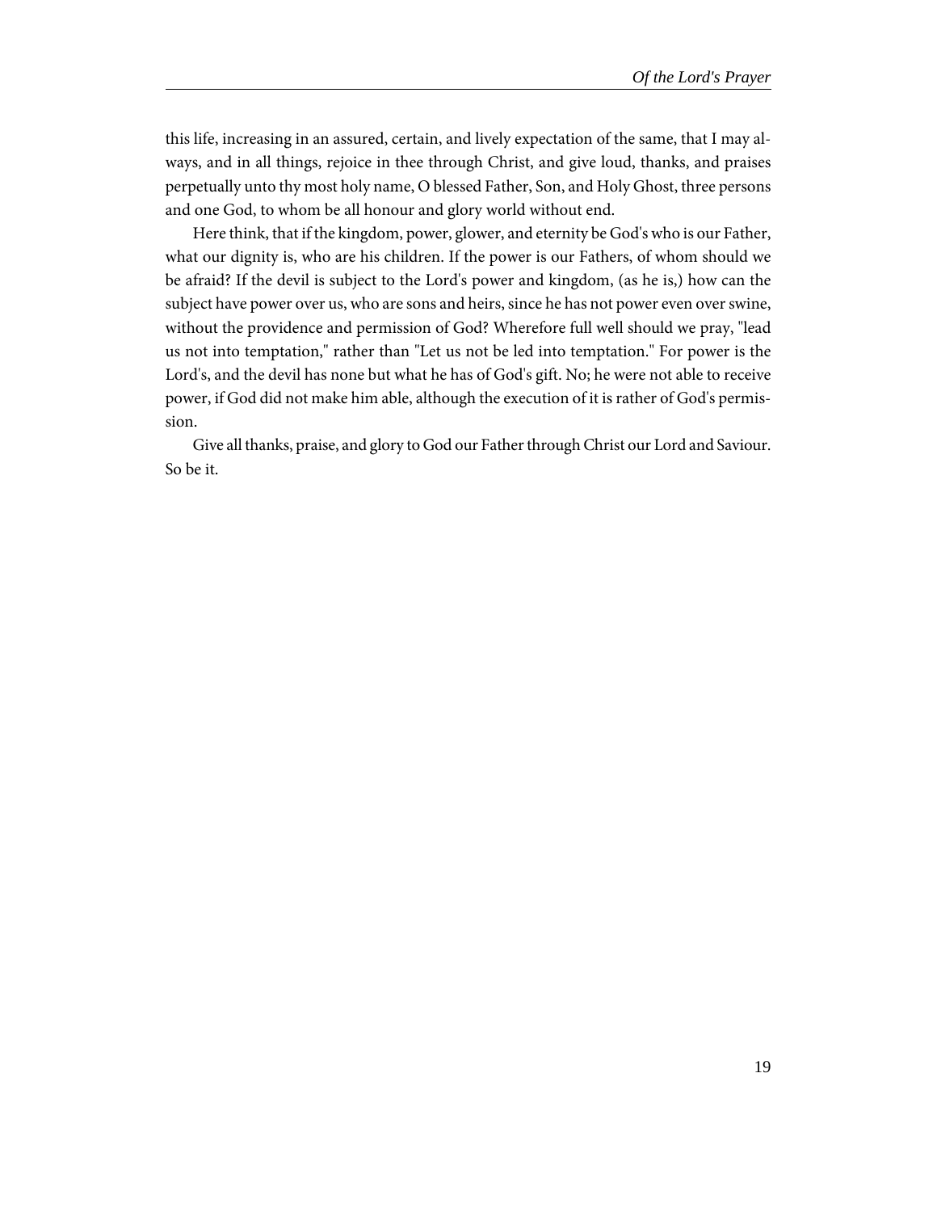this life, increasing in an assured, certain, and lively expectation of the same, that I may always, and in all things, rejoice in thee through Christ, and give loud, thanks, and praises perpetually unto thy most holy name, O blessed Father, Son, and Holy Ghost, three persons and one God, to whom be all honour and glory world without end.

Here think, that if the kingdom, power, glower, and eternity be God's who is our Father, what our dignity is, who are his children. If the power is our Fathers, of whom should we be afraid? If the devil is subject to the Lord's power and kingdom, (as he is,) how can the subject have power over us, who are sons and heirs, since he has not power even over swine, without the providence and permission of God? Wherefore full well should we pray, "lead us not into temptation," rather than "Let us not be led into temptation." For power is the Lord's, and the devil has none but what he has of God's gift. No; he were not able to receive power, if God did not make him able, although the execution of it is rather of God's permission.

Give all thanks, praise, and glory to God our Father through Christ our Lord and Saviour. So be it.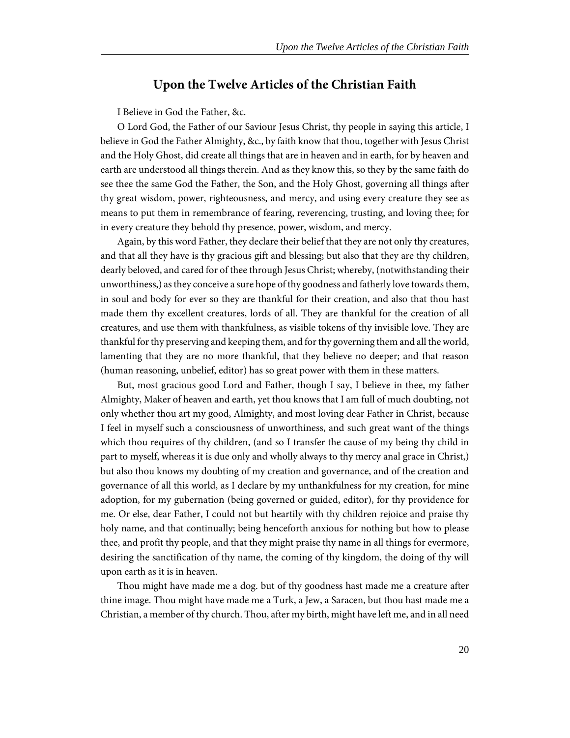## Upon the Twelve Articles of the Christian Faith

I Believe in God the Father, &c.

O Lord God, the Father of our Saviour Jesus Christ, thy people in saying this article, I believe in God the Father Almighty, &c., by faith know that thou, together with Jesus Christ and the Holy Ghost, did create all things that are in heaven and in earth, for by heaven and earth are understood all things therein. And as they know this, so they by the same faith do see thee the same God the Father, the Son, and the Holy Ghost, governing all things after thy great wisdom, power, righteousness, and mercy, and using every creature they see as means to put them in remembrance of fearing, reverencing, trusting, and loving thee; for in every creature they behold thy presence, power, wisdom, and mercy.

Again, by this word Father, they declare their belief that they are not only thy creatures, and that all they have is thy gracious gift and blessing; but also that they are thy children, dearly beloved, and cared for of thee through Jesus Christ; whereby, (notwithstanding their unworthiness,) as they conceive a sure hope of thy goodness and fatherly love towards them, in soul and body for ever so they are thankful for their creation, and also that thou hast made them thy excellent creatures, lords of all. They are thankful for the creation of all creatures, and use them with thankfulness, as visible tokens of thy invisible love. They are thankful for thy preserving and keeping them, and for thy governing them and all the world, lamenting that they are no more thankful, that they believe no deeper; and that reason (human reasoning, unbelief, editor) has so great power with them in these matters.

But, most gracious good Lord and Father, though I say, I believe in thee, my father Almighty, Maker of heaven and earth, yet thou knows that I am full of much doubting, not only whether thou art my good, Almighty, and most loving dear Father in Christ, because I feel in myself such a consciousness of unworthiness, and such great want of the things which thou requires of thy children, (and so I transfer the cause of my being thy child in part to myself, whereas it is due only and wholly always to thy mercy anal grace in Christ,) but also thou knows my doubting of my creation and governance, and of the creation and governance of all this world, as I declare by my unthankfulness for my creation, for mine adoption, for my gubernation (being governed or guided, editor), for thy providence for me. Or else, dear Father, I could not but heartily with thy children rejoice and praise thy holy name, and that continually; being henceforth anxious for nothing but how to please thee, and profit thy people, and that they might praise thy name in all things for evermore, desiring the sanctification of thy name, the coming of thy kingdom, the doing of thy will upon earth as it is in heaven.

Thou might have made me a dog. but of thy goodness hast made me a creature after thine image. Thou might have made me a Turk, a Jew, a Saracen, but thou hast made me a Christian, a member of thy church. Thou, after my birth, might have left me, and in all need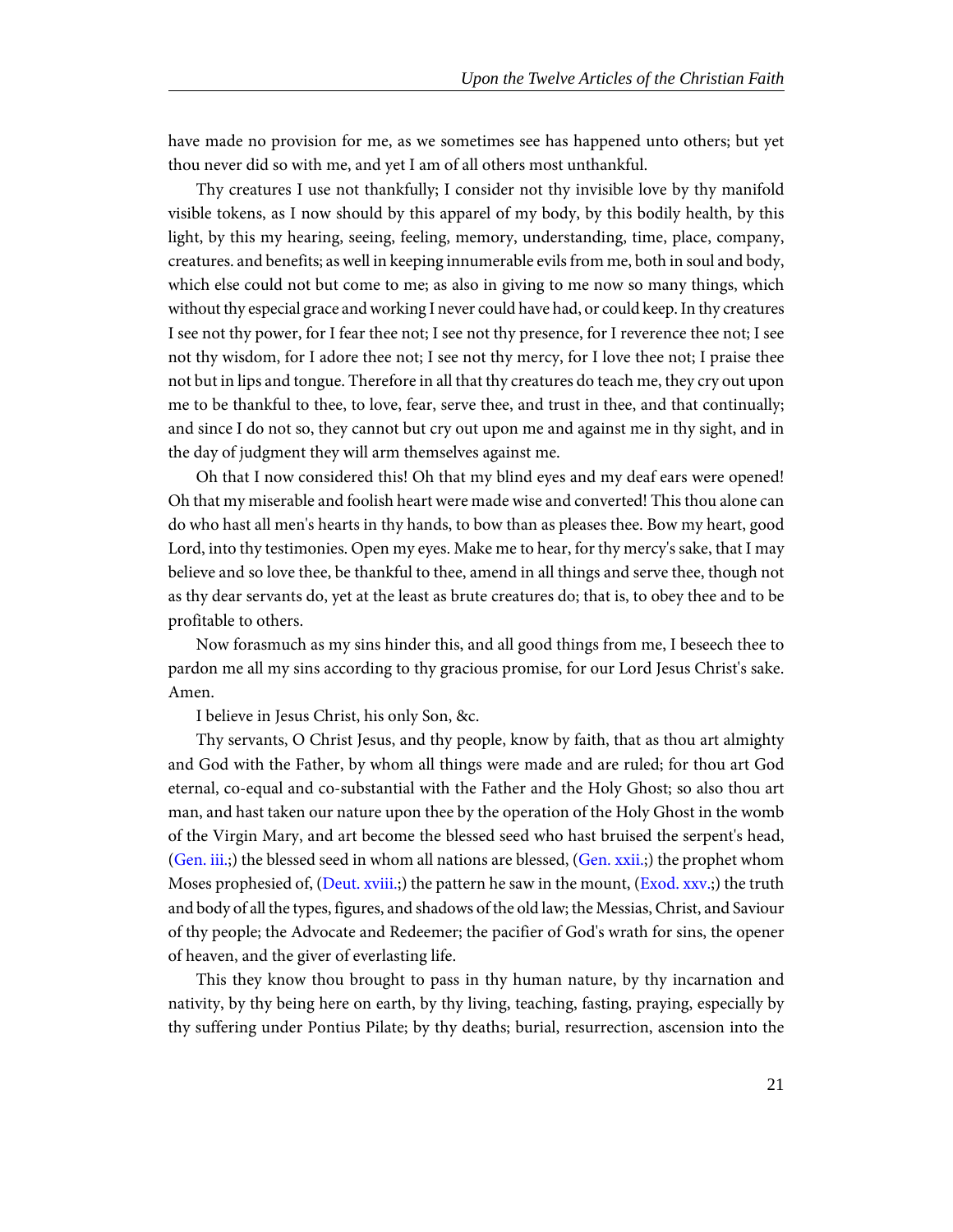have made no provision for me, as we sometimes see has happened unto others; but yet thou never did so with me, and yet I am of all others most unthankful.

Thy creatures I use not thankfully; I consider not thy invisible love by thy manifold visible tokens, as I now should by this apparel of my body, by this bodily health, by this light, by this my hearing, seeing, feeling, memory, understanding, time, place, company, creatures. and benefits; as well in keeping innumerable evils from me, both in soul and body, which else could not but come to me; as also in giving to me now so many things, which without thy especial grace and working I never could have had, or could keep. In thy creatures I see not thy power, for I fear thee not; I see not thy presence, for I reverence thee not; I see not thy wisdom, for I adore thee not; I see not thy mercy, for I love thee not; I praise thee not but in lips and tongue. Therefore in all that thy creatures do teach me, they cry out upon me to be thankful to thee, to love, fear, serve thee, and trust in thee, and that continually; and since I do not so, they cannot but cry out upon me and against me in thy sight, and in the day of judgment they will arm themselves against me.

Oh that I now considered this! Oh that my blind eyes and my deaf ears were opened! Oh that my miserable and foolish heart were made wise and converted! This thou alone can do who hast all men's hearts in thy hands, to bow than as pleases thee. Bow my heart, good Lord, into thy testimonies. Open my eyes. Make me to hear, for thy mercy's sake, that I may believe and so love thee, be thankful to thee, amend in all things and serve thee, though not as thy dear servants do, yet at the least as brute creatures do; that is, to obey thee and to be profitable to others.

Now forasmuch as my sins hinder this, and all good things from me, I beseech thee to pardon me all my sins according to thy gracious promise, for our Lord Jesus Christ's sake. Amen.

I believe in Jesus Christ, his only Son, &c.

Thy servants, O Christ Jesus, and thy people, know by faith, that as thou art almighty and God with the Father, by whom all things were made and are ruled; for thou art God eternal, co-equal and co-substantial with the Father and the Holy Ghost; so also thou art man, and hast taken our nature upon thee by the operation of the Holy Ghost in the womb of the Virgin Mary, and art become the blessed seed who hast bruised the serpent's head, (Gen. iii.;) the blessed seed in whom all nations are blessed, (Gen. xxii.;) the prophet whom Moses prophesied of, (Deut. xviii.;) the pattern he saw in the mount, (Exod. xxv.;) the truth and body of all the types, figures, and shadows of the old law; the Messias, Christ, and Saviour of thy people; the Advocate and Redeemer; the pacifier of God's wrath for sins, the opener of heaven, and the giver of everlasting life.

This they know thou brought to pass in thy human nature, by thy incarnation and nativity, by thy being here on earth, by thy living, teaching, fasting, praying, especially by thy suffering under Pontius Pilate; by thy deaths; burial, resurrection, ascension into the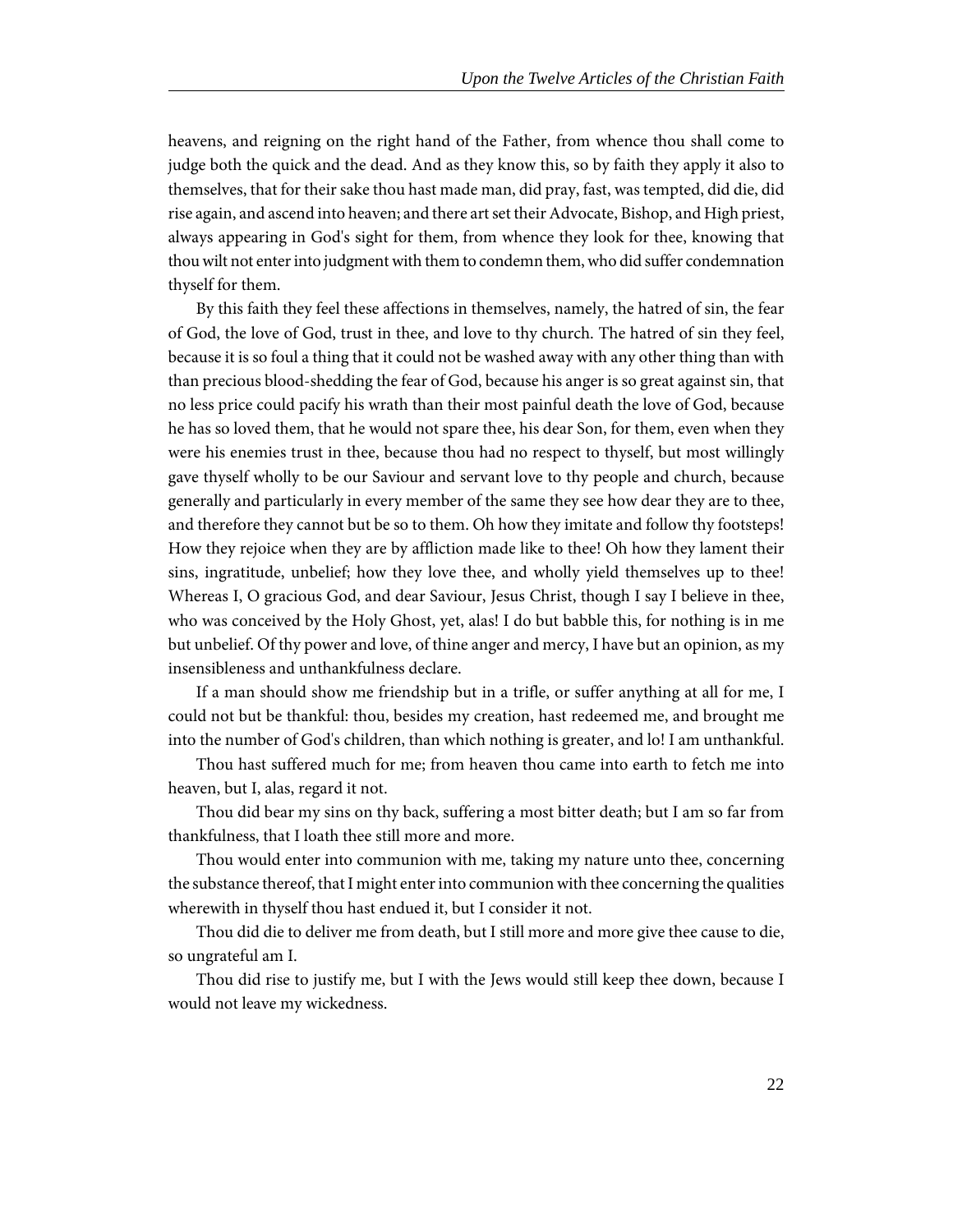heavens, and reigning on the right hand of the Father, from whence thou shall come to judge both the quick and the dead. And as they know this, so by faith they apply it also to themselves, that for their sake thou hast made man, did pray, fast, was tempted, did die, did rise again, and ascend into heaven; and there art set their Advocate, Bishop, and High priest, always appearing in God's sight for them, from whence they look for thee, knowing that thou wilt not enter into judgment with them to condemn them, who did suffer condemnation thyself for them.

By this faith they feel these affections in themselves, namely, the hatred of sin, the fear of God, the love of God, trust in thee, and love to thy church. The hatred of sin they feel, because it is so foul a thing that it could not be washed away with any other thing than with than precious blood-shedding the fear of God, because his anger is so great against sin, that no less price could pacify his wrath than their most painful death the love of God, because he has so loved them, that he would not spare thee, his dear Son, for them, even when they were his enemies trust in thee, because thou had no respect to thyself, but most willingly gave thyself wholly to be our Saviour and servant love to thy people and church, because generally and particularly in every member of the same they see how dear they are to thee, and therefore they cannot but be so to them. Oh how they imitate and follow thy footsteps! How they rejoice when they are by affliction made like to thee! Oh how they lament their sins, ingratitude, unbelief; how they love thee, and wholly yield themselves up to thee! Whereas I, O gracious God, and dear Saviour, Jesus Christ, though I say I believe in thee, who was conceived by the Holy Ghost, yet, alas! I do but babble this, for nothing is in me but unbelief. Of thy power and love, of thine anger and mercy, I have but an opinion, as my insensibleness and unthankfulness declare.

If a man should show me friendship but in a trifle, or suffer anything at all for me, I could not but be thankful: thou, besides my creation, hast redeemed me, and brought me into the number of God's children, than which nothing is greater, and lo! I am unthankful.

Thou hast suffered much for me; from heaven thou came into earth to fetch me into heaven, but I, alas, regard it not.

Thou did bear my sins on thy back, suffering a most bitter death; but I am so far from thankfulness, that I loath thee still more and more.

Thou would enter into communion with me, taking my nature unto thee, concerning the substance thereof, that I might enter into communion with thee concerning the qualities wherewith in thyself thou hast endued it, but I consider it not.

Thou did die to deliver me from death, but I still more and more give thee cause to die, so ungrateful am I.

Thou did rise to justify me, but I with the Jews would still keep thee down, because I would not leave my wickedness.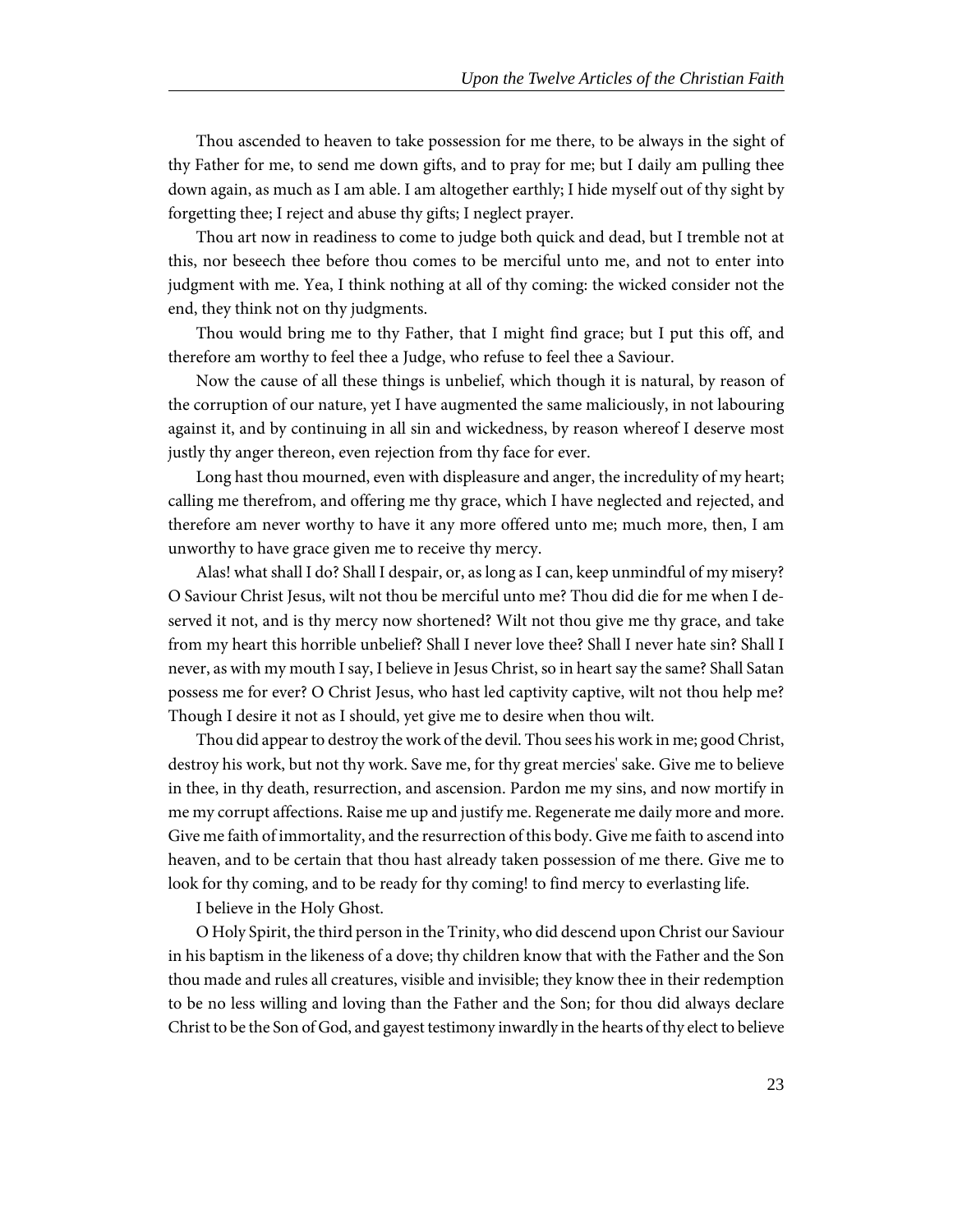Thou ascended to heaven to take possession for me there, to be always in the sight of thy Father for me, to send me down gifts, and to pray for me; but I daily am pulling thee down again, as much as I am able. I am altogether earthly; I hide myself out of thy sight by forgetting thee; I reject and abuse thy gifts; I neglect prayer.

Thou art now in readiness to come to judge both quick and dead, but I tremble not at this, nor beseech thee before thou comes to be merciful unto me, and not to enter into judgment with me. Yea, I think nothing at all of thy coming: the wicked consider not the end, they think not on thy judgments.

Thou would bring me to thy Father, that I might find grace; but I put this off, and therefore am worthy to feel thee a Judge, who refuse to feel thee a Saviour.

Now the cause of all these things is unbelief, which though it is natural, by reason of the corruption of our nature, yet I have augmented the same maliciously, in not labouring against it, and by continuing in all sin and wickedness, by reason whereof I deserve most justly thy anger thereon, even rejection from thy face for ever.

Long hast thou mourned, even with displeasure and anger, the incredulity of my heart; calling me therefrom, and offering me thy grace, which I have neglected and rejected, and therefore am never worthy to have it any more offered unto me; much more, then, I am unworthy to have grace given me to receive thy mercy.

Alas! what shall I do? Shall I despair, or, as long as I can, keep unmindful of my misery? O Saviour Christ Jesus, wilt not thou be merciful unto me? Thou did die for me when I deserved it not, and is thy mercy now shortened? Wilt not thou give me thy grace, and take from my heart this horrible unbelief? Shall I never love thee? Shall I never hate sin? Shall I never, as with my mouth I say, I believe in Jesus Christ, so in heart say the same? Shall Satan possess me for ever? O Christ Jesus, who hast led captivity captive, wilt not thou help me? Though I desire it not as I should, yet give me to desire when thou wilt.

Thou did appear to destroy the work of the devil. Thou sees his work in me; good Christ, destroy his work, but not thy work. Save me, for thy great mercies' sake. Give me to believe in thee, in thy death, resurrection, and ascension. Pardon me my sins, and now mortify in me my corrupt affections. Raise me up and justify me. Regenerate me daily more and more. Give me faith of immortality, and the resurrection of this body. Give me faith to ascend into heaven, and to be certain that thou hast already taken possession of me there. Give me to look for thy coming, and to be ready for thy coming! to find mercy to everlasting life.

I believe in the Holy Ghost.

O Holy Spirit, the third person in the Trinity, who did descend upon Christ our Saviour in his baptism in the likeness of a dove; thy children know that with the Father and the Son thou made and rules all creatures, visible and invisible; they know thee in their redemption to be no less willing and loving than the Father and the Son; for thou did always declare Christ to be the Son of God, and gayest testimony inwardly in the hearts of thy elect to believe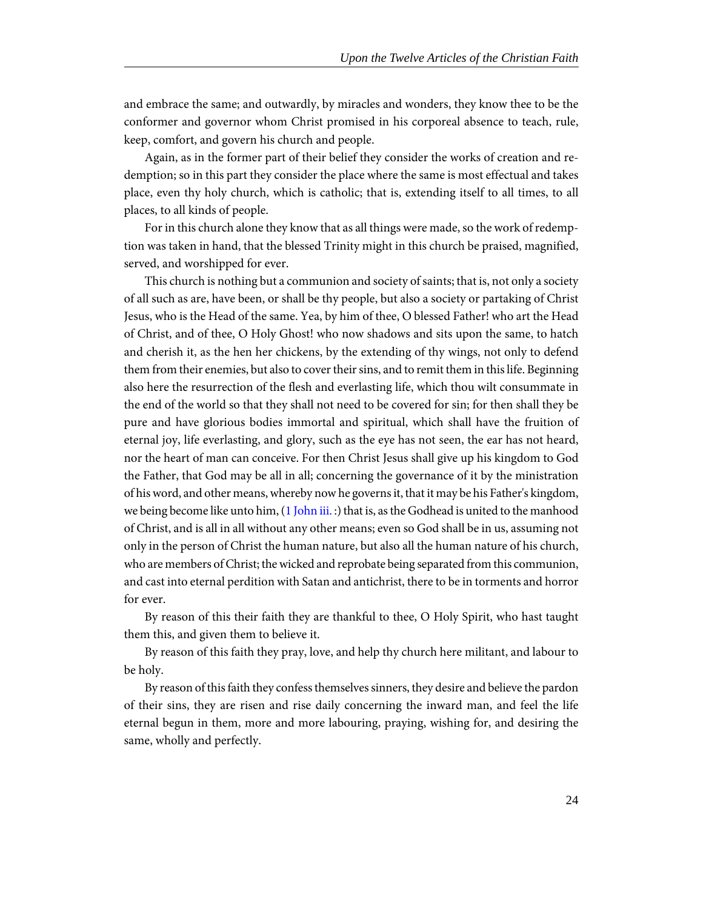and embrace the same; and outwardly, by miracles and wonders, they know thee to be the conformer and governor whom Christ promised in his corporeal absence to teach, rule, keep, comfort, and govern his church and people.

Again, as in the former part of their belief they consider the works of creation and redemption; so in this part they consider the place where the same is most effectual and takes place, even thy holy church, which is catholic; that is, extending itself to all times, to all places, to all kinds of people.

For in this church alone they know that as all things were made, so the work of redemption was taken in hand, that the blessed Trinity might in this church be praised, magnified, served, and worshipped for ever.

This church is nothing but a communion and society of saints; that is, not only a society of all such as are, have been, or shall be thy people, but also a society or partaking of Christ Jesus, who is the Head of the same. Yea, by him of thee, O blessed Father! who art the Head of Christ, and of thee, O Holy Ghost! who now shadows and sits upon the same, to hatch and cherish it, as the hen her chickens, by the extending of thy wings, not only to defend them from their enemies, but also to cover their sins, and to remit them in this life. Beginning also here the resurrection of the flesh and everlasting life, which thou wilt consummate in the end of the world so that they shall not need to be covered for sin; for then shall they be pure and have glorious bodies immortal and spiritual, which shall have the fruition of eternal joy, life everlasting, and glory, such as the eye has not seen, the ear has not heard, nor the heart of man can conceive. For then Christ Jesus shall give up his kingdom to God the Father, that God may be all in all; concerning the governance of it by the ministration of his word, and other means, whereby now he governs it, that it may be his Father's kingdom, we being become like unto him, (1 John iii. :) that is, as the Godhead is united to the manhood of Christ, and is all in all without any other means; even so God shall be in us, assuming not only in the person of Christ the human nature, but also all the human nature of his church, who are members of Christ; the wicked and reprobate being separated from this communion, and cast into eternal perdition with Satan and antichrist, there to be in torments and horror for ever.

By reason of this their faith they are thankful to thee, O Holy Spirit, who hast taught them this, and given them to believe it.

By reason of this faith they pray, love, and help thy church here militant, and labour to be holy.

By reason of this faith they confess themselves sinners, they desire and believe the pardon of their sins, they are risen and rise daily concerning the inward man, and feel the life eternal begun in them, more and more labouring, praying, wishing for, and desiring the same, wholly and perfectly.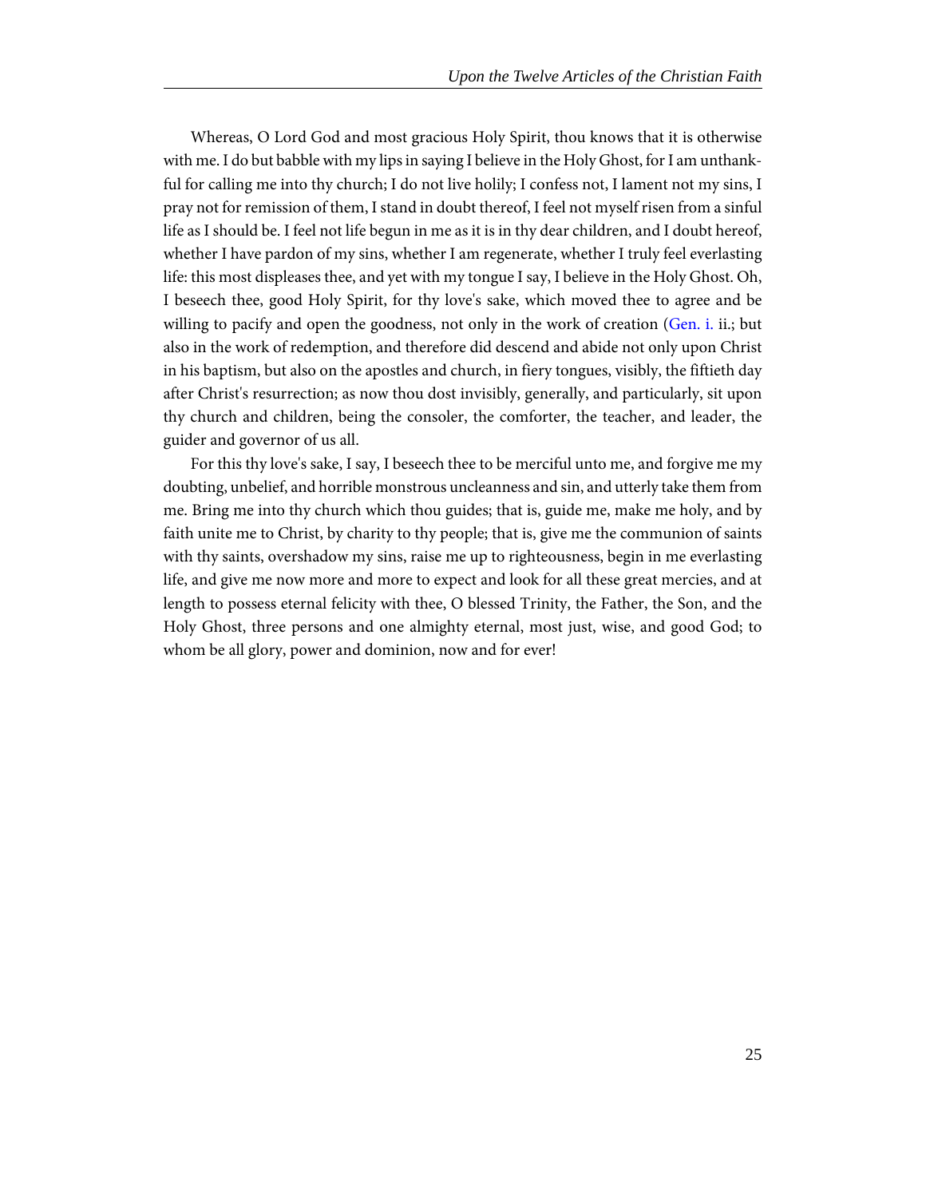Whereas, O Lord God and most gracious Holy Spirit, thou knows that it is otherwise with me. I do but babble with my lips in saying I believe in the Holy Ghost, for I am unthankful for calling me into thy church; I do not live holily; I confess not, I lament not my sins, I pray not for remission of them, I stand in doubt thereof, I feel not myself risen from a sinful life as I should be. I feel not life begun in me as it is in thy dear children, and I doubt hereof, whether I have pardon of my sins, whether I am regenerate, whether I truly feel everlasting life: this most displeases thee, and yet with my tongue I say, I believe in the Holy Ghost. Oh, I beseech thee, good Holy Spirit, for thy love's sake, which moved thee to agree and be willing to pacify and open the goodness, not only in the work of creation (Gen. i. ii.; but also in the work of redemption, and therefore did descend and abide not only upon Christ in his baptism, but also on the apostles and church, in fiery tongues, visibly, the fiftieth day after Christ's resurrection; as now thou dost invisibly, generally, and particularly, sit upon thy church and children, being the consoler, the comforter, the teacher, and leader, the guider and governor of us all.

For this thy love's sake, I say, I beseech thee to be merciful unto me, and forgive me my doubting, unbelief, and horrible monstrous uncleanness and sin, and utterly take them from me. Bring me into thy church which thou guides; that is, guide me, make me holy, and by faith unite me to Christ, by charity to thy people; that is, give me the communion of saints with thy saints, overshadow my sins, raise me up to righteousness, begin in me everlasting life, and give me now more and more to expect and look for all these great mercies, and at length to possess eternal felicity with thee, O blessed Trinity, the Father, the Son, and the Holy Ghost, three persons and one almighty eternal, most just, wise, and good God; to whom be all glory, power and dominion, now and for ever!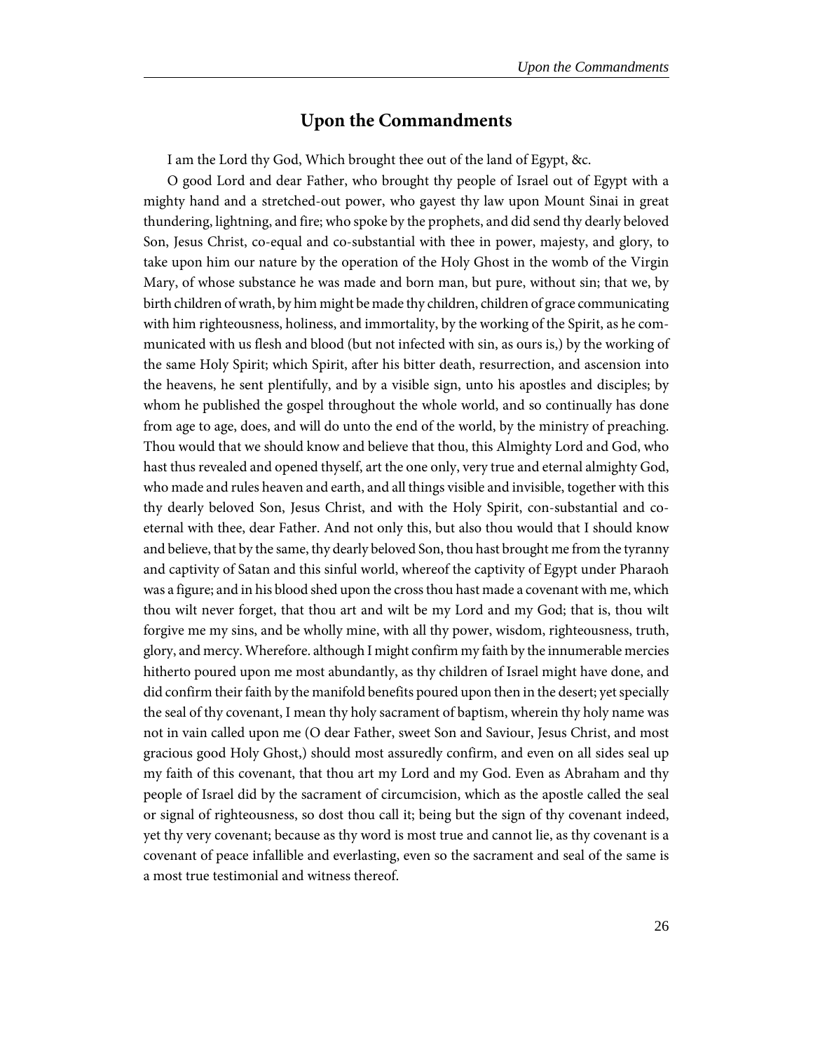## Upon the Commandments

I am the Lord thy God, Which brought thee out of the land of Egypt, &c.

O good Lord and dear Father, who brought thy people of Israel out of Egypt with a mighty hand and a stretched-out power, who gayest thy law upon Mount Sinai in great thundering, lightning, and fire; who spoke by the prophets, and did send thy dearly beloved Son, Jesus Christ, co-equal and co-substantial with thee in power, majesty, and glory, to take upon him our nature by the operation of the Holy Ghost in the womb of the Virgin Mary, of whose substance he was made and born man, but pure, without sin; that we, by birth children of wrath, by him might be made thy children, children of grace communicating with him righteousness, holiness, and immortality, by the working of the Spirit, as he communicated with us flesh and blood (but not infected with sin, as ours is,) by the working of the same Holy Spirit; which Spirit, after his bitter death, resurrection, and ascension into the heavens, he sent plentifully, and by a visible sign, unto his apostles and disciples; by whom he published the gospel throughout the whole world, and so continually has done from age to age, does, and will do unto the end of the world, by the ministry of preaching. Thou would that we should know and believe that thou, this Almighty Lord and God, who hast thus revealed and opened thyself, art the one only, very true and eternal almighty God, who made and rules heaven and earth, and all things visible and invisible, together with this thy dearly beloved Son, Jesus Christ, and with the Holy Spirit, con-substantial and co-eternal with thee, dear Father. And not only this, but also thou would that I should know and believe, that by the same, thy dearly beloved Son, thou hast brought me from the tyranny and captivity of Satan and this sinful world, whereof the captivity of Egypt under Pharaoh was a figure; and in his blood shed upon the cross thou hast made a covenant with me, which thou wilt never forget, that thou art and wilt be my Lord and my God; that is, thou wilt forgive me my sins, and be wholly mine, with all thy power, wisdom, righteousness, truth, glory, and mercy. Wherefore. although I might confirm my faith by the innumerable mercies hitherto poured upon me most abundantly, as thy children of Israel might have done, and did confirm their faith by the manifold benefits poured upon then in the desert; yet specially the seal of thy covenant, I mean thy holy sacrament of baptism, wherein thy holy name was not in vain called upon me (O dear Father, sweet Son and Saviour, Jesus Christ, and most gracious good Holy Ghost,) should most assuredly confirm, and even on all sides seal up my faith of this covenant, that thou art my Lord and my God. Even as Abraham and thy people of Israel did by the sacrament of circumcision, which as the apostle called the seal or signal of righteousness, so dost thou call it; being but the sign of thy covenant indeed, yet thy very covenant; because as thy word is most true and cannot lie, as thy covenant is a covenant of peace infallible and everlasting, even so the sacrament and seal of the same is a most true testimonial and witness thereof.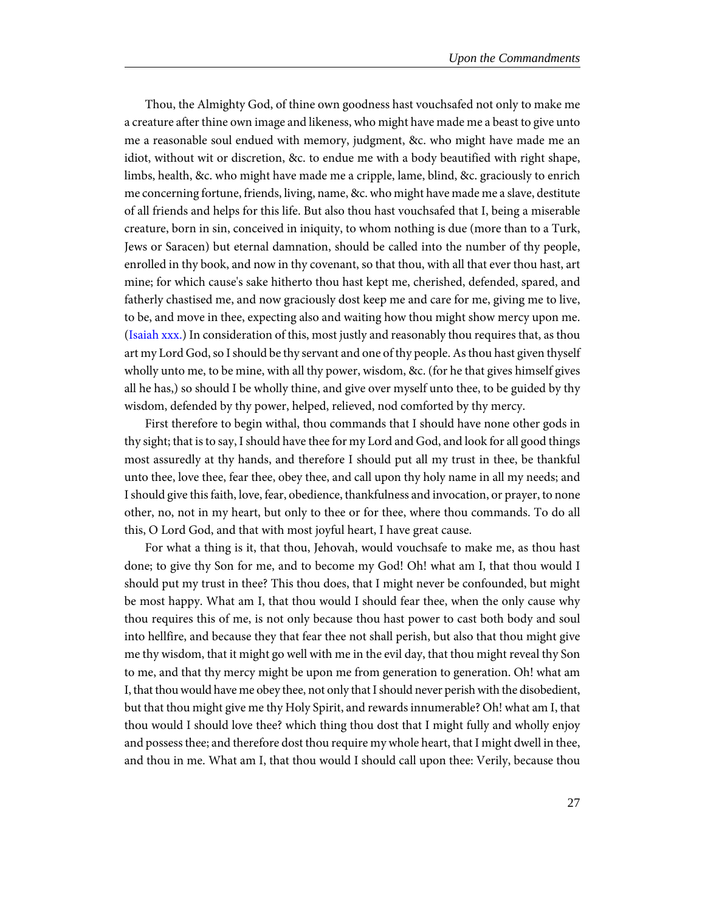Thou, the Almighty God, of thine own goodness hast vouchsafed not only to make me a creature after thine own image and likeness, who might have made me a beast to give unto me a reasonable soul endued with memory, judgment, &c. who might have made me an idiot, without wit or discretion, &c. to endue me with a body beautified with right shape, limbs, health, &c. who might have made me a cripple, lame, blind, &c. graciously to enrich me concerning fortune, friends, living, name, &c. who might have made me a slave, destitute of all friends and helps for this life. But also thou hast vouchsafed that I, being a miserable creature, born in sin, conceived in iniquity, to whom nothing is due (more than to a Turk, Jews or Saracen) but eternal damnation, should be called into the number of thy people, enrolled in thy book, and now in thy covenant, so that thou, with all that ever thou hast, art mine; for which cause's sake hitherto thou hast kept me, cherished, defended, spared, and fatherly chastised me, and now graciously dost keep me and care for me, giving me to live, to be, and move in thee, expecting also and waiting how thou might show mercy upon me. (Isaiah xxx.) In consideration of this, most justly and reasonably thou requires that, as thou art my Lord God, so I should be thy servant and one of thy people. As thou hast given thyself wholly unto me, to be mine, with all thy power, wisdom, &c. (for he that gives himself gives all he has,) so should I be wholly thine, and give over myself unto thee, to be guided by thy wisdom, defended by thy power, helped, relieved, nod comforted by thy mercy.

First therefore to begin withal, thou commands that I should have none other gods in thy sight; that is to say, I should have thee for my Lord and God, and look for all good things most assuredly at thy hands, and therefore I should put all my trust in thee, be thankful unto thee, love thee, fear thee, obey thee, and call upon thy holy name in all my needs; and I should give this faith, love, fear, obedience, thankfulness and invocation, or prayer, to none other, no, not in my heart, but only to thee or for thee, where thou commands. To do all this, O Lord God, and that with most joyful heart, I have great cause.

For what a thing is it, that thou, Jehovah, would vouchsafe to make me, as thou hast done; to give thy Son for me, and to become my God! Oh! what am I, that thou would I should put my trust in thee? This thou does, that I might never be confounded, but might be most happy. What am I, that thou would I should fear thee, when the only cause why thou requires this of me, is not only because thou hast power to cast both body and soul into hellfire, and because they that fear thee not shall perish, but also that thou might give me thy wisdom, that it might go well with me in the evil day, that thou might reveal thy Son to me, and that thy mercy might be upon me from generation to generation. Oh! what am I, that thou would have me obey thee, not only that I should never perish with the disobedient, but that thou might give me thy Holy Spirit, and rewards innumerable? Oh! what am I, that thou would I should love thee? which thing thou dost that I might fully and wholly enjoy and possess thee; and therefore dost thou require my whole heart, that I might dwell in thee, and thou in me. What am I, that thou would I should call upon thee: Verily, because thou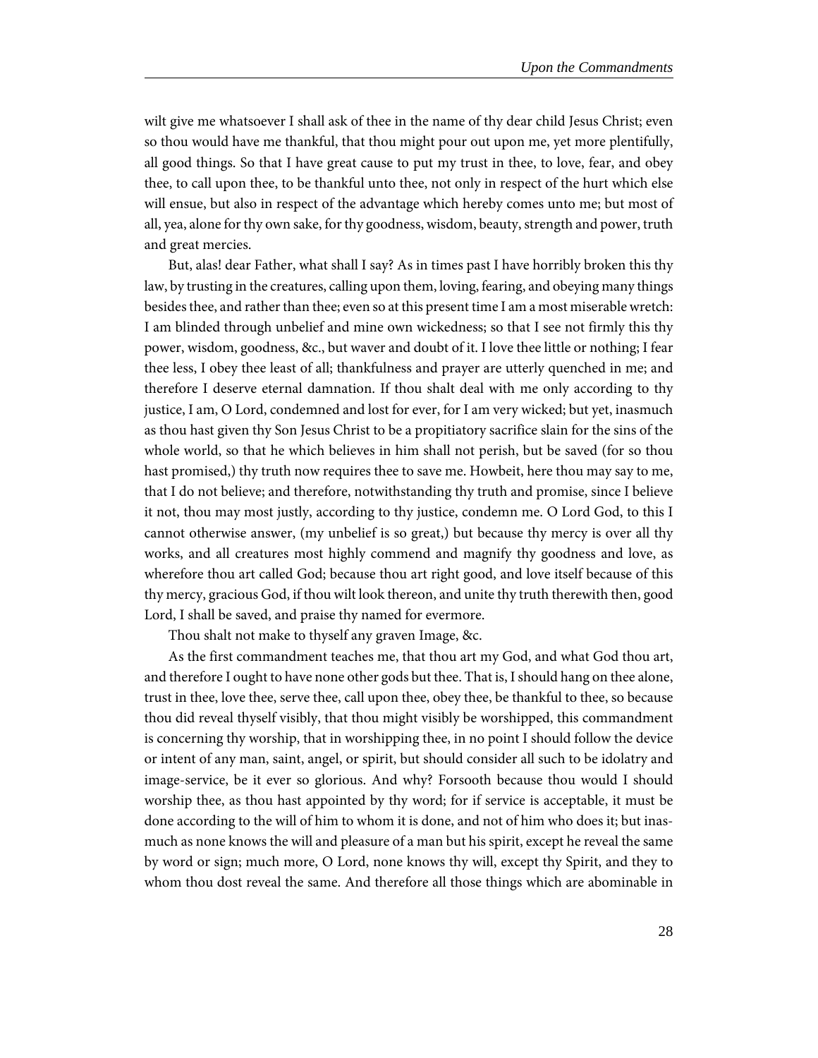wilt give me whatsoever I shall ask of thee in the name of thy dear child Jesus Christ; even so thou would have me thankful, that thou might pour out upon me, yet more plentifully, all good things. So that I have great cause to put my trust in thee, to love, fear, and obey thee, to call upon thee, to be thankful unto thee, not only in respect of the hurt which else will ensue, but also in respect of the advantage which hereby comes unto me; but most of all, yea, alone for thy own sake, for thy goodness, wisdom, beauty, strength and power, truth and great mercies.

But, alas! dear Father, what shall I say? As in times past I have horribly broken this thy law, by trusting in the creatures, calling upon them, loving, fearing, and obeying many things besides thee, and rather than thee; even so at this present time I am a most miserable wretch: I am blinded through unbelief and mine own wickedness; so that I see not firmly this thy power, wisdom, goodness, &c., but waver and doubt of it. I love thee little or nothing; I fear thee less, I obey thee least of all; thankfulness and prayer are utterly quenched in me; and therefore I deserve eternal damnation. If thou shalt deal with me only according to thy justice, I am, O Lord, condemned and lost for ever, for I am very wicked; but yet, inasmuch as thou hast given thy Son Jesus Christ to be a propitiatory sacrifice slain for the sins of the whole world, so that he which believes in him shall not perish, but be saved (for so thou hast promised,) thy truth now requires thee to save me. Howbeit, here thou may say to me, that I do not believe; and therefore, notwithstanding thy truth and promise, since I believe it not, thou may most justly, according to thy justice, condemn me. O Lord God, to this I cannot otherwise answer, (my unbelief is so great,) but because thy mercy is over all thy works, and all creatures most highly commend and magnify thy goodness and love, as wherefore thou art called God; because thou art right good, and love itself because of this thy mercy, gracious God, if thou wilt look thereon, and unite thy truth therewith then, good Lord, I shall be saved, and praise thy named for evermore.

Thou shalt not make to thyself any graven Image, &c.

As the first commandment teaches me, that thou art my God, and what God thou art, and therefore I ought to have none other gods but thee. That is, I should hang on thee alone, trust in thee, love thee, serve thee, call upon thee, obey thee, be thankful to thee, so because thou did reveal thyself visibly, that thou might visibly be worshipped, this commandment is concerning thy worship, that in worshipping thee, in no point I should follow the device or intent of any man, saint, angel, or spirit, but should consider all such to be idolatry and image-service, be it ever so glorious. And why? Forsooth because thou would I should worship thee, as thou hast appointed by thy word; for if service is acceptable, it must be done according to the will of him to whom it is done, and not of him who does it; but inasmuch as none knows the will and pleasure of a man but his spirit, except he reveal the same by word or sign; much more, O Lord, none knows thy will, except thy Spirit, and they to whom thou dost reveal the same. And therefore all those things which are abominable in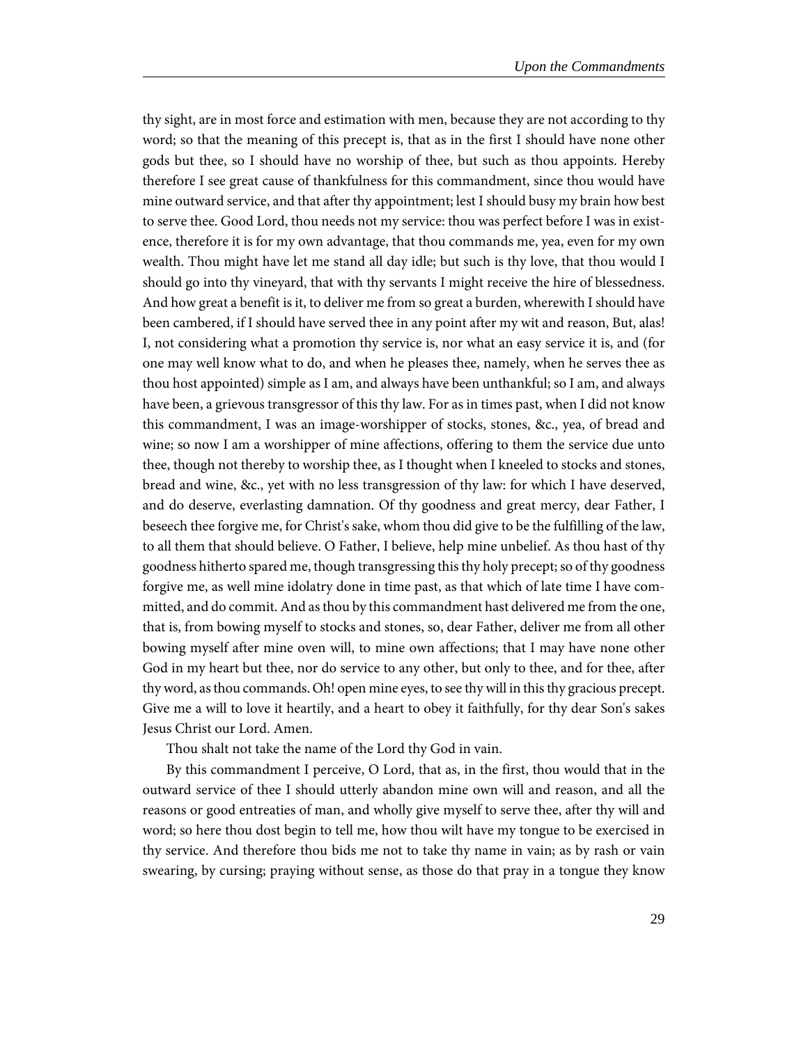thy sight, are in most force and estimation with men, because they are not according to thy word; so that the meaning of this precept is, that as in the first I should have none other gods but thee, so I should have no worship of thee, but such as thou appoints. Hereby therefore I see great cause of thankfulness for this commandment, since thou would have mine outward service, and that after thy appointment; lest I should busy my brain how best to serve thee. Good Lord, thou needs not my service: thou was perfect before I was in existence, therefore it is for my own advantage, that thou commands me, yea, even for my own wealth. Thou might have let me stand all day idle; but such is thy love, that thou would I should go into thy vineyard, that with thy servants I might receive the hire of blessedness. And how great a benefit is it, to deliver me from so great a burden, wherewith I should have been cambered, if I should have served thee in any point after my wit and reason, But, alas! I, not considering what a promotion thy service is, nor what an easy service it is, and (for one may well know what to do, and when he pleases thee, namely, when he serves thee as thou host appointed) simple as I am, and always have been unthankful; so I am, and always have been, a grievous transgressor of this thy law. For as in times past, when I did not know this commandment, I was an image-worshipper of stocks, stones, &c., yea, of bread and wine; so now I am a worshipper of mine affections, offering to them the service due unto thee, though not thereby to worship thee, as I thought when I kneeled to stocks and stones, bread and wine, &c., yet with no less transgression of thy law: for which I have deserved, and do deserve, everlasting damnation. Of thy goodness and great mercy, dear Father, I beseech thee forgive me, for Christ's sake, whom thou did give to be the fulfilling of the law, to all them that should believe. O Father, I believe, help mine unbelief. As thou hast of thy goodness hitherto spared me, though transgressing this thy holy precept; so of thy goodness forgive me, as well mine idolatry done in time past, as that which of late time I have committed, and do commit. And as thou by this commandment hast delivered me from the one, that is, from bowing myself to stocks and stones, so, dear Father, deliver me from all other bowing myself after mine oven will, to mine own affections; that I may have none other God in my heart but thee, nor do service to any other, but only to thee, and for thee, after thy word, as thou commands. Oh! open mine eyes, to see thy will in this thy gracious precept. Give me a will to love it heartily, and a heart to obey it faithfully, for thy dear Son's sakes Jesus Christ our Lord. Amen.

Thou shalt not take the name of the Lord thy God in vain.

By this commandment I perceive, O Lord, that as, in the first, thou would that in the outward service of thee I should utterly abandon mine own will and reason, and all the reasons or good entreaties of man, and wholly give myself to serve thee, after thy will and word; so here thou dost begin to tell me, how thou wilt have my tongue to be exercised in thy service. And therefore thou bids me not to take thy name in vain; as by rash or vain swearing, by cursing; praying without sense, as those do that pray in a tongue they know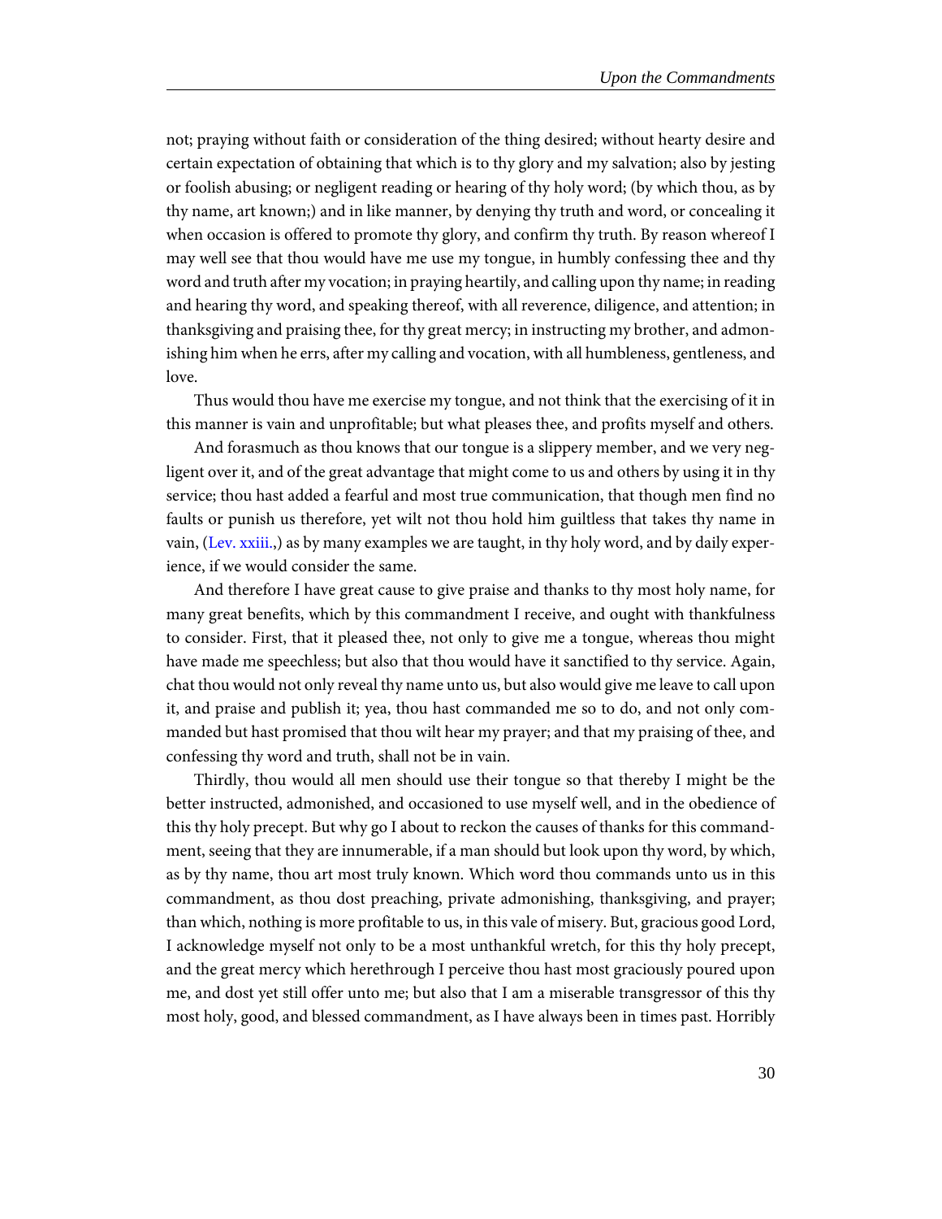not; praying without faith or consideration of the thing desired; without hearty desire and certain expectation of obtaining that which is to thy glory and my salvation; also by jesting or foolish abusing; or negligent reading or hearing of thy holy word; (by which thou, as by thy name, art known;) and in like manner, by denying thy truth and word, or concealing it when occasion is offered to promote thy glory, and confirm thy truth. By reason whereof I may well see that thou would have me use my tongue, in humbly confessing thee and thy word and truth after my vocation; in praying heartily, and calling upon thy name; in reading and hearing thy word, and speaking thereof, with all reverence, diligence, and attention; in thanksgiving and praising thee, for thy great mercy; in instructing my brother, and admonishing him when he errs, after my calling and vocation, with all humbleness, gentleness, and love.

Thus would thou have me exercise my tongue, and not think that the exercising of it in this manner is vain and unprofitable; but what pleases thee, and profits myself and others.

And forasmuch as thou knows that our tongue is a slippery member, and we very negligent over it, and of the great advantage that might come to us and others by using it in thy service; thou hast added a fearful and most true communication, that though men find no faults or punish us therefore, yet wilt not thou hold him guiltless that takes thy name in vain, (Lev. xxiii.,) as by many examples we are taught, in thy holy word, and by daily experience, if we would consider the same.

And therefore I have great cause to give praise and thanks to thy most holy name, for many great benefits, which by this commandment I receive, and ought with thankfulness to consider. First, that it pleased thee, not only to give me a tongue, whereas thou might have made me speechless; but also that thou would have it sanctified to thy service. Again, chat thou would not only reveal thy name unto us, but also would give me leave to call upon it, and praise and publish it; yea, thou hast commanded me so to do, and not only commanded but hast promised that thou wilt hear my prayer; and that my praising of thee, and confessing thy word and truth, shall not be in vain.

Thirdly, thou would all men should use their tongue so that thereby I might be the better instructed, admonished, and occasioned to use myself well, and in the obedience of this thy holy precept. But why go I about to reckon the causes of thanks for this commandment, seeing that they are innumerable, if a man should but look upon thy word, by which, as by thy name, thou art most truly known. Which word thou commands unto us in this commandment, as thou dost preaching, private admonishing, thanksgiving, and prayer; than which, nothing is more profitable to us, in this vale of misery. But, gracious good Lord, I acknowledge myself not only to be a most unthankful wretch, for this thy holy precept, and the great mercy which herethrough I perceive thou hast most graciously poured upon me, and dost yet still offer unto me; but also that I am a miserable transgressor of this thy most holy, good, and blessed commandment, as I have always been in times past. Horribly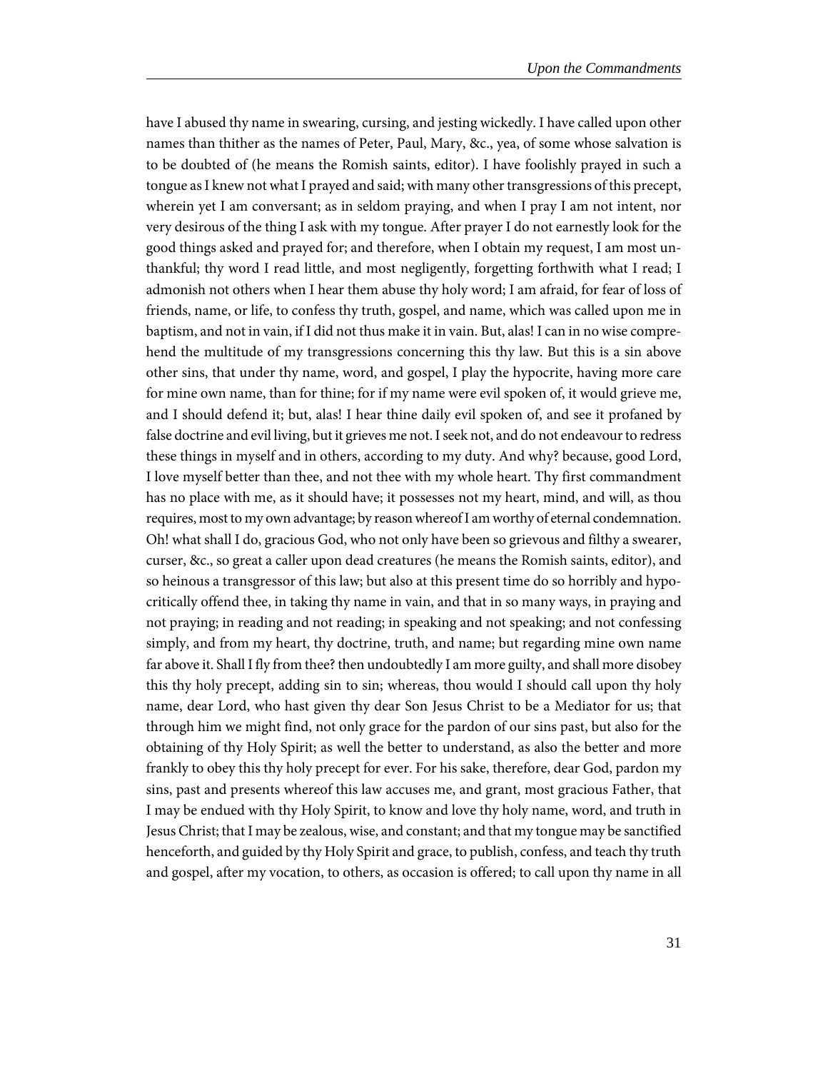have I abused thy name in swearing, cursing, and jesting wickedly. I have called upon other names than thither as the names of Peter, Paul, Mary, &c., yea, of some whose salvation is to be doubted of (he means the Romish saints, editor). I have foolishly prayed in such a tongue as I knew not what I prayed and said; with many other transgressions of this precept, wherein yet I am conversant; as in seldom praying, and when I pray I am not intent, nor very desirous of the thing I ask with my tongue. After prayer I do not earnestly look for the good things asked and prayed for; and therefore, when I obtain my request, I am most unthankful; thy word I read little, and most negligently, forgetting forthwith what I read; I admonish not others when I hear them abuse thy holy word; I am afraid, for fear of loss of friends, name, or life, to confess thy truth, gospel, and name, which was called upon me in baptism, and not in vain, if I did not thus make it in vain. But, alas! I can in no wise comprehend the multitude of my transgressions concerning this thy law. But this is a sin above other sins, that under thy name, word, and gospel, I play the hypocrite, having more care for mine own name, than for thine; for if my name were evil spoken of, it would grieve me, and I should defend it; but, alas! I hear thine daily evil spoken of, and see it profaned by false doctrine and evil living, but it grieves me not. I seek not, and do not endeavour to redress these things in myself and in others, according to my duty. And why? because, good Lord, I love myself better than thee, and not thee with my whole heart. Thy first commandment has no place with me, as it should have; it possesses not my heart, mind, and will, as thou requires, most to my own advantage; by reason whereof I am worthy of eternal condemnation. Oh! what shall I do, gracious God, who not only have been so grievous and filthy a swearer, curser, &c., so great a caller upon dead creatures (he means the Romish saints, editor), and so heinous a transgressor of this law; but also at this present time do so horribly and hypocritically offend thee, in taking thy name in vain, and that in so many ways, in praying and not praying; in reading and not reading; in speaking and not speaking; and not confessing simply, and from my heart, thy doctrine, truth, and name; but regarding mine own name far above it. Shall I fly from thee? then undoubtedly I am more guilty, and shall more disobey this thy holy precept, adding sin to sin; whereas, thou would I should call upon thy holy name, dear Lord, who hast given thy dear Son Jesus Christ to be a Mediator for us; that through him we might find, not only grace for the pardon of our sins past, but also for the obtaining of thy Holy Spirit; as well the better to understand, as also the better and more frankly to obey this thy holy precept for ever. For his sake, therefore, dear God, pardon my sins, past and presents whereof this law accuses me, and grant, most gracious Father, that I may be endued with thy Holy Spirit, to know and love thy holy name, word, and truth in Jesus Christ; that I may be zealous, wise, and constant; and that my tongue may be sanctified henceforth, and guided by thy Holy Spirit and grace, to publish, confess, and teach thy truth and gospel, after my vocation, to others, as occasion is offered; to call upon thy name in all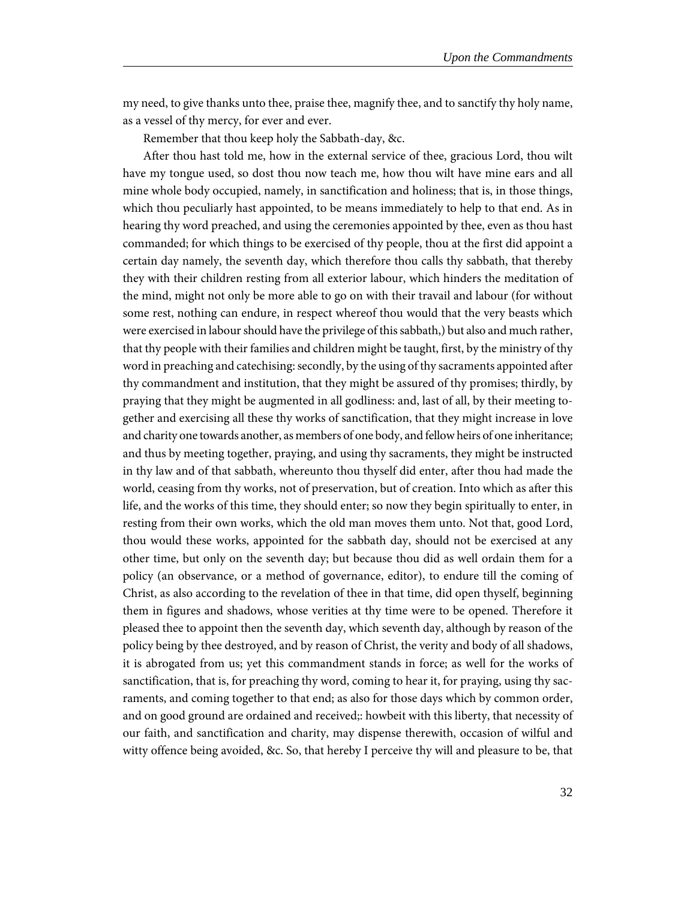my need, to give thanks unto thee, praise thee, magnify thee, and to sanctify thy holy name, as a vessel of thy mercy, for ever and ever.

Remember that thou keep holy the Sabbath-day, &c.

After thou hast told me, how in the external service of thee, gracious Lord, thou wilt have my tongue used, so dost thou now teach me, how thou wilt have mine ears and all mine whole body occupied, namely, in sanctification and holiness; that is, in those things, which thou peculiarly hast appointed, to be means immediately to help to that end. As in hearing thy word preached, and using the ceremonies appointed by thee, even as thou hast commanded; for which things to be exercised of thy people, thou at the first did appoint a certain day namely, the seventh day, which therefore thou calls thy sabbath, that thereby they with their children resting from all exterior labour, which hinders the meditation of the mind, might not only be more able to go on with their travail and labour (for without some rest, nothing can endure, in respect whereof thou would that the very beasts which were exercised in labour should have the privilege of this sabbath,) but also and much rather, that thy people with their families and children might be taught, first, by the ministry of thy word in preaching and catechising: secondly, by the using of thy sacraments appointed after thy commandment and institution, that they might be assured of thy promises; thirdly, by praying that they might be augmented in all godliness: and, last of all, by their meeting together and exercising all these thy works of sanctification, that they might increase in love and charity one towards another, as members of one body, and fellow heirs of one inheritance; and thus by meeting together, praying, and using thy sacraments, they might be instructed in thy law and of that sabbath, whereunto thou thyself did enter, after thou had made the world, ceasing from thy works, not of preservation, but of creation. Into which as after this life, and the works of this time, they should enter; so now they begin spiritually to enter, in resting from their own works, which the old man moves them unto. Not that, good Lord, thou would these works, appointed for the sabbath day, should not be exercised at any other time, but only on the seventh day; but because thou did as well ordain them for a policy (an observance, or a method of governance, editor), to endure till the coming of Christ, as also according to the revelation of thee in that time, did open thyself, beginning them in figures and shadows, whose verities at thy time were to be opened. Therefore it pleased thee to appoint then the seventh day, which seventh day, although by reason of the policy being by thee destroyed, and by reason of Christ, the verity and body of all shadows, it is abrogated from us; yet this commandment stands in force; as well for the works of sanctification, that is, for preaching thy word, coming to hear it, for praying, using thy sacraments, and coming together to that end; as also for those days which by common order, and on good ground are ordained and received;: howbeit with this liberty, that necessity of our faith, and sanctification and charity, may dispense therewith, occasion of wilful and witty offence being avoided, &c. So, that hereby I perceive thy will and pleasure to be, that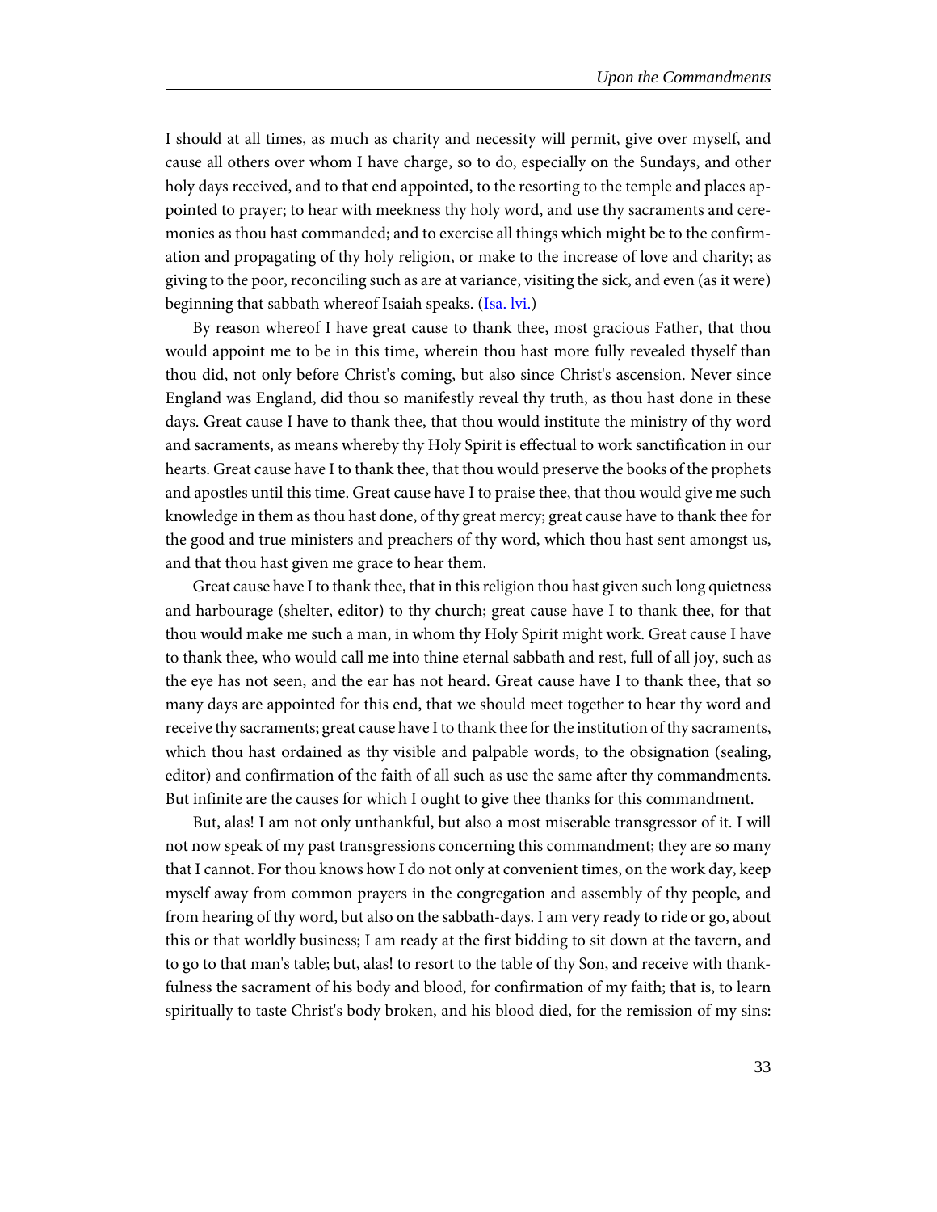I should at all times, as much as charity and necessity will permit, give over myself, and cause all others over whom I have charge, so to do, especially on the Sundays, and other holy days received, and to that end appointed, to the resorting to the temple and places appointed to prayer; to hear with meekness thy holy word, and use thy sacraments and ceremonies as thou hast commanded; and to exercise all things which might be to the confirmation and propagating of thy holy religion, or make to the increase of love and charity; as giving to the poor, reconciling such as are at variance, visiting the sick, and even (as it were) beginning that sabbath whereof Isaiah speaks. (Isa. lvi.)

By reason whereof I have great cause to thank thee, most gracious Father, that thou would appoint me to be in this time, wherein thou hast more fully revealed thyself than thou did, not only before Christ's coming, but also since Christ's ascension. Never since England was England, did thou so manifestly reveal thy truth, as thou hast done in these days. Great cause I have to thank thee, that thou would institute the ministry of thy word and sacraments, as means whereby thy Holy Spirit is effectual to work sanctification in our hearts. Great cause have I to thank thee, that thou would preserve the books of the prophets and apostles until this time. Great cause have I to praise thee, that thou would give me such knowledge in them as thou hast done, of thy great mercy; great cause have to thank thee for the good and true ministers and preachers of thy word, which thou hast sent amongst us, and that thou hast given me grace to hear them.

Great cause have I to thank thee, that in this religion thou hast given such long quietness and harbourage (shelter, editor) to thy church; great cause have I to thank thee, for that thou would make me such a man, in whom thy Holy Spirit might work. Great cause I have to thank thee, who would call me into thine eternal sabbath and rest, full of all joy, such as the eye has not seen, and the ear has not heard. Great cause have I to thank thee, that so many days are appointed for this end, that we should meet together to hear thy word and receive thy sacraments; great cause have I to thank thee for the institution of thy sacraments, which thou hast ordained as thy visible and palpable words, to the obsignation (sealing, editor) and confirmation of the faith of all such as use the same after thy commandments. But infinite are the causes for which I ought to give thee thanks for this commandment.

But, alas! I am not only unthankful, but also a most miserable transgressor of it. I will not now speak of my past transgressions concerning this commandment; they are so many that I cannot. For thou knows how I do not only at convenient times, on the work day, keep myself away from common prayers in the congregation and assembly of thy people, and from hearing of thy word, but also on the sabbath-days. I am very ready to ride or go, about this or that worldly business; I am ready at the first bidding to sit down at the tavern, and to go to that man's table; but, alas! to resort to the table of thy Son, and receive with thankfulness the sacrament of his body and blood, for confirmation of my faith; that is, to learn spiritually to taste Christ's body broken, and his blood died, for the remission of my sins: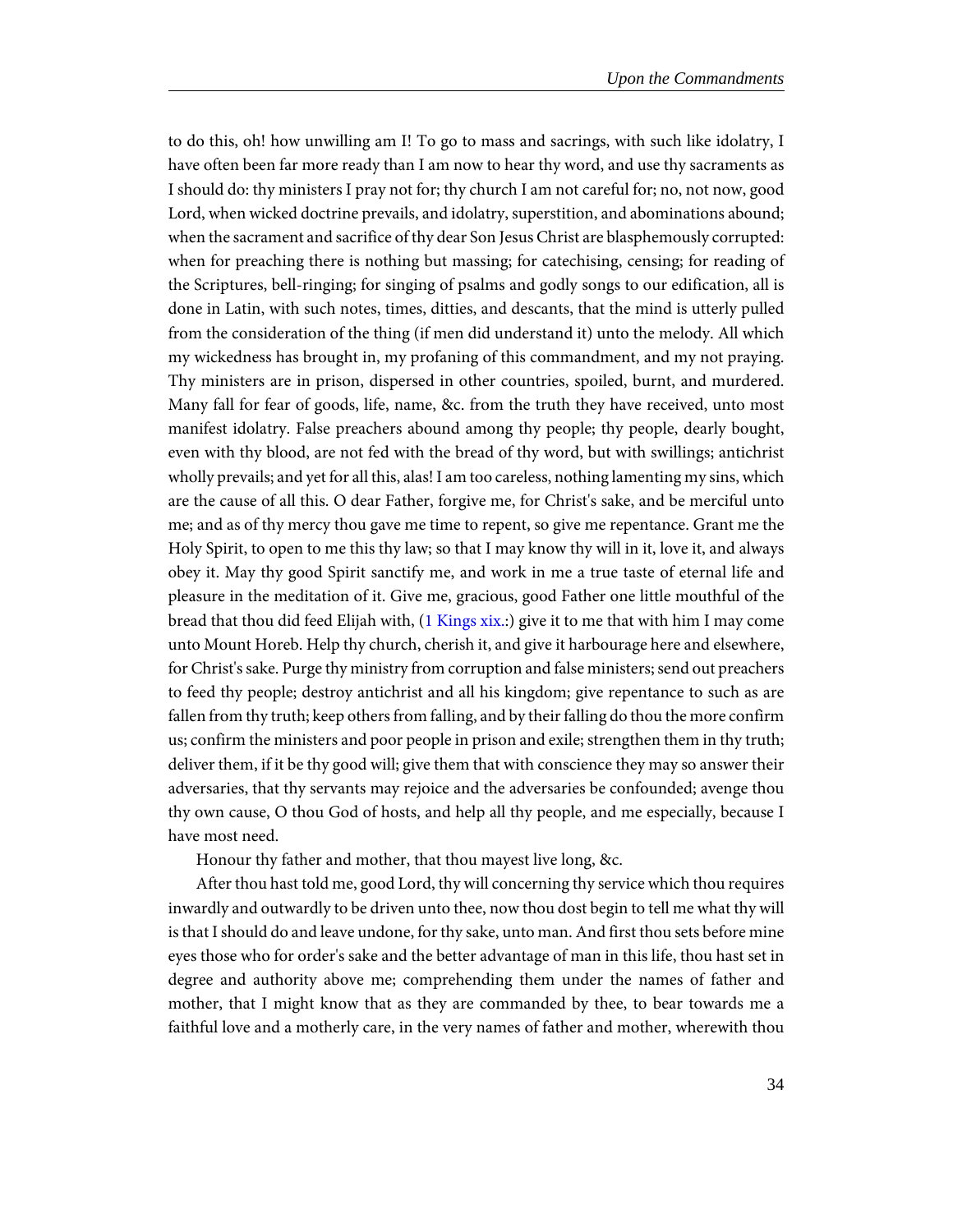to do this, oh! how unwilling am I! To go to mass and sacrings, with such like idolatry, I have often been far more ready than I am now to hear thy word, and use thy sacraments as I should do: thy ministers I pray not for; thy church I am not careful for; no, not now, good Lord, when wicked doctrine prevails, and idolatry, superstition, and abominations abound; when the sacrament and sacrifice of thy dear Son Jesus Christ are blasphemously corrupted: when for preaching there is nothing but massing; for catechising, censing; for reading of the Scriptures, bell-ringing; for singing of psalms and godly songs to our edification, all is done in Latin, with such notes, times, ditties, and descants, that the mind is utterly pulled from the consideration of the thing (if men did understand it) unto the melody. All which my wickedness has brought in, my profaning of this commandment, and my not praying. Thy ministers are in prison, dispersed in other countries, spoiled, burnt, and murdered. Many fall for fear of goods, life, name, &c. from the truth they have received, unto most manifest idolatry. False preachers abound among thy people; thy people, dearly bought, even with thy blood, are not fed with the bread of thy word, but with swillings; antichrist wholly prevails; and yet for all this, alas! I am too careless, nothing lamenting my sins, which are the cause of all this. O dear Father, forgive me, for Christ's sake, and be merciful unto me; and as of thy mercy thou gave me time to repent, so give me repentance. Grant me the Holy Spirit, to open to me this thy law; so that I may know thy will in it, love it, and always obey it. May thy good Spirit sanctify me, and work in me a true taste of eternal life and pleasure in the meditation of it. Give me, gracious, good Father one little mouthful of the bread that thou did feed Elijah with, (1 Kings xix.:) give it to me that with him I may come unto Mount Horeb. Help thy church, cherish it, and give it harbourage here and elsewhere, for Christ's sake. Purge thy ministry from corruption and false ministers; send out preachers to feed thy people; destroy antichrist and all his kingdom; give repentance to such as are fallen from thy truth; keep others from falling, and by their falling do thou the more confirm us; confirm the ministers and poor people in prison and exile; strengthen them in thy truth; deliver them, if it be thy good will; give them that with conscience they may so answer their adversaries, that thy servants may rejoice and the adversaries be confounded; avenge thou thy own cause, O thou God of hosts, and help all thy people, and me especially, because I have most need.

Honour thy father and mother, that thou mayest live long, &c.

After thou hast told me, good Lord, thy will concerning thy service which thou requires inwardly and outwardly to be driven unto thee, now thou dost begin to tell me what thy will is that I should do and leave undone, for thy sake, unto man. And first thou sets before mine eyes those who for order's sake and the better advantage of man in this life, thou hast set in degree and authority above me; comprehending them under the names of father and mother, that I might know that as they are commanded by thee, to bear towards me a faithful love and a motherly care, in the very names of father and mother, wherewith thou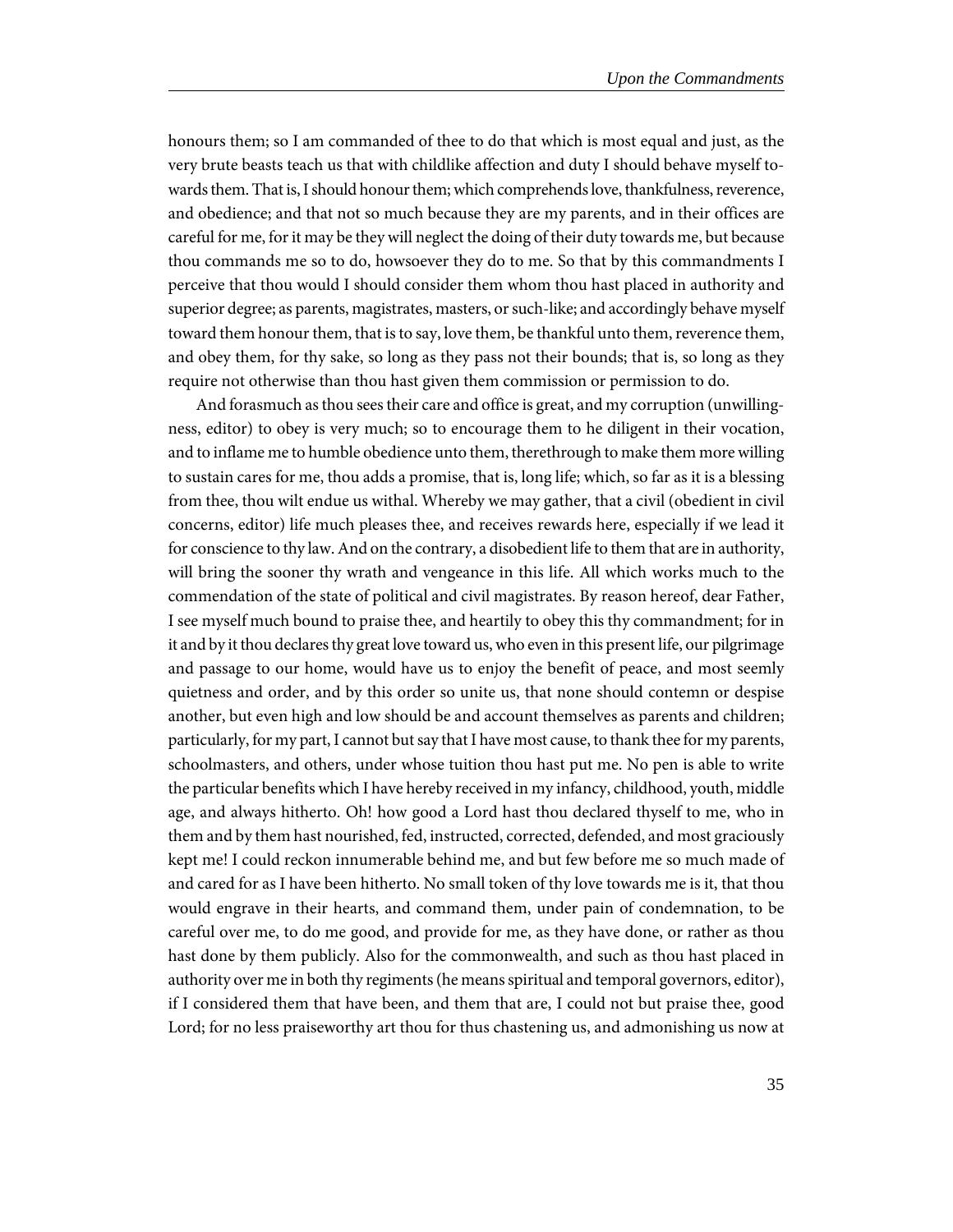honours them; so I am commanded of thee to do that which is most equal and just, as the very brute beasts teach us that with childlike affection and duty I should behave myself towards them. That is, I should honour them; which comprehends love, thankfulness, reverence, and obedience; and that not so much because they are my parents, and in their offices are careful for me, for it may be they will neglect the doing of their duty towards me, but because thou commands me so to do, howsoever they do to me. So that by this commandments I perceive that thou would I should consider them whom thou hast placed in authority and superior degree; as parents, magistrates, masters, or such-like; and accordingly behave myself toward them honour them, that is to say, love them, be thankful unto them, reverence them, and obey them, for thy sake, so long as they pass not their bounds; that is, so long as they require not otherwise than thou hast given them commission or permission to do.

And forasmuch as thou sees their care and office is great, and my corruption (unwillingness, editor) to obey is very much; so to encourage them to he diligent in their vocation, and to inflame me to humble obedience unto them, therethrough to make them more willing to sustain cares for me, thou adds a promise, that is, long life; which, so far as it is a blessing from thee, thou wilt endue us withal. Whereby we may gather, that a civil (obedient in civil concerns, editor) life much pleases thee, and receives rewards here, especially if we lead it for conscience to thy law. And on the contrary, a disobedient life to them that are in authority, will bring the sooner thy wrath and vengeance in this life. All which works much to the commendation of the state of political and civil magistrates. By reason hereof, dear Father, I see myself much bound to praise thee, and heartily to obey this thy commandment; for in it and by it thou declares thy great love toward us, who even in this present life, our pilgrimage and passage to our home, would have us to enjoy the benefit of peace, and most seemly quietness and order, and by this order so unite us, that none should contemn or despise another, but even high and low should be and account themselves as parents and children; particularly, for my part, I cannot but say that I have most cause, to thank thee for my parents, schoolmasters, and others, under whose tuition thou hast put me. No pen is able to write the particular benefits which I have hereby received in my infancy, childhood, youth, middle age, and always hitherto. Oh! how good a Lord hast thou declared thyself to me, who in them and by them hast nourished, fed, instructed, corrected, defended, and most graciously kept me! I could reckon innumerable behind me, and but few before me so much made of and cared for as I have been hitherto. No small token of thy love towards me is it, that thou would engrave in their hearts, and command them, under pain of condemnation, to be careful over me, to do me good, and provide for me, as they have done, or rather as thou hast done by them publicly. Also for the commonwealth, and such as thou hast placed in authority over me in both thy regiments (he means spiritual and temporal governors, editor), if I considered them that have been, and them that are, I could not but praise thee, good Lord; for no less praiseworthy art thou for thus chastening us, and admonishing us now at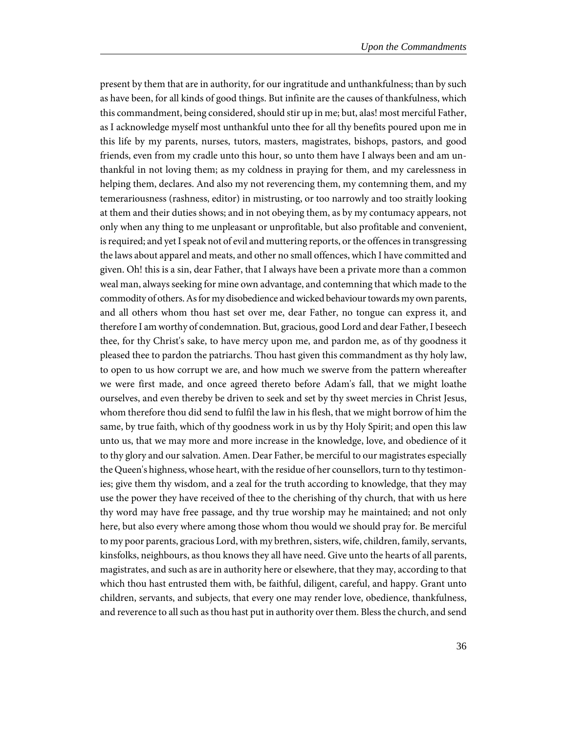present by them that are in authority, for our ingratitude and unthankfulness; than by such as have been, for all kinds of good things. But infinite are the causes of thankfulness, which this commandment, being considered, should stir up in me; but, alas! most merciful Father, as I acknowledge myself most unthankful unto thee for all thy benefits poured upon me in this life by my parents, nurses, tutors, masters, magistrates, bishops, pastors, and good friends, even from my cradle unto this hour, so unto them have I always been and am unthankful in not loving them; as my coldness in praying for them, and my carelessness in helping them, declares. And also my not reverencing them, my contemning them, and my temerariousness (rashness, editor) in mistrusting, or too narrowly and too straitly looking at them and their duties shows; and in not obeying them, as by my contumacy appears, not only when any thing to me unpleasant or unprofitable, but also profitable and convenient, is required; and yet I speak not of evil and muttering reports, or the offences in transgressing the laws about apparel and meats, and other no small offences, which I have committed and given. Oh! this is a sin, dear Father, that I always have been a private more than a common weal man, always seeking for mine own advantage, and contemning that which made to the commodity of others. As for my disobedience and wicked behaviour towards my own parents, and all others whom thou hast set over me, dear Father, no tongue can express it, and therefore I am worthy of condemnation. But, gracious, good Lord and dear Father, I beseech thee, for thy Christ's sake, to have mercy upon me, and pardon me, as of thy goodness it pleased thee to pardon the patriarchs. Thou hast given this commandment as thy holy law, to open to us how corrupt we are, and how much we swerve from the pattern whereafter we were first made, and once agreed thereto before Adam's fall, that we might loathe ourselves, and even thereby be driven to seek and set by thy sweet mercies in Christ Jesus, whom therefore thou did send to fulfil the law in his flesh, that we might borrow of him the same, by true faith, which of thy goodness work in us by thy Holy Spirit; and open this law unto us, that we may more and more increase in the knowledge, love, and obedience of it to thy glory and our salvation. Amen. Dear Father, be merciful to our magistrates especially the Queen's highness, whose heart, with the residue of her counsellors, turn to thy testimonies; give them thy wisdom, and a zeal for the truth according to knowledge, that they may use the power they have received of thee to the cherishing of thy church, that with us here thy word may have free passage, and thy true worship may he maintained; and not only here, but also every where among those whom thou would we should pray for. Be merciful to my poor parents, gracious Lord, with my brethren, sisters, wife, children, family, servants, kinsfolks, neighbours, as thou knows they all have need. Give unto the hearts of all parents, magistrates, and such as are in authority here or elsewhere, that they may, according to that which thou hast entrusted them with, be faithful, diligent, careful, and happy. Grant unto children, servants, and subjects, that every one may render love, obedience, thankfulness, and reverence to all such as thou hast put in authority over them. Bless the church, and send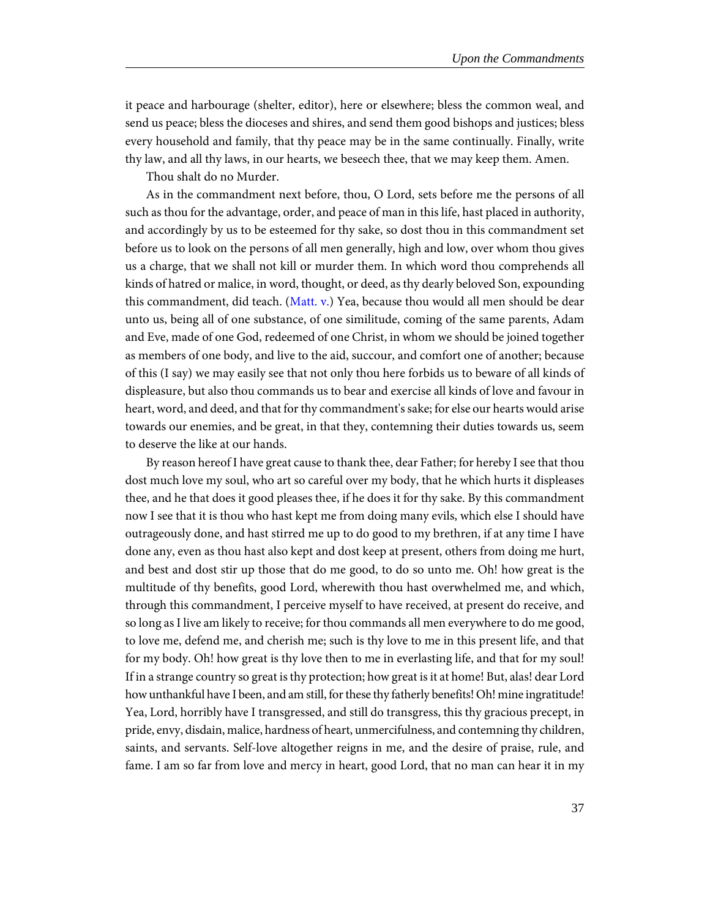it peace and harbourage (shelter, editor), here or elsewhere; bless the common weal, and send us peace; bless the dioceses and shires, and send them good bishops and justices; bless every household and family, that thy peace may be in the same continually. Finally, write thy law, and all thy laws, in our hearts, we beseech thee, that we may keep them. Amen.

Thou shalt do no Murder.

As in the commandment next before, thou, O Lord, sets before me the persons of all such as thou for the advantage, order, and peace of man in this life, hast placed in authority, and accordingly by us to be esteemed for thy sake, so dost thou in this commandment set before us to look on the persons of all men generally, high and low, over whom thou gives us a charge, that we shall not kill or murder them. In which word thou comprehends all kinds of hatred or malice, in word, thought, or deed, as thy dearly beloved Son, expounding this commandment, did teach. (Matt. v.) Yea, because thou would all men should be dear unto us, being all of one substance, of one similitude, coming of the same parents, Adam and Eve, made of one God, redeemed of one Christ, in whom we should be joined together as members of one body, and live to the aid, succour, and comfort one of another; because of this (I say) we may easily see that not only thou here forbids us to beware of all kinds of displeasure, but also thou commands us to bear and exercise all kinds of love and favour in heart, word, and deed, and that for thy commandment's sake; for else our hearts would arise towards our enemies, and be great, in that they, contemning their duties towards us, seem to deserve the like at our hands.

By reason hereof I have great cause to thank thee, dear Father; for hereby I see that thou dost much love my soul, who art so careful over my body, that he which hurts it displeases thee, and he that does it good pleases thee, if he does it for thy sake. By this commandment now I see that it is thou who hast kept me from doing many evils, which else I should have outrageously done, and hast stirred me up to do good to my brethren, if at any time I have done any, even as thou hast also kept and dost keep at present, others from doing me hurt, and best and dost stir up those that do me good, to do so unto me. Oh! how great is the multitude of thy benefits, good Lord, wherewith thou hast overwhelmed me, and which, through this commandment, I perceive myself to have received, at present do receive, and so long as I live am likely to receive; for thou commands all men everywhere to do me good, to love me, defend me, and cherish me; such is thy love to me in this present life, and that for my body. Oh! how great is thy love then to me in everlasting life, and that for my soul! If in a strange country so great is thy protection; how great is it at home! But, alas! dear Lord how unthankful have I been, and am still, for these thy fatherly benefits! Oh! mine ingratitude! Yea, Lord, horribly have I transgressed, and still do transgress, this thy gracious precept, in pride, envy, disdain, malice, hardness of heart, unmercifulness, and contemning thy children, saints, and servants. Self-love altogether reigns in me, and the desire of praise, rule, and fame. I am so far from love and mercy in heart, good Lord, that no man can hear it in my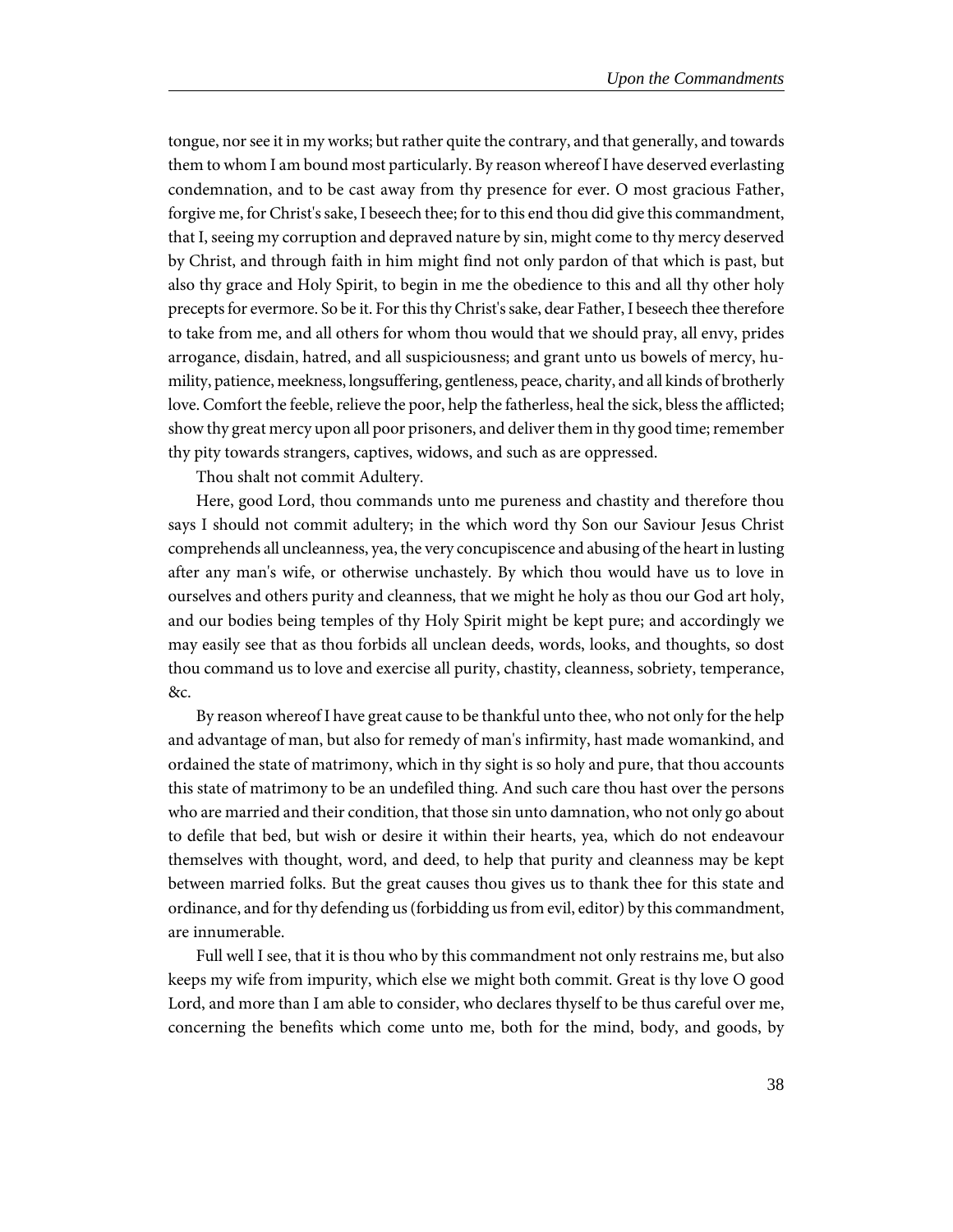tongue, nor see it in my works; but rather quite the contrary, and that generally, and towards them to whom I am bound most particularly. By reason whereof I have deserved everlasting condemnation, and to be cast away from thy presence for ever. O most gracious Father, forgive me, for Christ's sake, I beseech thee; for to this end thou did give this commandment, that I, seeing my corruption and depraved nature by sin, might come to thy mercy deserved by Christ, and through faith in him might find not only pardon of that which is past, but also thy grace and Holy Spirit, to begin in me the obedience to this and all thy other holy precepts for evermore. So be it. For this thy Christ's sake, dear Father, I beseech thee therefore to take from me, and all others for whom thou would that we should pray, all envy, prides arrogance, disdain, hatred, and all suspiciousness; and grant unto us bowels of mercy, humility, patience, meekness, longsuffering, gentleness, peace, charity, and all kinds of brotherly love. Comfort the feeble, relieve the poor, help the fatherless, heal the sick, bless the afflicted; show thy great mercy upon all poor prisoners, and deliver them in thy good time; remember thy pity towards strangers, captives, widows, and such as are oppressed.

Thou shalt not commit Adultery.

Here, good Lord, thou commands unto me pureness and chastity and therefore thou says I should not commit adultery; in the which word thy Son our Saviour Jesus Christ comprehends all uncleanness, yea, the very concupiscence and abusing of the heart in lusting after any man's wife, or otherwise unchastely. By which thou would have us to love in ourselves and others purity and cleanness, that we might he holy as thou our God art holy, and our bodies being temples of thy Holy Spirit might be kept pure; and accordingly we may easily see that as thou forbids all unclean deeds, words, looks, and thoughts, so dost thou command us to love and exercise all purity, chastity, cleanness, sobriety, temperance, &c.

By reason whereof I have great cause to be thankful unto thee, who not only for the help and advantage of man, but also for remedy of man's infirmity, hast made womankind, and ordained the state of matrimony, which in thy sight is so holy and pure, that thou accounts this state of matrimony to be an undefiled thing. And such care thou hast over the persons who are married and their condition, that those sin unto damnation, who not only go about to defile that bed, but wish or desire it within their hearts, yea, which do not endeavour themselves with thought, word, and deed, to help that purity and cleanness may be kept between married folks. But the great causes thou gives us to thank thee for this state and ordinance, and for thy defending us (forbidding us from evil, editor) by this commandment, are innumerable.

Full well I see, that it is thou who by this commandment not only restrains me, but also keeps my wife from impurity, which else we might both commit. Great is thy love O good Lord, and more than I am able to consider, who declares thyself to be thus careful over me, concerning the benefits which come unto me, both for the mind, body, and goods, by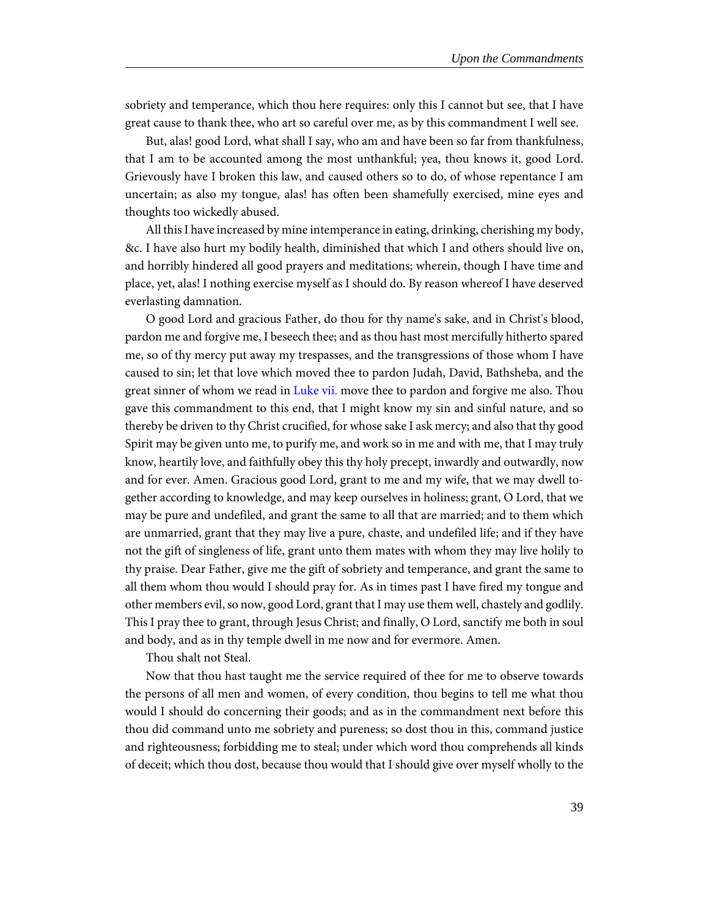sobriety and temperance, which thou here requires: only this I cannot but see, that I have great cause to thank thee, who art so careful over me, as by this commandment I well see.

But, alas! good Lord, what shall I say, who am and have been so far from thankfulness, that I am to be accounted among the most unthankful; yea, thou knows it, good Lord. Grievously have I broken this law, and caused others so to do, of whose repentance I am uncertain; as also my tongue, alas! has often been shamefully exercised, mine eyes and thoughts too wickedly abused.

All this I have increased by mine intemperance in eating, drinking, cherishing my body, &c. I have also hurt my bodily health, diminished that which I and others should live on, and horribly hindered all good prayers and meditations; wherein, though I have time and place, yet, alas! I nothing exercise myself as I should do. By reason whereof I have deserved everlasting damnation.

O good Lord and gracious Father, do thou for thy name's sake, and in Christ's blood, pardon me and forgive me, I beseech thee; and as thou hast most mercifully hitherto spared me, so of thy mercy put away my trespasses, and the transgressions of those whom I have caused to sin; let that love which moved thee to pardon Judah, David, Bathsheba, and the great sinner of whom we read in Luke vii. move thee to pardon and forgive me also. Thou gave this commandment to this end, that I might know my sin and sinful nature, and so thereby be driven to thy Christ crucified, for whose sake I ask mercy; and also that thy good Spirit may be given unto me, to purify me, and work so in me and with me, that I may truly know, heartily love, and faithfully obey this thy holy precept, inwardly and outwardly, now and for ever. Amen. Gracious good Lord, grant to me and my wife, that we may dwell together according to knowledge, and may keep ourselves in holiness; grant, O Lord, that we may be pure and undefiled, and grant the same to all that are married; and to them which are unmarried, grant that they may live a pure, chaste, and undefiled life; and if they have not the gift of singleness of life, grant unto them mates with whom they may live holily to thy praise. Dear Father, give me the gift of sobriety and temperance, and grant the same to all them whom thou would I should pray for. As in times past I have fired my tongue and other members evil, so now, good Lord, grant that I may use them well, chastely and godlily. This I pray thee to grant, through Jesus Christ; and finally, O Lord, sanctify me both in soul and body, and as in thy temple dwell in me now and for evermore. Amen.

Thou shalt not Steal.

Now that thou hast taught me the service required of thee for me to observe towards the persons of all men and women, of every condition, thou begins to tell me what thou would I should do concerning their goods; and as in the commandment next before this thou did command unto me sobriety and pureness; so dost thou in this, command justice and righteousness; forbidding me to steal; under which word thou comprehends all kinds of deceit; which thou dost, because thou would that I should give over myself wholly to the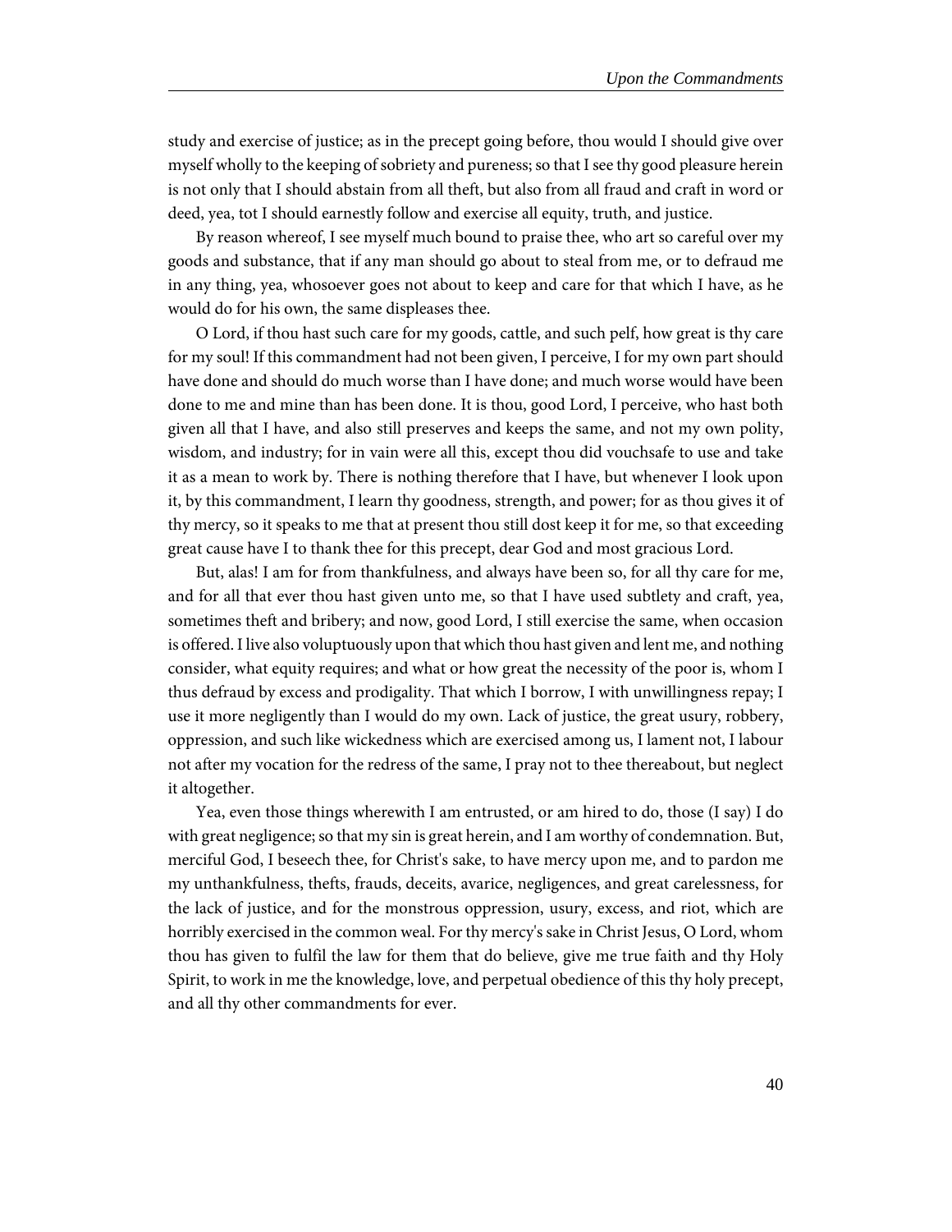study and exercise of justice; as in the precept going before, thou would I should give over myself wholly to the keeping of sobriety and pureness; so that I see thy good pleasure herein is not only that I should abstain from all theft, but also from all fraud and craft in word or deed, yea, tot I should earnestly follow and exercise all equity, truth, and justice.

By reason whereof, I see myself much bound to praise thee, who art so careful over my goods and substance, that if any man should go about to steal from me, or to defraud me in any thing, yea, whosoever goes not about to keep and care for that which I have, as he would do for his own, the same displeases thee.

O Lord, if thou hast such care for my goods, cattle, and such pelf, how great is thy care for my soul! If this commandment had not been given, I perceive, I for my own part should have done and should do much worse than I have done; and much worse would have been done to me and mine than has been done. It is thou, good Lord, I perceive, who hast both given all that I have, and also still preserves and keeps the same, and not my own polity, wisdom, and industry; for in vain were all this, except thou did vouchsafe to use and take it as a mean to work by. There is nothing therefore that I have, but whenever I look upon it, by this commandment, I learn thy goodness, strength, and power; for as thou gives it of thy mercy, so it speaks to me that at present thou still dost keep it for me, so that exceeding great cause have I to thank thee for this precept, dear God and most gracious Lord.

But, alas! I am for from thankfulness, and always have been so, for all thy care for me, and for all that ever thou hast given unto me, so that I have used subtlety and craft, yea, sometimes theft and bribery; and now, good Lord, I still exercise the same, when occasion is offered. I live also voluptuously upon that which thou hast given and lent me, and nothing consider, what equity requires; and what or how great the necessity of the poor is, whom I thus defraud by excess and prodigality. That which I borrow, I with unwillingness repay; I use it more negligently than I would do my own. Lack of justice, the great usury, robbery, oppression, and such like wickedness which are exercised among us, I lament not, I labour not after my vocation for the redress of the same, I pray not to thee thereabout, but neglect it altogether.

Yea, even those things wherewith I am entrusted, or am hired to do, those (I say) I do with great negligence; so that my sin is great herein, and I am worthy of condemnation. But, merciful God, I beseech thee, for Christ's sake, to have mercy upon me, and to pardon me my unthankfulness, thefts, frauds, deceits, avarice, negligences, and great carelessness, for the lack of justice, and for the monstrous oppression, usury, excess, and riot, which are horribly exercised in the common weal. For thy mercy's sake in Christ Jesus, O Lord, whom thou has given to fulfil the law for them that do believe, give me true faith and thy Holy Spirit, to work in me the knowledge, love, and perpetual obedience of this thy holy precept, and all thy other commandments for ever.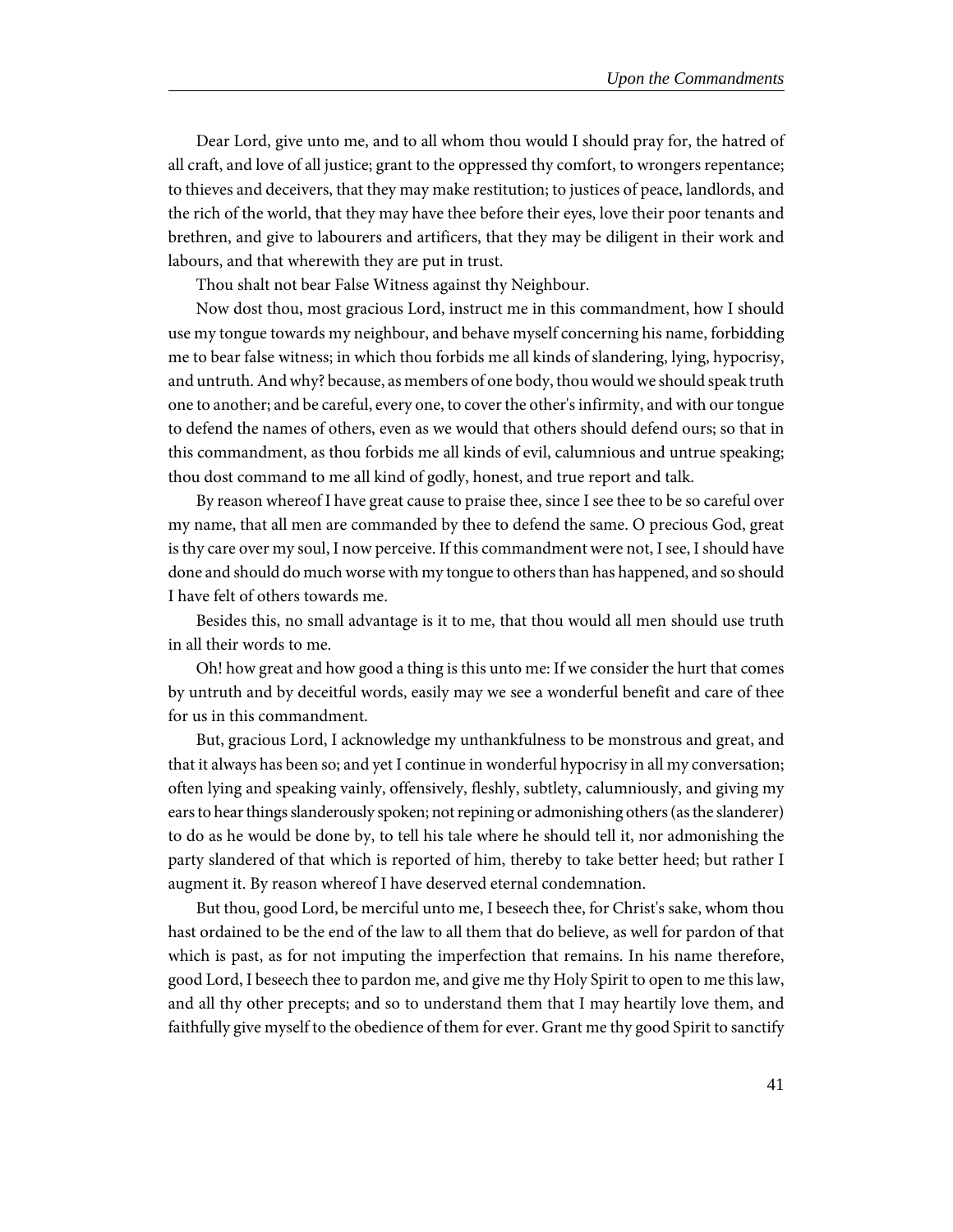Dear Lord, give unto me, and to all whom thou would I should pray for, the hatred of all craft, and love of all justice; grant to the oppressed thy comfort, to wrongers repentance; to thieves and deceivers, that they may make restitution; to justices of peace, landlords, and the rich of the world, that they may have thee before their eyes, love their poor tenants and brethren, and give to labourers and artificers, that they may be diligent in their work and labours, and that wherewith they are put in trust.

Thou shalt not bear False Witness against thy Neighbour.

Now dost thou, most gracious Lord, instruct me in this commandment, how I should use my tongue towards my neighbour, and behave myself concerning his name, forbidding me to bear false witness; in which thou forbids me all kinds of slandering, lying, hypocrisy, and untruth. And why? because, as members of one body, thou would we should speak truth one to another; and be careful, every one, to cover the other's infirmity, and with our tongue to defend the names of others, even as we would that others should defend ours; so that in this commandment, as thou forbids me all kinds of evil, calumnious and untrue speaking; thou dost command to me all kind of godly, honest, and true report and talk.

By reason whereof I have great cause to praise thee, since I see thee to be so careful over my name, that all men are commanded by thee to defend the same. O precious God, great is thy care over my soul, I now perceive. If this commandment were not, I see, I should have done and should do much worse with my tongue to others than has happened, and so should I have felt of others towards me.

Besides this, no small advantage is it to me, that thou would all men should use truth in all their words to me.

Oh! how great and how good a thing is this unto me: If we consider the hurt that comes by untruth and by deceitful words, easily may we see a wonderful benefit and care of thee for us in this commandment.

But, gracious Lord, I acknowledge my unthankfulness to be monstrous and great, and that it always has been so; and yet I continue in wonderful hypocrisy in all my conversation; often lying and speaking vainly, offensively, fleshly, subtlety, calumniously, and giving my ears to hear things slanderously spoken; not repining or admonishing others (as the slanderer) to do as he would be done by, to tell his tale where he should tell it, nor admonishing the party slandered of that which is reported of him, thereby to take better heed; but rather I augment it. By reason whereof I have deserved eternal condemnation.

But thou, good Lord, be merciful unto me, I beseech thee, for Christ's sake, whom thou hast ordained to be the end of the law to all them that do believe, as well for pardon of that which is past, as for not imputing the imperfection that remains. In his name therefore, good Lord, I beseech thee to pardon me, and give me thy Holy Spirit to open to me this law, and all thy other precepts; and so to understand them that I may heartily love them, and faithfully give myself to the obedience of them for ever. Grant me thy good Spirit to sanctify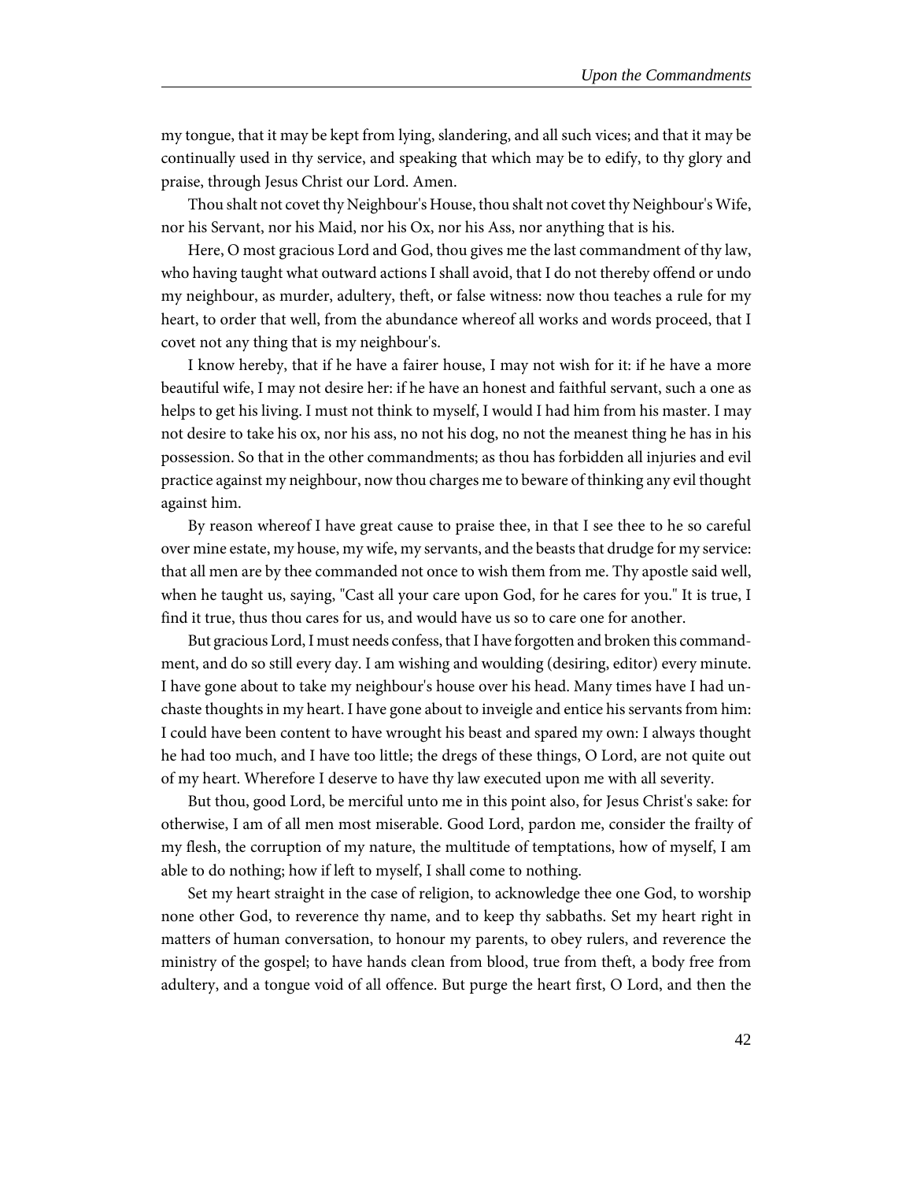my tongue, that it may be kept from lying, slandering, and all such vices; and that it may be continually used in thy service, and speaking that which may be to edify, to thy glory and praise, through Jesus Christ our Lord. Amen.

Thou shalt not covet thy Neighbour's House, thou shalt not covet thy Neighbour's Wife, nor his Servant, nor his Maid, nor his Ox, nor his Ass, nor anything that is his.

Here, O most gracious Lord and God, thou gives me the last commandment of thy law, who having taught what outward actions I shall avoid, that I do not thereby offend or undo my neighbour, as murder, adultery, theft, or false witness: now thou teaches a rule for my heart, to order that well, from the abundance whereof all works and words proceed, that I covet not any thing that is my neighbour's.

I know hereby, that if he have a fairer house, I may not wish for it: if he have a more beautiful wife, I may not desire her: if he have an honest and faithful servant, such a one as helps to get his living. I must not think to myself, I would I had him from his master. I may not desire to take his ox, nor his ass, no not his dog, no not the meanest thing he has in his possession. So that in the other commandments; as thou has forbidden all injuries and evil practice against my neighbour, now thou charges me to beware of thinking any evil thought against him.

By reason whereof I have great cause to praise thee, in that I see thee to he so careful over mine estate, my house, my wife, my servants, and the beasts that drudge for my service: that all men are by thee commanded not once to wish them from me. Thy apostle said well, when he taught us, saying, "Cast all your care upon God, for he cares for you." It is true, I find it true, thus thou cares for us, and would have us so to care one for another.

But gracious Lord, I must needs confess, that I have forgotten and broken this commandment, and do so still every day. I am wishing and woulding (desiring, editor) every minute. I have gone about to take my neighbour's house over his head. Many times have I had unchaste thoughts in my heart. I have gone about to inveigle and entice his servants from him: I could have been content to have wrought his beast and spared my own: I always thought he had too much, and I have too little; the dregs of these things, O Lord, are not quite out of my heart. Wherefore I deserve to have thy law executed upon me with all severity.

But thou, good Lord, be merciful unto me in this point also, for Jesus Christ's sake: for otherwise, I am of all men most miserable. Good Lord, pardon me, consider the frailty of my flesh, the corruption of my nature, the multitude of temptations, how of myself, I am able to do nothing; how if left to myself, I shall come to nothing.

Set my heart straight in the case of religion, to acknowledge thee one God, to worship none other God, to reverence thy name, and to keep thy sabbaths. Set my heart right in matters of human conversation, to honour my parents, to obey rulers, and reverence the ministry of the gospel; to have hands clean from blood, true from theft, a body free from adultery, and a tongue void of all offence. But purge the heart first, O Lord, and then the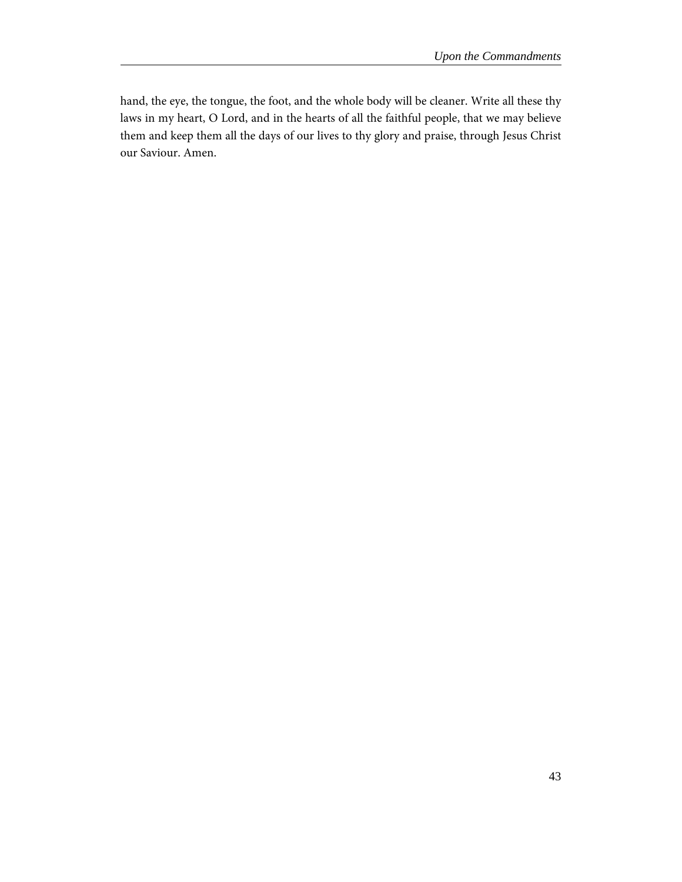hand, the eye, the tongue, the foot, and the whole body will be cleaner. Write all these thy laws in my heart, O Lord, and in the hearts of all the faithful people, that we may believe them and keep them all the days of our lives to thy glory and praise, through Jesus Christ our Saviour. Amen.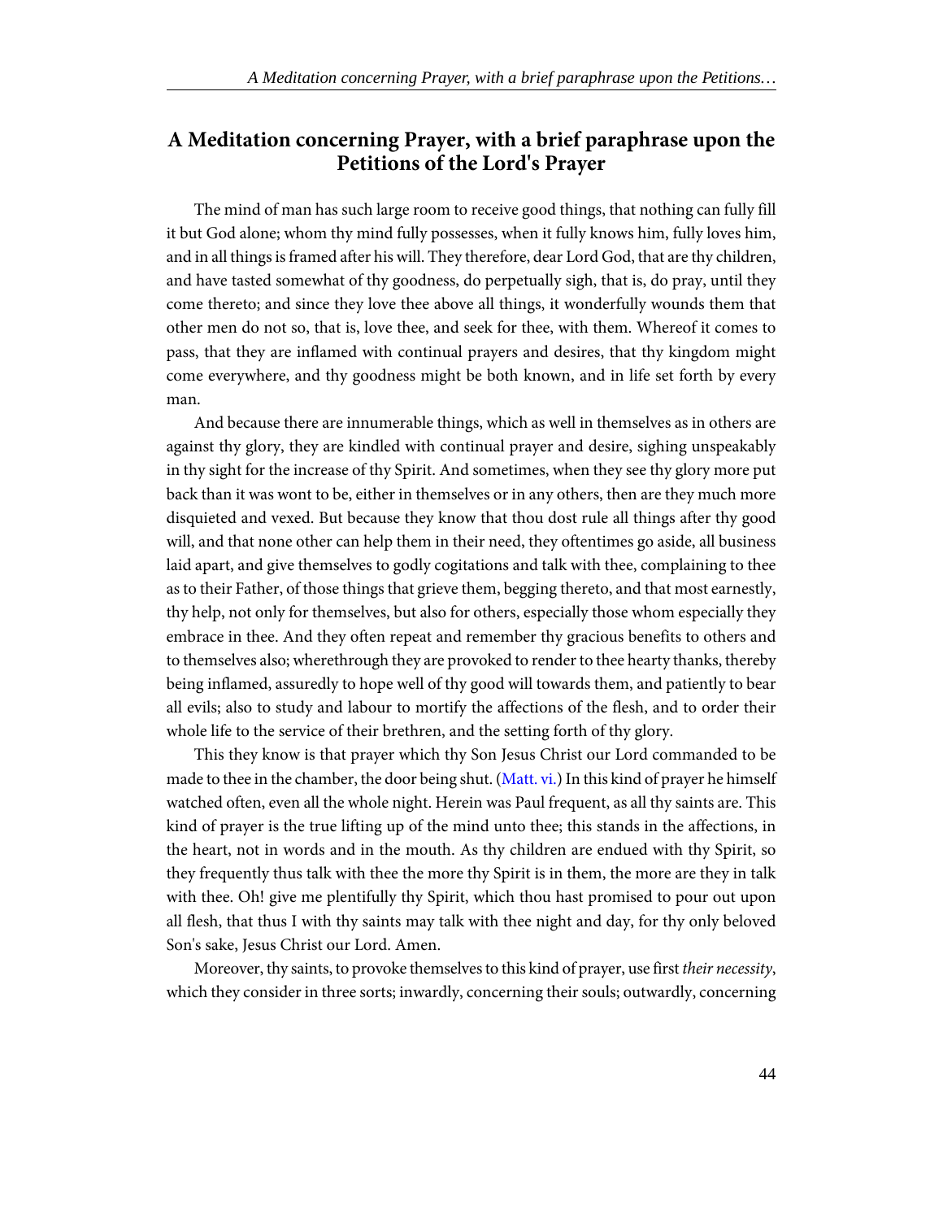## A Meditation concerning Prayer, with a brief paraphrase upon the Petitions of the Lord's Prayer

The mind of man has such large room to receive good things, that nothing can fully fill it but God alone; whom thy mind fully possesses, when it fully knows him, fully loves him, and in all things is framed after his will. They therefore, dear Lord God, that are thy children, and have tasted somewhat of thy goodness, do perpetually sigh, that is, do pray, until they come thereto; and since they love thee above all things, it wonderfully wounds them that other men do not so, that is, love thee, and seek for thee, with them. Whereof it comes to pass, that they are inflamed with continual prayers and desires, that thy kingdom might come everywhere, and thy goodness might be both known, and in life set forth by every man.

And because there are innumerable things, which as well in themselves as in others are against thy glory, they are kindled with continual prayer and desire, sighing unspeakably in thy sight for the increase of thy Spirit. And sometimes, when they see thy glory more put back than it was wont to be, either in themselves or in any others, then are they much more disquieted and vexed. But because they know that thou dost rule all things after thy good will, and that none other can help them in their need, they oftentimes go aside, all business laid apart, and give themselves to godly cogitations and talk with thee, complaining to thee as to their Father, of those things that grieve them, begging thereto, and that most earnestly, thy help, not only for themselves, but also for others, especially those whom especially they embrace in thee. And they often repeat and remember thy gracious benefits to others and to themselves also; wherethrough they are provoked to render to thee hearty thanks, thereby being inflamed, assuredly to hope well of thy good will towards them, and patiently to bear all evils; also to study and labour to mortify the affections of the flesh, and to order their whole life to the service of their brethren, and the setting forth of thy glory.

This they know is that prayer which thy Son Jesus Christ our Lord commanded to be made to thee in the chamber, the door being shut. (Matt. vi.) In this kind of prayer he himself watched often, even all the whole night. Herein was Paul frequent, as all thy saints are. This kind of prayer is the true lifting up of the mind unto thee; this stands in the affections, in the heart, not in words and in the mouth. As thy children are endued with thy Spirit, so they frequently thus talk with thee the more thy Spirit is in them, the more are they in talk with thee. Oh! give me plentifully thy Spirit, which thou hast promised to pour out upon all flesh, that thus I with thy saints may talk with thee night and day, for thy only beloved Son's sake, Jesus Christ our Lord. Amen.

Moreover, thy saints, to provoke themselves to this kind of prayer, use first *their necessity*, which they consider in three sorts; inwardly, concerning their souls; outwardly, concerning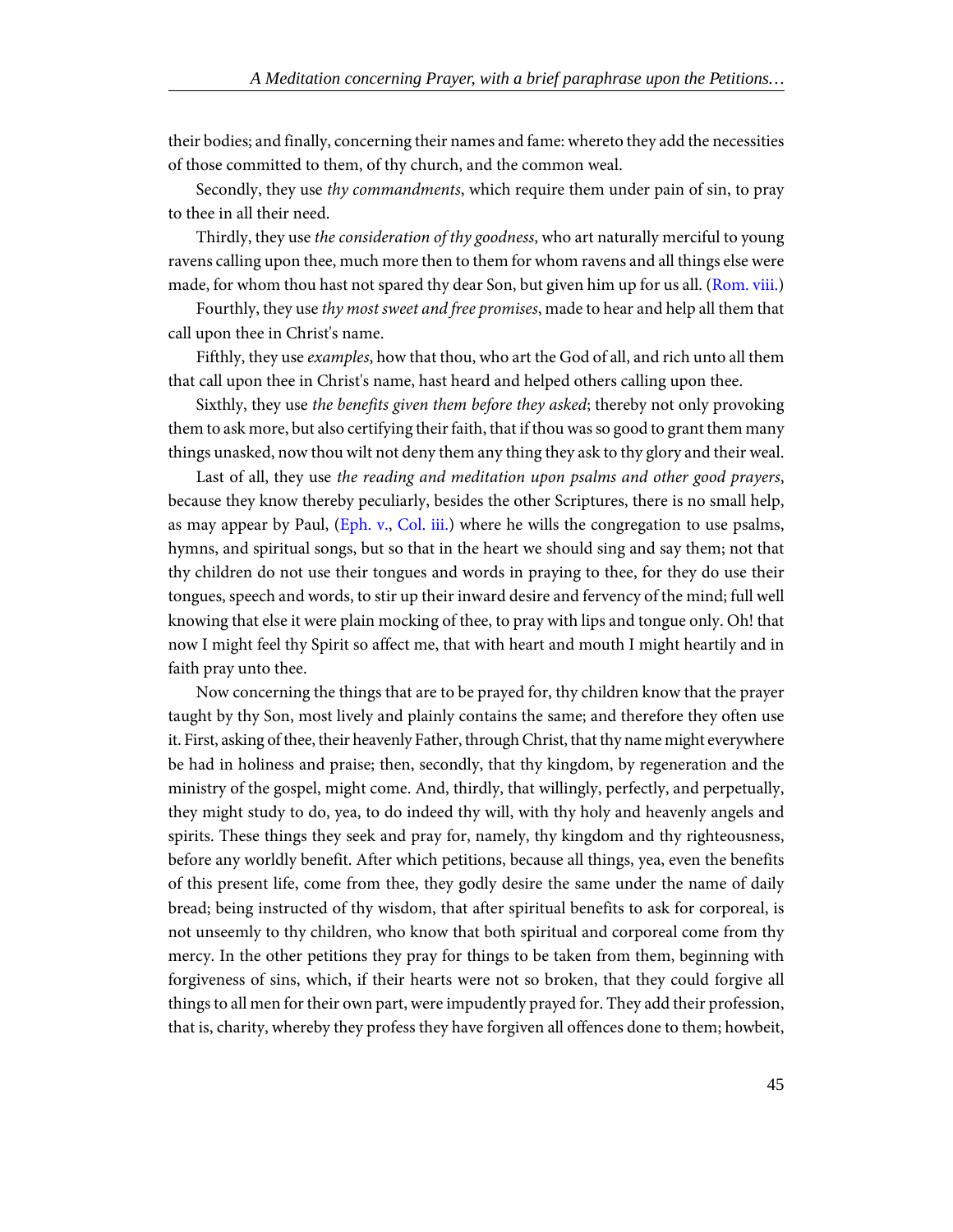their bodies; and finally, concerning their names and fame: whereto they add the necessities of those committed to them, of thy church, and the common weal.

Secondly, they use *thy commandments*, which require them under pain of sin, to pray to thee in all their need.

Thirdly, they use *the consideration of thy goodness*, who art naturally merciful to young ravens calling upon thee, much more then to them for whom ravens and all things else were made, for whom thou hast not spared thy dear Son, but given him up for us all. (Rom. viii.)

Fourthly, they use *thy most sweet and free promises*, made to hear and help all them that call upon thee in Christ's name.

Fifthly, they use *examples*, how that thou, who art the God of all, and rich unto all them that call upon thee in Christ's name, hast heard and helped others calling upon thee.

Sixthly, they use *the benefits given them before they asked*; thereby not only provoking them to ask more, but also certifying their faith, that if thou was so good to grant them many things unasked, now thou wilt not deny them any thing they ask to thy glory and their weal.

Last of all, they use *the reading and meditation upon psalms and other good prayers*, because they know thereby peculiarly, besides the other Scriptures, there is no small help, as may appear by Paul, (Eph. v., Col. iii.) where he wills the congregation to use psalms, hymns, and spiritual songs, but so that in the heart we should sing and say them; not that thy children do not use their tongues and words in praying to thee, for they do use their tongues, speech and words, to stir up their inward desire and fervency of the mind; full well knowing that else it were plain mocking of thee, to pray with lips and tongue only. Oh! that now I might feel thy Spirit so affect me, that with heart and mouth I might heartily and in faith pray unto thee.

Now concerning the things that are to be prayed for, thy children know that the prayer taught by thy Son, most lively and plainly contains the same; and therefore they often use it. First, asking of thee, their heavenly Father, through Christ, that thy name might everywhere be had in holiness and praise; then, secondly, that thy kingdom, by regeneration and the ministry of the gospel, might come. And, thirdly, that willingly, perfectly, and perpetually, they might study to do, yea, to do indeed thy will, with thy holy and heavenly angels and spirits. These things they seek and pray for, namely, thy kingdom and thy righteousness, before any worldly benefit. After which petitions, because all things, yea, even the benefits of this present life, come from thee, they godly desire the same under the name of daily bread; being instructed of thy wisdom, that after spiritual benefits to ask for corporeal, is not unseemly to thy children, who know that both spiritual and corporeal come from thy mercy. In the other petitions they pray for things to be taken from them, beginning with forgiveness of sins, which, if their hearts were not so broken, that they could forgive all things to all men for their own part, were impudently prayed for. They add their profession, that is, charity, whereby they profess they have forgiven all offences done to them; howbeit,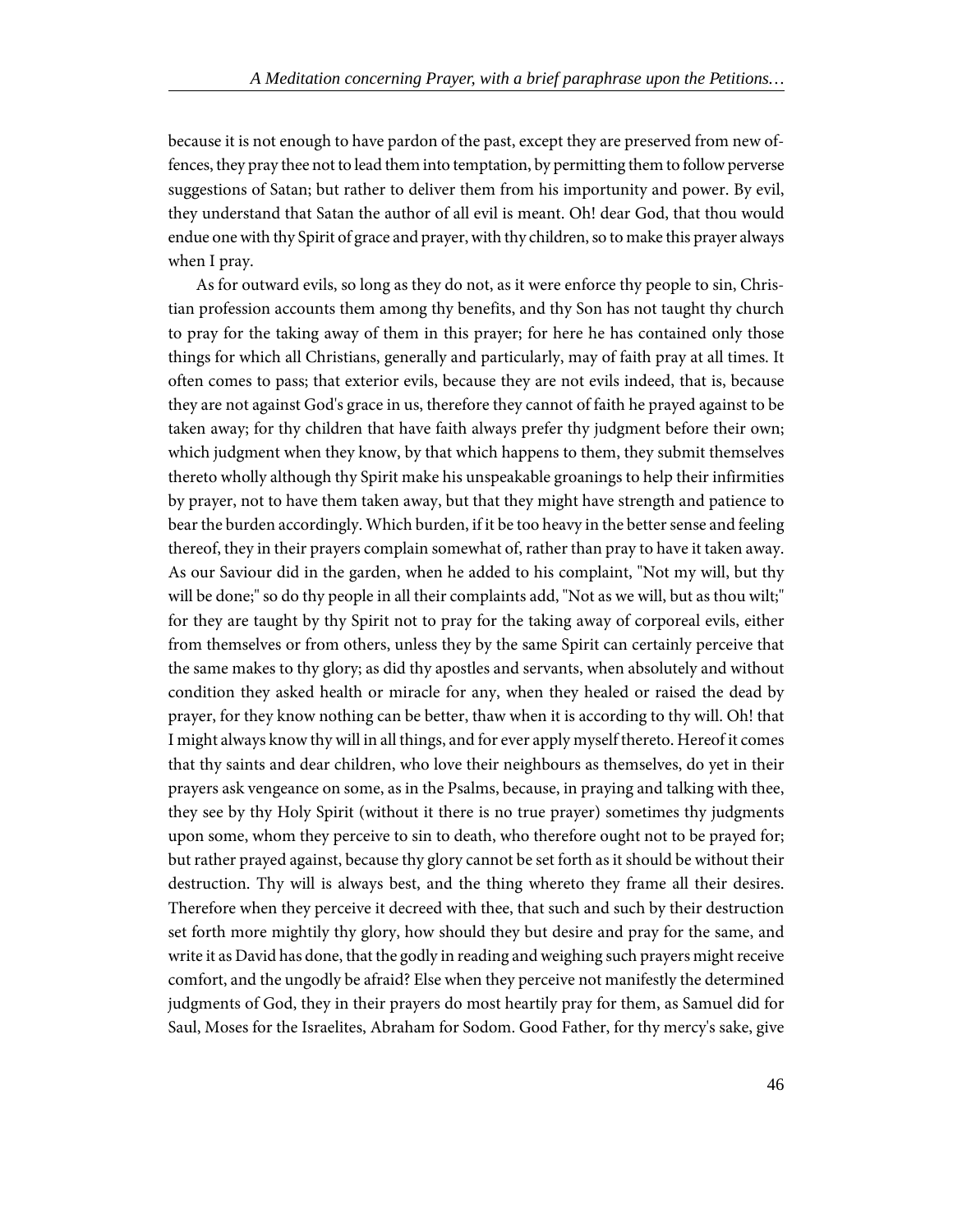because it is not enough to have pardon of the past, except they are preserved from new offences, they pray thee not to lead them into temptation, by permitting them to follow perverse suggestions of Satan; but rather to deliver them from his importunity and power. By evil, they understand that Satan the author of all evil is meant. Oh! dear God, that thou would endue one with thy Spirit of grace and prayer, with thy children, so to make this prayer always when I pray.

As for outward evils, so long as they do not, as it were enforce thy people to sin, Christian profession accounts them among thy benefits, and thy Son has not taught thy church to pray for the taking away of them in this prayer; for here he has contained only those things for which all Christians, generally and particularly, may of faith pray at all times. It often comes to pass; that exterior evils, because they are not evils indeed, that is, because they are not against God's grace in us, therefore they cannot of faith he prayed against to be taken away; for thy children that have faith always prefer thy judgment before their own; which judgment when they know, by that which happens to them, they submit themselves thereto wholly although thy Spirit make his unspeakable groanings to help their infirmities by prayer, not to have them taken away, but that they might have strength and patience to bear the burden accordingly. Which burden, if it be too heavy in the better sense and feeling thereof, they in their prayers complain somewhat of, rather than pray to have it taken away. As our Saviour did in the garden, when he added to his complaint, "Not my will, but thy will be done;" so do thy people in all their complaints add, "Not as we will, but as thou wilt;" for they are taught by thy Spirit not to pray for the taking away of corporeal evils, either from themselves or from others, unless they by the same Spirit can certainly perceive that the same makes to thy glory; as did thy apostles and servants, when absolutely and without condition they asked health or miracle for any, when they healed or raised the dead by prayer, for they know nothing can be better, thaw when it is according to thy will. Oh! that I might always know thy will in all things, and for ever apply myself thereto. Hereof it comes that thy saints and dear children, who love their neighbours as themselves, do yet in their prayers ask vengeance on some, as in the Psalms, because, in praying and talking with thee, they see by thy Holy Spirit (without it there is no true prayer) sometimes thy judgments upon some, whom they perceive to sin to death, who therefore ought not to be prayed for; but rather prayed against, because thy glory cannot be set forth as it should be without their destruction. Thy will is always best, and the thing whereto they frame all their desires. Therefore when they perceive it decreed with thee, that such and such by their destruction set forth more mightily thy glory, how should they but desire and pray for the same, and write it as David has done, that the godly in reading and weighing such prayers might receive comfort, and the ungodly be afraid? Else when they perceive not manifestly the determined judgments of God, they in their prayers do most heartily pray for them, as Samuel did for Saul, Moses for the Israelites, Abraham for Sodom. Good Father, for thy mercy's sake, give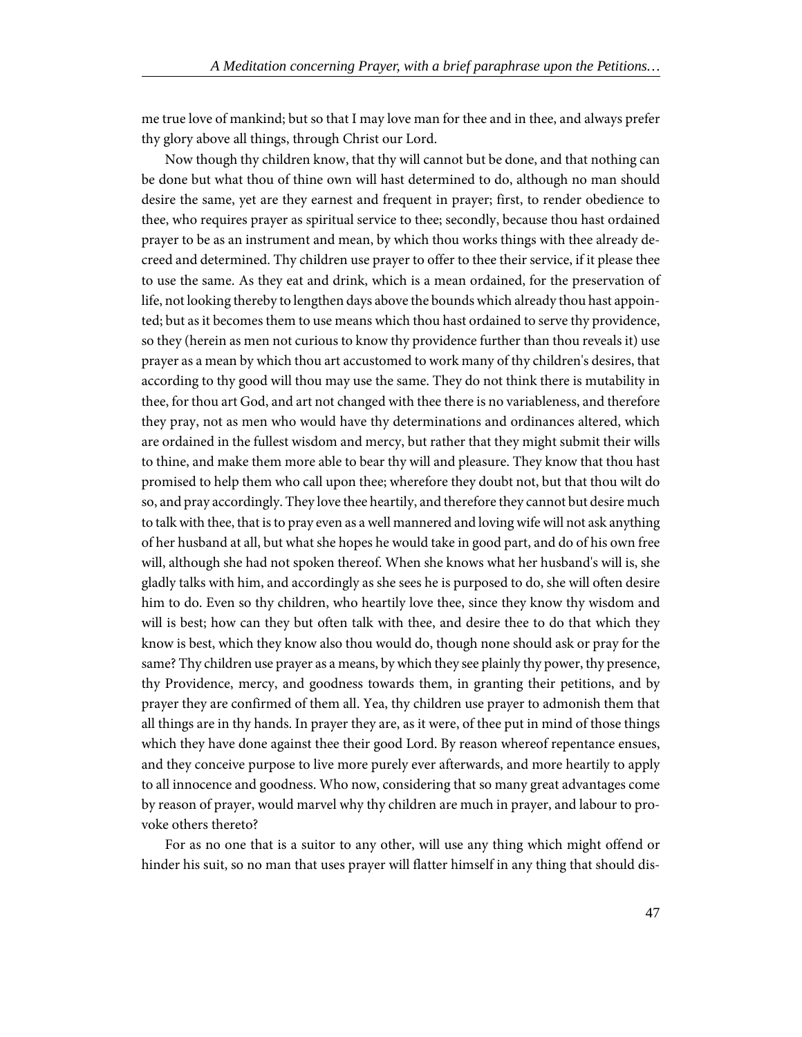me true love of mankind; but so that I may love man for thee and in thee, and always prefer thy glory above all things, through Christ our Lord.

Now though thy children know, that thy will cannot but be done, and that nothing can be done but what thou of thine own will hast determined to do, although no man should desire the same, yet are they earnest and frequent in prayer; first, to render obedience to thee, who requires prayer as spiritual service to thee; secondly, because thou hast ordained prayer to be as an instrument and mean, by which thou works things with thee already decreed and determined. Thy children use prayer to offer to thee their service, if it please thee to use the same. As they eat and drink, which is a mean ordained, for the preservation of life, not looking thereby to lengthen days above the bounds which already thou hast appointed; but as it becomes them to use means which thou hast ordained to serve thy providence, so they (herein as men not curious to know thy providence further than thou reveals it) use prayer as a mean by which thou art accustomed to work many of thy children's desires, that according to thy good will thou may use the same. They do not think there is mutability in thee, for thou art God, and art not changed with thee there is no variableness, and therefore they pray, not as men who would have thy determinations and ordinances altered, which are ordained in the fullest wisdom and mercy, but rather that they might submit their wills to thine, and make them more able to bear thy will and pleasure. They know that thou hast promised to help them who call upon thee; wherefore they doubt not, but that thou wilt do so, and pray accordingly. They love thee heartily, and therefore they cannot but desire much to talk with thee, that is to pray even as a well mannered and loving wife will not ask anything of her husband at all, but what she hopes he would take in good part, and do of his own free will, although she had not spoken thereof. When she knows what her husband's will is, she gladly talks with him, and accordingly as she sees he is purposed to do, she will often desire him to do. Even so thy children, who heartily love thee, since they know thy wisdom and will is best; how can they but often talk with thee, and desire thee to do that which they know is best, which they know also thou would do, though none should ask or pray for the same? Thy children use prayer as a means, by which they see plainly thy power, thy presence, thy Providence, mercy, and goodness towards them, in granting their petitions, and by prayer they are confirmed of them all. Yea, thy children use prayer to admonish them that all things are in thy hands. In prayer they are, as it were, of thee put in mind of those things which they have done against thee their good Lord. By reason whereof repentance ensues, and they conceive purpose to live more purely ever afterwards, and more heartily to apply to all innocence and goodness. Who now, considering that so many great advantages come by reason of prayer, would marvel why thy children are much in prayer, and labour to provoke others thereto?

For as no one that is a suitor to any other, will use any thing which might offend or hinder his suit, so no man that uses prayer will flatter himself in any thing that should dis-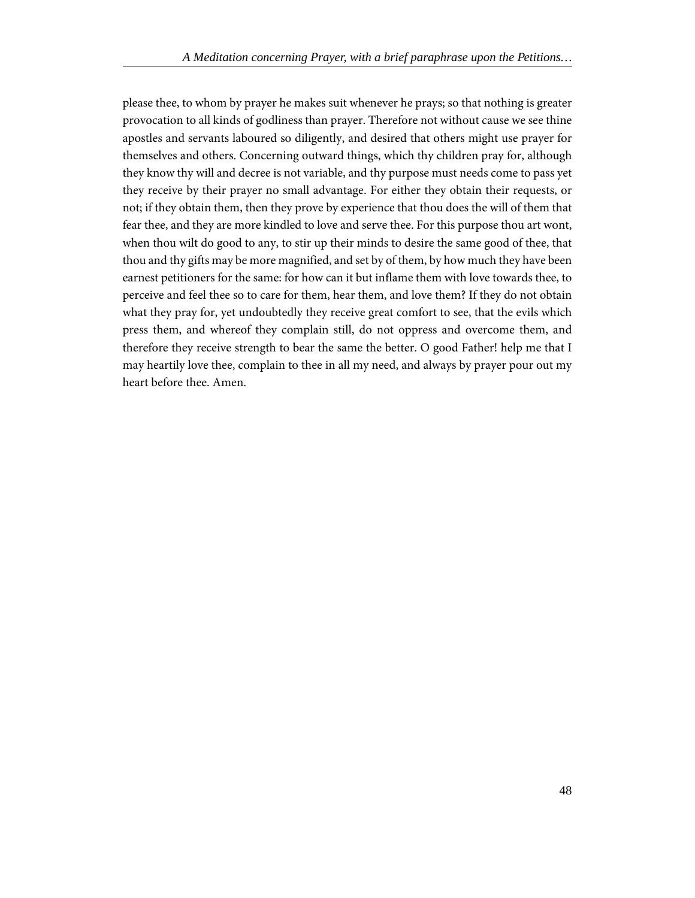please thee, to whom by prayer he makes suit whenever he prays; so that nothing is greater provocation to all kinds of godliness than prayer. Therefore not without cause we see thine apostles and servants laboured so diligently, and desired that others might use prayer for themselves and others. Concerning outward things, which thy children pray for, although they know thy will and decree is not variable, and thy purpose must needs come to pass yet they receive by their prayer no small advantage. For either they obtain their requests, or not; if they obtain them, then they prove by experience that thou does the will of them that fear thee, and they are more kindled to love and serve thee. For this purpose thou art wont, when thou wilt do good to any, to stir up their minds to desire the same good of thee, that thou and thy gifts may be more magnified, and set by of them, by how much they have been earnest petitioners for the same: for how can it but inflame them with love towards thee, to perceive and feel thee so to care for them, hear them, and love them? If they do not obtain what they pray for, yet undoubtedly they receive great comfort to see, that the evils which press them, and whereof they complain still, do not oppress and overcome them, and therefore they receive strength to bear the same the better. O good Father! help me that I may heartily love thee, complain to thee in all my need, and always by prayer pour out my heart before thee. Amen.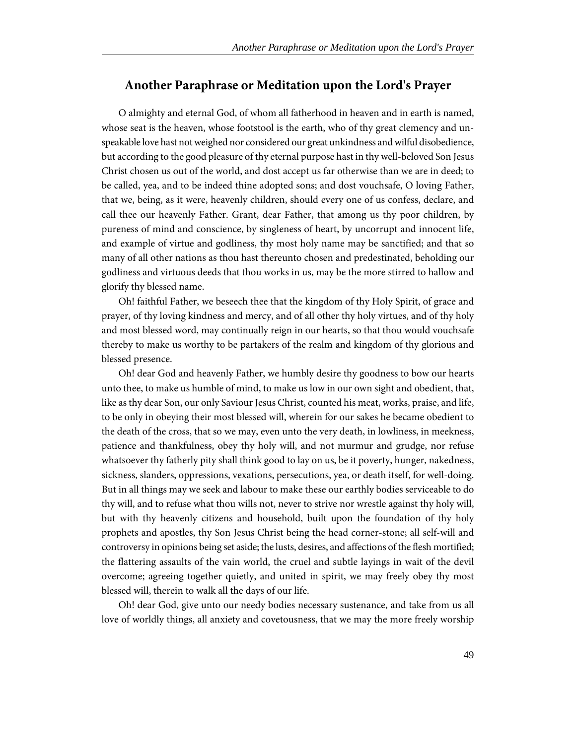## Another Paraphrase or Meditation upon the Lord's Prayer

O almighty and eternal God, of whom all fatherhood in heaven and in earth is named, whose seat is the heaven, whose footstool is the earth, who of thy great clemency and unspeakable love hast not weighed nor considered our great unkindness and wilful disobedience, but according to the good pleasure of thy eternal purpose hast in thy well-beloved Son Jesus Christ chosen us out of the world, and dost accept us far otherwise than we are in deed; to be called, yea, and to be indeed thine adopted sons; and dost vouchsafe, O loving Father, that we, being, as it were, heavenly children, should every one of us confess, declare, and call thee our heavenly Father. Grant, dear Father, that among us thy poor children, by pureness of mind and conscience, by singleness of heart, by uncorrupt and innocent life, and example of virtue and godliness, thy most holy name may be sanctified; and that so many of all other nations as thou hast thereunto chosen and predestinated, beholding our godliness and virtuous deeds that thou works in us, may be the more stirred to hallow and glorify thy blessed name.

Oh! faithful Father, we beseech thee that the kingdom of thy Holy Spirit, of grace and prayer, of thy loving kindness and mercy, and of all other thy holy virtues, and of thy holy and most blessed word, may continually reign in our hearts, so that thou would vouchsafe thereby to make us worthy to be partakers of the realm and kingdom of thy glorious and blessed presence.

Oh! dear God and heavenly Father, we humbly desire thy goodness to bow our hearts unto thee, to make us humble of mind, to make us low in our own sight and obedient, that, like as thy dear Son, our only Saviour Jesus Christ, counted his meat, works, praise, and life, to be only in obeying their most blessed will, wherein for our sakes he became obedient to the death of the cross, that so we may, even unto the very death, in lowliness, in meekness, patience and thankfulness, obey thy holy will, and not murmur and grudge, nor refuse whatsoever thy fatherly pity shall think good to lay on us, be it poverty, hunger, nakedness, sickness, slanders, oppressions, vexations, persecutions, yea, or death itself, for well-doing. But in all things may we seek and labour to make these our earthly bodies serviceable to do thy will, and to refuse what thou wills not, never to strive nor wrestle against thy holy will, but with thy heavenly citizens and household, built upon the foundation of thy holy prophets and apostles, thy Son Jesus Christ being the head corner-stone; all self-will and controversy in opinions being set aside; the lusts, desires, and affections of the flesh mortified; the flattering assaults of the vain world, the cruel and subtle layings in wait of the devil overcome; agreeing together quietly, and united in spirit, we may freely obey thy most blessed will, therein to walk all the days of our life.

Oh! dear God, give unto our needy bodies necessary sustenance, and take from us all love of worldly things, all anxiety and covetousness, that we may the more freely worship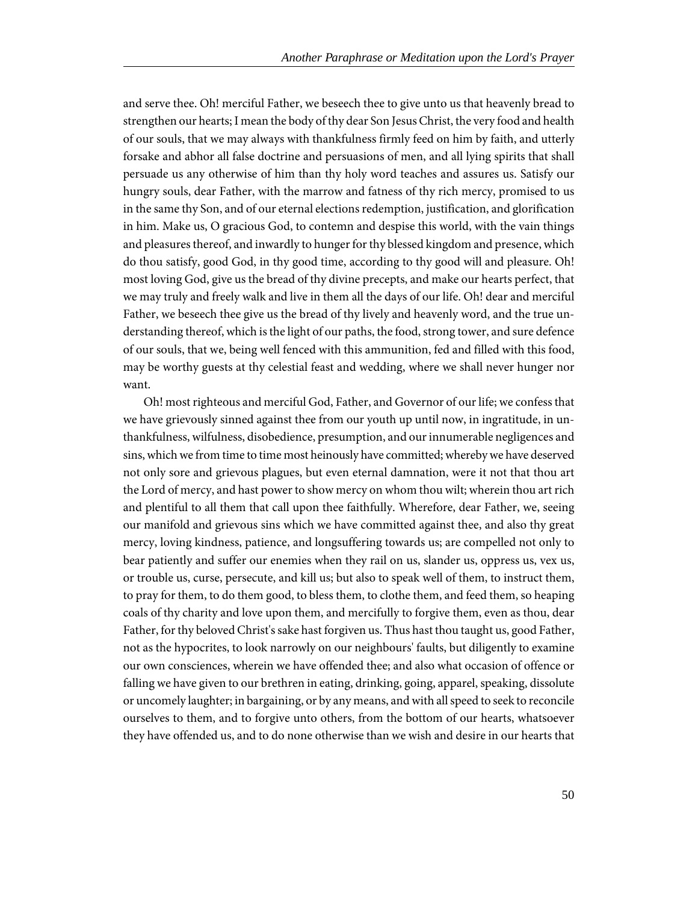and serve thee. Oh! merciful Father, we beseech thee to give unto us that heavenly bread to strengthen our hearts; I mean the body of thy dear Son Jesus Christ, the very food and health of our souls, that we may always with thankfulness firmly feed on him by faith, and utterly forsake and abhor all false doctrine and persuasions of men, and all lying spirits that shall persuade us any otherwise of him than thy holy word teaches and assures us. Satisfy our hungry souls, dear Father, with the marrow and fatness of thy rich mercy, promised to us in the same thy Son, and of our eternal elections redemption, justification, and glorification in him. Make us, O gracious God, to contemn and despise this world, with the vain things and pleasures thereof, and inwardly to hunger for thy blessed kingdom and presence, which do thou satisfy, good God, in thy good time, according to thy good will and pleasure. Oh! most loving God, give us the bread of thy divine precepts, and make our hearts perfect, that we may truly and freely walk and live in them all the days of our life. Oh! dear and merciful Father, we beseech thee give us the bread of thy lively and heavenly word, and the true understanding thereof, which is the light of our paths, the food, strong tower, and sure defence of our souls, that we, being well fenced with this ammunition, fed and filled with this food, may be worthy guests at thy celestial feast and wedding, where we shall never hunger nor want.

Oh! most righteous and merciful God, Father, and Governor of our life; we confess that we have grievously sinned against thee from our youth up until now, in ingratitude, in unthankfulness, wilfulness, disobedience, presumption, and our innumerable negligences and sins, which we from time to time most heinously have committed; whereby we have deserved not only sore and grievous plagues, but even eternal damnation, were it not that thou art the Lord of mercy, and hast power to show mercy on whom thou wilt; wherein thou art rich and plentiful to all them that call upon thee faithfully. Wherefore, dear Father, we, seeing our manifold and grievous sins which we have committed against thee, and also thy great mercy, loving kindness, patience, and longsuffering towards us; are compelled not only to bear patiently and suffer our enemies when they rail on us, slander us, oppress us, vex us, or trouble us, curse, persecute, and kill us; but also to speak well of them, to instruct them, to pray for them, to do them good, to bless them, to clothe them, and feed them, so heaping coals of thy charity and love upon them, and mercifully to forgive them, even as thou, dear Father, for thy beloved Christ's sake hast forgiven us. Thus hast thou taught us, good Father, not as the hypocrites, to look narrowly on our neighbours' faults, but diligently to examine our own consciences, wherein we have offended thee; and also what occasion of offence or falling we have given to our brethren in eating, drinking, going, apparel, speaking, dissolute or uncomely laughter; in bargaining, or by any means, and with all speed to seek to reconcile ourselves to them, and to forgive unto others, from the bottom of our hearts, whatsoever they have offended us, and to do none otherwise than we wish and desire in our hearts that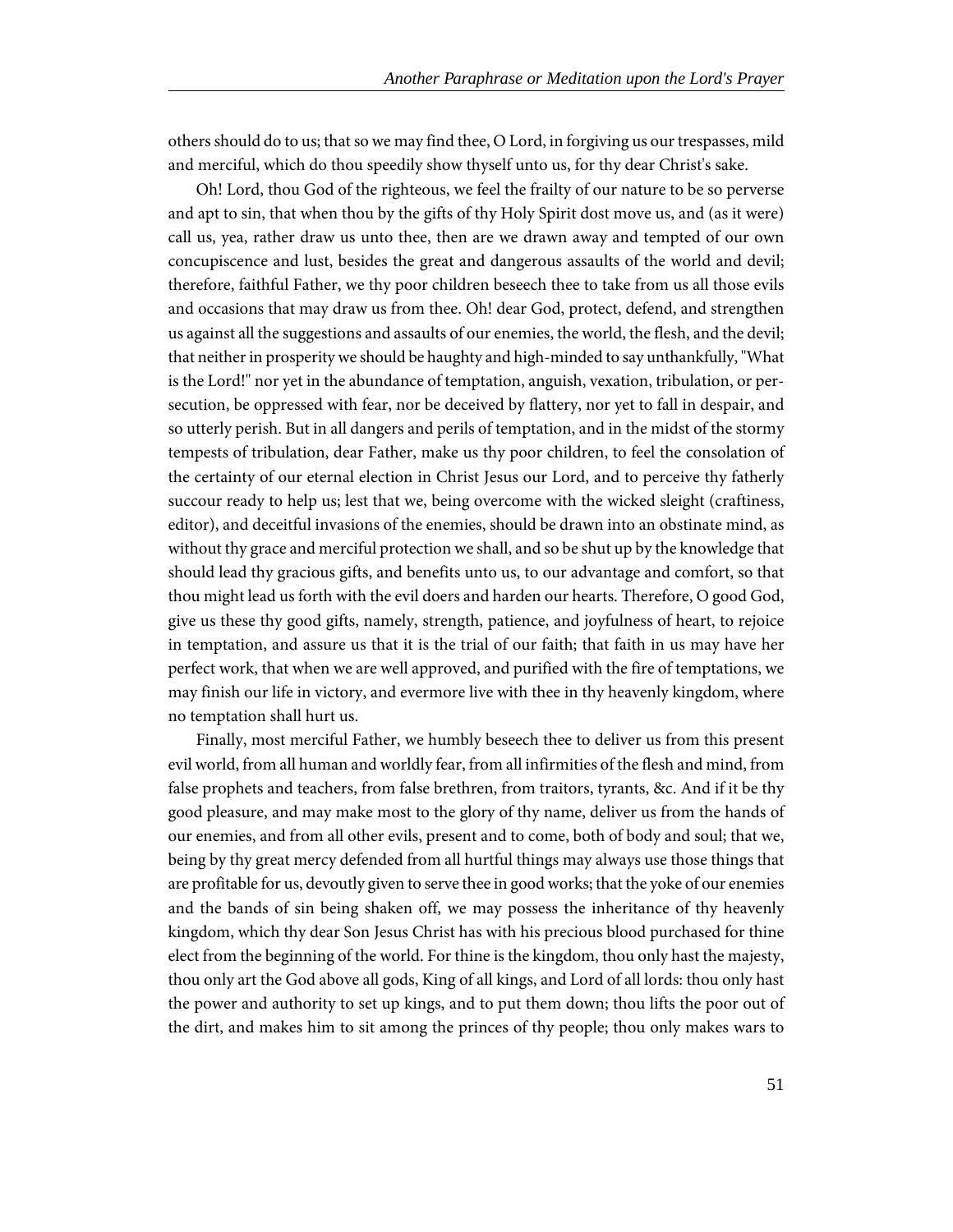others should do to us; that so we may find thee, O Lord, in forgiving us our trespasses, mild and merciful, which do thou speedily show thyself unto us, for thy dear Christ's sake.

Oh! Lord, thou God of the righteous, we feel the frailty of our nature to be so perverse and apt to sin, that when thou by the gifts of thy Holy Spirit dost move us, and (as it were) call us, yea, rather draw us unto thee, then are we drawn away and tempted of our own concupiscence and lust, besides the great and dangerous assaults of the world and devil; therefore, faithful Father, we thy poor children beseech thee to take from us all those evils and occasions that may draw us from thee. Oh! dear God, protect, defend, and strengthen us against all the suggestions and assaults of our enemies, the world, the flesh, and the devil; that neither in prosperity we should be haughty and high-minded to say unthankfully, "What is the Lord!" nor yet in the abundance of temptation, anguish, vexation, tribulation, or persecution, be oppressed with fear, nor be deceived by flattery, nor yet to fall in despair, and so utterly perish. But in all dangers and perils of temptation, and in the midst of the stormy tempests of tribulation, dear Father, make us thy poor children, to feel the consolation of the certainty of our eternal election in Christ Jesus our Lord, and to perceive thy fatherly succour ready to help us; lest that we, being overcome with the wicked sleight (craftiness, editor), and deceitful invasions of the enemies, should be drawn into an obstinate mind, as without thy grace and merciful protection we shall, and so be shut up by the knowledge that should lead thy gracious gifts, and benefits unto us, to our advantage and comfort, so that thou might lead us forth with the evil doers and harden our hearts. Therefore, O good God, give us these thy good gifts, namely, strength, patience, and joyfulness of heart, to rejoice in temptation, and assure us that it is the trial of our faith; that faith in us may have her perfect work, that when we are well approved, and purified with the fire of temptations, we may finish our life in victory, and evermore live with thee in thy heavenly kingdom, where no temptation shall hurt us.

Finally, most merciful Father, we humbly beseech thee to deliver us from this present evil world, from all human and worldly fear, from all infirmities of the flesh and mind, from false prophets and teachers, from false brethren, from traitors, tyrants, &c. And if it be thy good pleasure, and may make most to the glory of thy name, deliver us from the hands of our enemies, and from all other evils, present and to come, both of body and soul; that we, being by thy great mercy defended from all hurtful things may always use those things that are profitable for us, devoutly given to serve thee in good works; that the yoke of our enemies and the bands of sin being shaken off, we may possess the inheritance of thy heavenly kingdom, which thy dear Son Jesus Christ has with his precious blood purchased for thine elect from the beginning of the world. For thine is the kingdom, thou only hast the majesty, thou only art the God above all gods, King of all kings, and Lord of all lords: thou only hast the power and authority to set up kings, and to put them down; thou lifts the poor out of the dirt, and makes him to sit among the princes of thy people; thou only makes wars to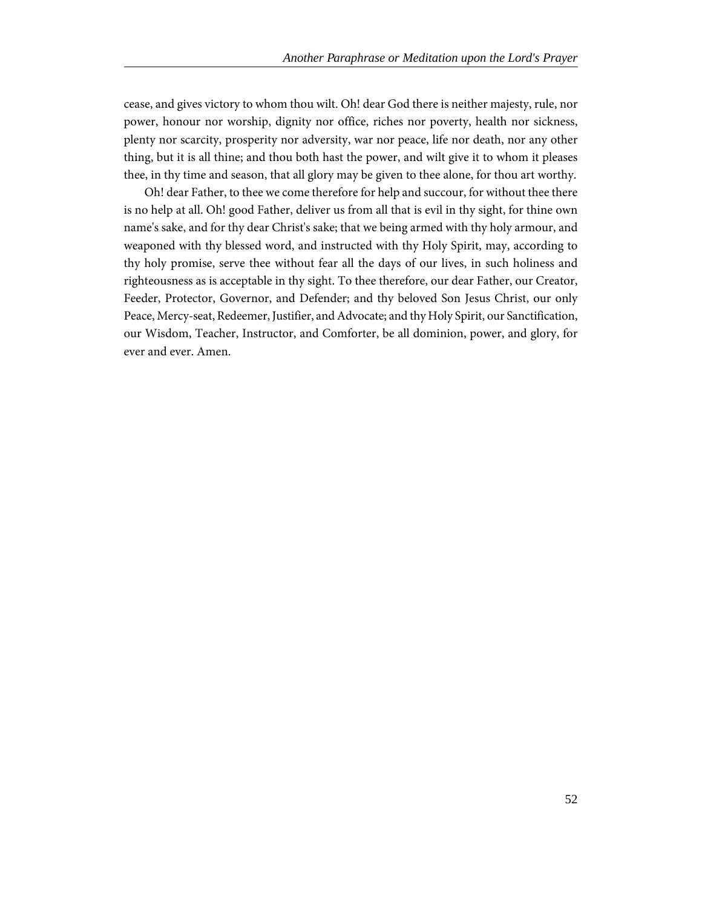cease, and gives victory to whom thou wilt. Oh! dear God there is neither majesty, rule, nor power, honour nor worship, dignity nor office, riches nor poverty, health nor sickness, plenty nor scarcity, prosperity nor adversity, war nor peace, life nor death, nor any other thing, but it is all thine; and thou both hast the power, and wilt give it to whom it pleases thee, in thy time and season, that all glory may be given to thee alone, for thou art worthy.

Oh! dear Father, to thee we come therefore for help and succour, for without thee there is no help at all. Oh! good Father, deliver us from all that is evil in thy sight, for thine own name's sake, and for thy dear Christ's sake; that we being armed with thy holy armour, and weaponed with thy blessed word, and instructed with thy Holy Spirit, may, according to thy holy promise, serve thee without fear all the days of our lives, in such holiness and righteousness as is acceptable in thy sight. To thee therefore, our dear Father, our Creator, Feeder, Protector, Governor, and Defender; and thy beloved Son Jesus Christ, our only Peace, Mercy-seat, Redeemer, Justifier, and Advocate; and thy Holy Spirit, our Sanctification, our Wisdom, Teacher, Instructor, and Comforter, be all dominion, power, and glory, for ever and ever. Amen.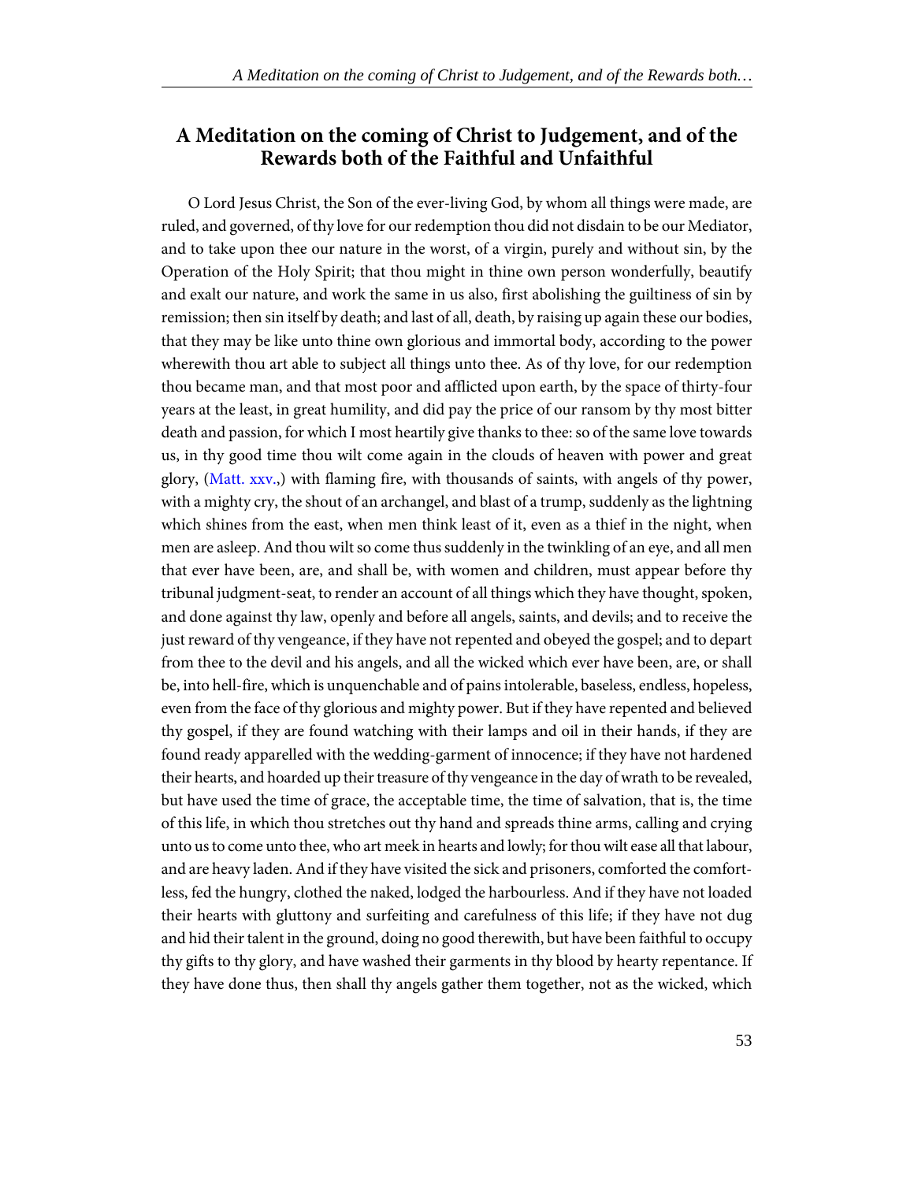## A Meditation on the coming of Christ to Judgement, and of the Rewards both of the Faithful and Unfaithful

O Lord Jesus Christ, the Son of the ever-living God, by whom all things were made, are ruled, and governed, of thy love for our redemption thou did not disdain to be our Mediator, and to take upon thee our nature in the worst, of a virgin, purely and without sin, by the Operation of the Holy Spirit; that thou might in thine own person wonderfully, beautify and exalt our nature, and work the same in us also, first abolishing the guiltiness of sin by remission; then sin itself by death; and last of all, death, by raising up again these our bodies, that they may be like unto thine own glorious and immortal body, according to the power wherewith thou art able to subject all things unto thee. As of thy love, for our redemption thou became man, and that most poor and afflicted upon earth, by the space of thirty-four years at the least, in great humility, and did pay the price of our ransom by thy most bitter death and passion, for which I most heartily give thanks to thee: so of the same love towards us, in thy good time thou wilt come again in the clouds of heaven with power and great glory, (Matt. xxv.,) with flaming fire, with thousands of saints, with angels of thy power, with a mighty cry, the shout of an archangel, and blast of a trump, suddenly as the lightning which shines from the east, when men think least of it, even as a thief in the night, when men are asleep. And thou wilt so come thus suddenly in the twinkling of an eye, and all men that ever have been, are, and shall be, with women and children, must appear before thy tribunal judgment-seat, to render an account of all things which they have thought, spoken, and done against thy law, openly and before all angels, saints, and devils; and to receive the just reward of thy vengeance, if they have not repented and obeyed the gospel; and to depart from thee to the devil and his angels, and all the wicked which ever have been, are, or shall be, into hell-fire, which is unquenchable and of pains intolerable, baseless, endless, hopeless, even from the face of thy glorious and mighty power. But if they have repented and believed thy gospel, if they are found watching with their lamps and oil in their hands, if they are found ready apparelled with the wedding-garment of innocence; if they have not hardened their hearts, and hoarded up their treasure of thy vengeance in the day of wrath to be revealed, but have used the time of grace, the acceptable time, the time of salvation, that is, the time of this life, in which thou stretches out thy hand and spreads thine arms, calling and crying unto us to come unto thee, who art meek in hearts and lowly; for thou wilt ease all that labour, and are heavy laden. And if they have visited the sick and prisoners, comforted the comfortless, fed the hungry, clothed the naked, lodged the harbourless. And if they have not loaded their hearts with gluttony and surfeiting and carefulness of this life; if they have not dug and hid their talent in the ground, doing no good therewith, but have been faithful to occupy thy gifts to thy glory, and have washed their garments in thy blood by hearty repentance. If they have done thus, then shall thy angels gather them together, not as the wicked, which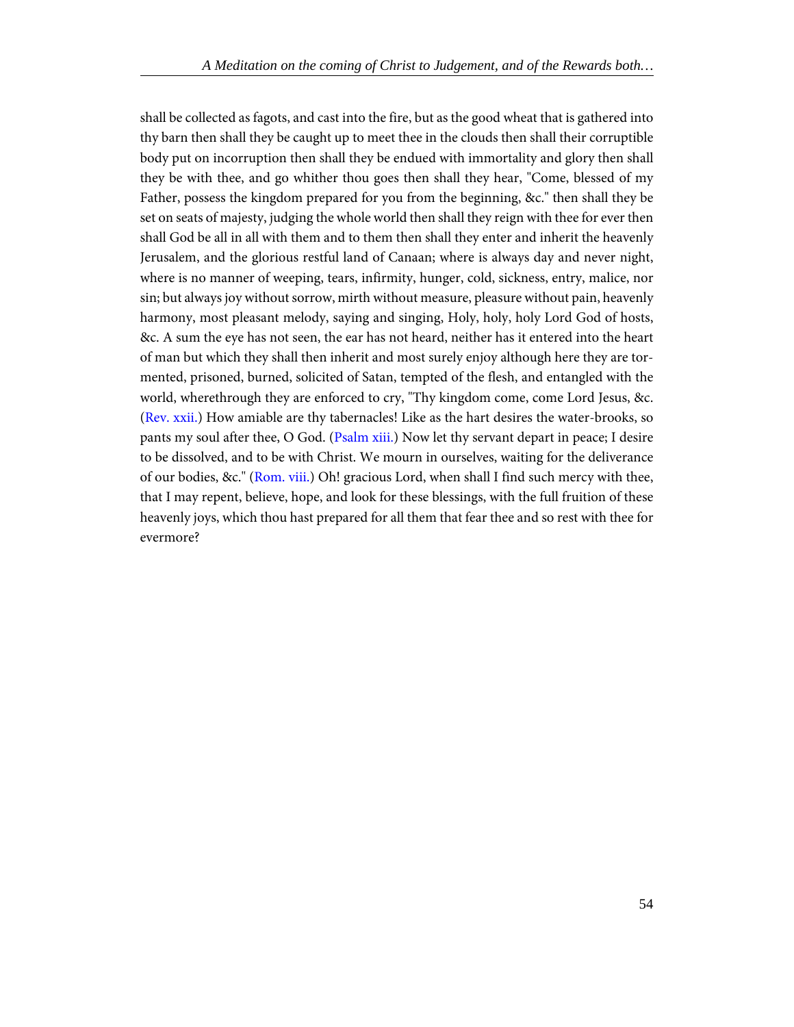shall be collected as fagots, and cast into the fire, but as the good wheat that is gathered into thy barn then shall they be caught up to meet thee in the clouds then shall their corruptible body put on incorruption then shall they be endued with immortality and glory then shall they be with thee, and go whither thou goes then shall they hear, "Come, blessed of my Father, possess the kingdom prepared for you from the beginning, &c." then shall they be set on seats of majesty, judging the whole world then shall they reign with thee for ever then shall God be all in all with them and to them then shall they enter and inherit the heavenly Jerusalem, and the glorious restful land of Canaan; where is always day and never night, where is no manner of weeping, tears, infirmity, hunger, cold, sickness, entry, malice, nor sin; but always joy without sorrow, mirth without measure, pleasure without pain, heavenly harmony, most pleasant melody, saying and singing, Holy, holy, holy Lord God of hosts, &c. A sum the eye has not seen, the ear has not heard, neither has it entered into the heart of man but which they shall then inherit and most surely enjoy although here they are tormented, prisoned, burned, solicited of Satan, tempted of the flesh, and entangled with the world, wherethrough they are enforced to cry, "Thy kingdom come, come Lord Jesus, &c. (Rev. xxii.) How amiable are thy tabernacles! Like as the hart desires the water-brooks, so pants my soul after thee, O God. (Psalm xiii.) Now let thy servant depart in peace; I desire to be dissolved, and to be with Christ. We mourn in ourselves, waiting for the deliverance of our bodies, &c." (Rom. viii.) Oh! gracious Lord, when shall I find such mercy with thee, that I may repent, believe, hope, and look for these blessings, with the full fruition of these heavenly joys, which thou hast prepared for all them that fear thee and so rest with thee for evermore?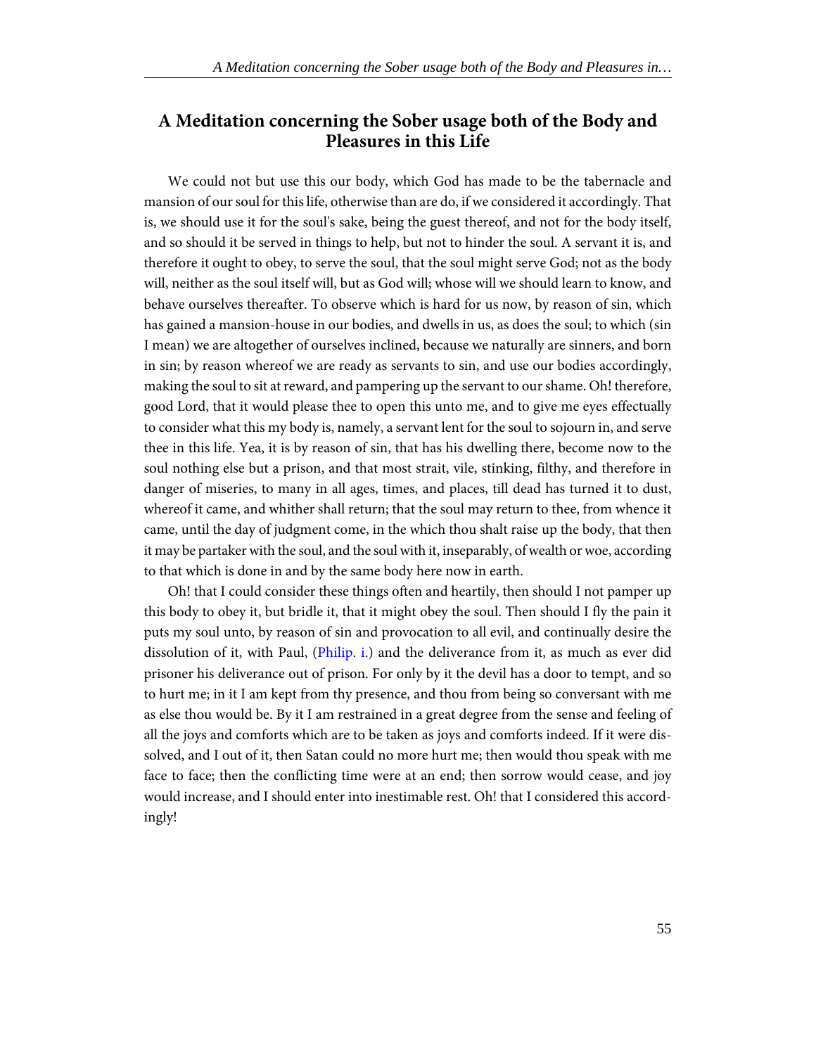## A Meditation concerning the Sober usage both of the Body and Pleasures in this Life

We could not but use this our body, which God has made to be the tabernacle and mansion of our soul for this life, otherwise than are do, if we considered it accordingly. That is, we should use it for the soul's sake, being the guest thereof, and not for the body itself, and so should it be served in things to help, but not to hinder the soul. A servant it is, and therefore it ought to obey, to serve the soul, that the soul might serve God; not as the body will, neither as the soul itself will, but as God will; whose will we should learn to know, and behave ourselves thereafter. To observe which is hard for us now, by reason of sin, which has gained a mansion-house in our bodies, and dwells in us, as does the soul; to which (sin I mean) we are altogether of ourselves inclined, because we naturally are sinners, and born in sin; by reason whereof we are ready as servants to sin, and use our bodies accordingly, making the soul to sit at reward, and pampering up the servant to our shame. Oh! therefore, good Lord, that it would please thee to open this unto me, and to give me eyes effectually to consider what this my body is, namely, a servant lent for the soul to sojourn in, and serve thee in this life. Yea, it is by reason of sin, that has his dwelling there, become now to the soul nothing else but a prison, and that most strait, vile, stinking, filthy, and therefore in danger of miseries, to many in all ages, times, and places, till dead has turned it to dust, whereof it came, and whither shall return; that the soul may return to thee, from whence it came, until the day of judgment come, in the which thou shalt raise up the body, that then it may be partaker with the soul, and the soul with it, inseparably, of wealth or woe, according to that which is done in and by the same body here now in earth.

Oh! that I could consider these things often and heartily, then should I not pamper up this body to obey it, but bridle it, that it might obey the soul. Then should I fly the pain it puts my soul unto, by reason of sin and provocation to all evil, and continually desire the dissolution of it, with Paul, (Philip. i.) and the deliverance from it, as much as ever did prisoner his deliverance out of prison. For only by it the devil has a door to tempt, and so to hurt me; in it I am kept from thy presence, and thou from being so conversant with me as else thou would be. By it I am restrained in a great degree from the sense and feeling of all the joys and comforts which are to be taken as joys and comforts indeed. If it were dissolved, and I out of it, then Satan could no more hurt me; then would thou speak with me face to face; then the conflicting time were at an end; then sorrow would cease, and joy would increase, and I should enter into inestimable rest. Oh! that I considered this accordingly!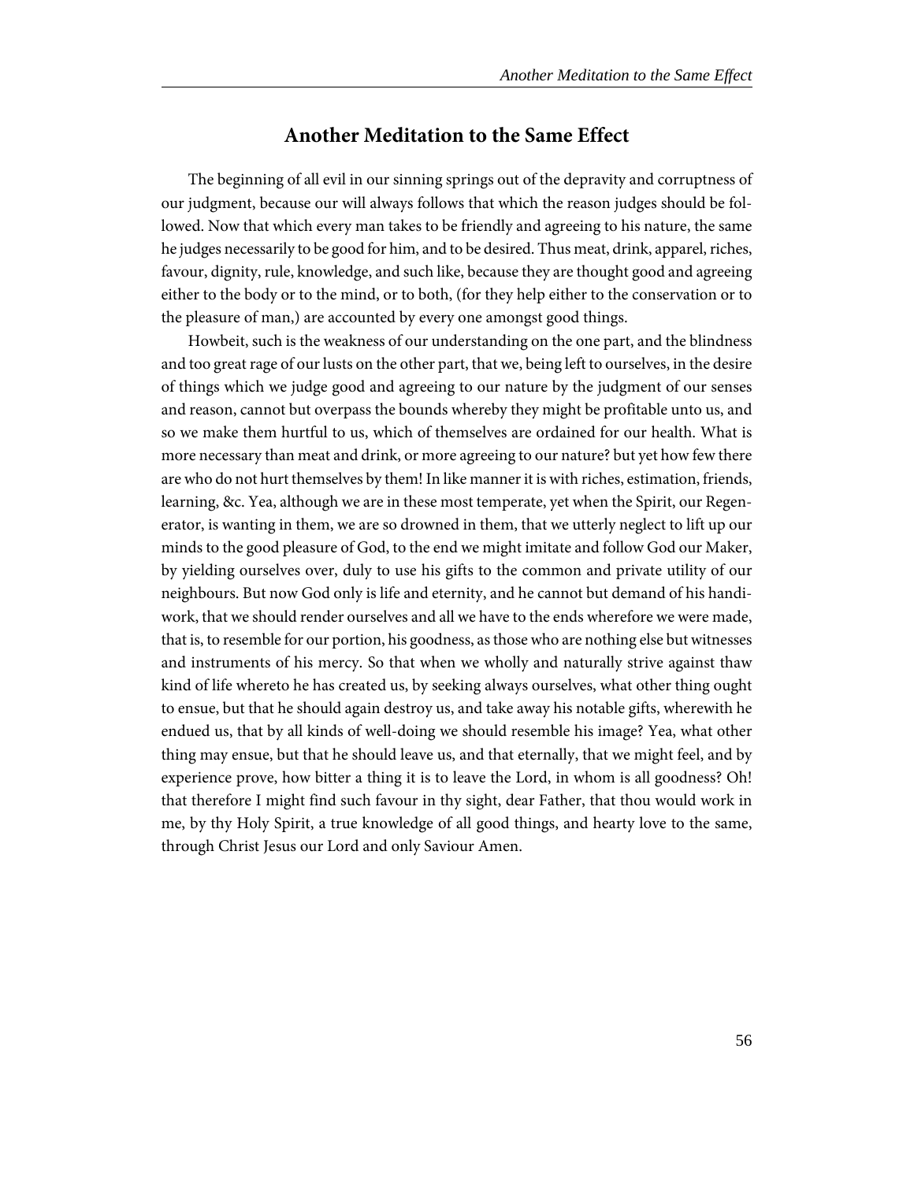## Another Meditation to the Same Effect

The beginning of all evil in our sinning springs out of the depravity and corruptness of our judgment, because our will always follows that which the reason judges should be followed. Now that which every man takes to be friendly and agreeing to his nature, the same he judges necessarily to be good for him, and to be desired. Thus meat, drink, apparel, riches, favour, dignity, rule, knowledge, and such like, because they are thought good and agreeing either to the body or to the mind, or to both, (for they help either to the conservation or to the pleasure of man,) are accounted by every one amongst good things.

Howbeit, such is the weakness of our understanding on the one part, and the blindness and too great rage of our lusts on the other part, that we, being left to ourselves, in the desire of things which we judge good and agreeing to our nature by the judgment of our senses and reason, cannot but overpass the bounds whereby they might be profitable unto us, and so we make them hurtful to us, which of themselves are ordained for our health. What is more necessary than meat and drink, or more agreeing to our nature? but yet how few there are who do not hurt themselves by them! In like manner it is with riches, estimation, friends, learning, &c. Yea, although we are in these most temperate, yet when the Spirit, our Regenerator, is wanting in them, we are so drowned in them, that we utterly neglect to lift up our minds to the good pleasure of God, to the end we might imitate and follow God our Maker, by yielding ourselves over, duly to use his gifts to the common and private utility of our neighbours. But now God only is life and eternity, and he cannot but demand of his handiwork, that we should render ourselves and all we have to the ends wherefore we were made, that is, to resemble for our portion, his goodness, as those who are nothing else but witnesses and instruments of his mercy. So that when we wholly and naturally strive against thaw kind of life whereto he has created us, by seeking always ourselves, what other thing ought to ensue, but that he should again destroy us, and take away his notable gifts, wherewith he endued us, that by all kinds of well-doing we should resemble his image? Yea, what other thing may ensue, but that he should leave us, and that eternally, that we might feel, and by experience prove, how bitter a thing it is to leave the Lord, in whom is all goodness? Oh! that therefore I might find such favour in thy sight, dear Father, that thou would work in me, by thy Holy Spirit, a true knowledge of all good things, and hearty love to the same, through Christ Jesus our Lord and only Saviour Amen.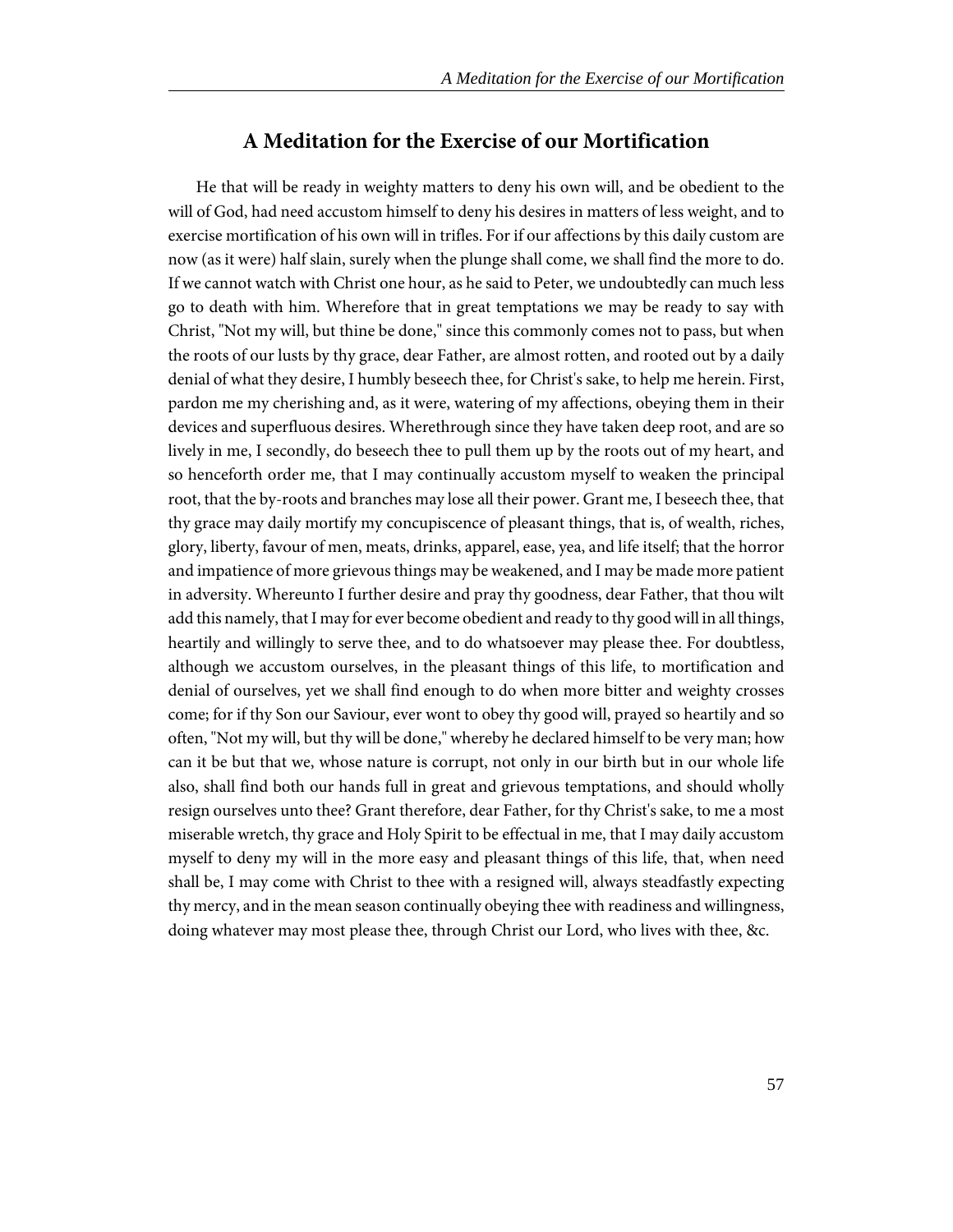## A Meditation for the Exercise of our Mortification

He that will be ready in weighty matters to deny his own will, and be obedient to the will of God, had need accustom himself to deny his desires in matters of less weight, and to exercise mortification of his own will in trifles. For if our affections by this daily custom are now (as it were) half slain, surely when the plunge shall come, we shall find the more to do. If we cannot watch with Christ one hour, as he said to Peter, we undoubtedly can much less go to death with him. Wherefore that in great temptations we may be ready to say with Christ, "Not my will, but thine be done," since this commonly comes not to pass, but when the roots of our lusts by thy grace, dear Father, are almost rotten, and rooted out by a daily denial of what they desire, I humbly beseech thee, for Christ's sake, to help me herein. First, pardon me my cherishing and, as it were, watering of my affections, obeying them in their devices and superfluous desires. Wherethrough since they have taken deep root, and are so lively in me, I secondly, do beseech thee to pull them up by the roots out of my heart, and so henceforth order me, that I may continually accustom myself to weaken the principal root, that the by-roots and branches may lose all their power. Grant me, I beseech thee, that thy grace may daily mortify my concupiscence of pleasant things, that is, of wealth, riches, glory, liberty, favour of men, meats, drinks, apparel, ease, yea, and life itself; that the horror and impatience of more grievous things may be weakened, and I may be made more patient in adversity. Whereunto I further desire and pray thy goodness, dear Father, that thou wilt add this namely, that I may for ever become obedient and ready to thy good will in all things, heartily and willingly to serve thee, and to do whatsoever may please thee. For doubtless, although we accustom ourselves, in the pleasant things of this life, to mortification and denial of ourselves, yet we shall find enough to do when more bitter and weighty crosses come; for if thy Son our Saviour, ever wont to obey thy good will, prayed so heartily and so often, "Not my will, but thy will be done," whereby he declared himself to be very man; how can it be but that we, whose nature is corrupt, not only in our birth but in our whole life also, shall find both our hands full in great and grievous temptations, and should wholly resign ourselves unto thee? Grant therefore, dear Father, for thy Christ's sake, to me a most miserable wretch, thy grace and Holy Spirit to be effectual in me, that I may daily accustom myself to deny my will in the more easy and pleasant things of this life, that, when need shall be, I may come with Christ to thee with a resigned will, always steadfastly expecting thy mercy, and in the mean season continually obeying thee with readiness and willingness, doing whatever may most please thee, through Christ our Lord, who lives with thee, &c.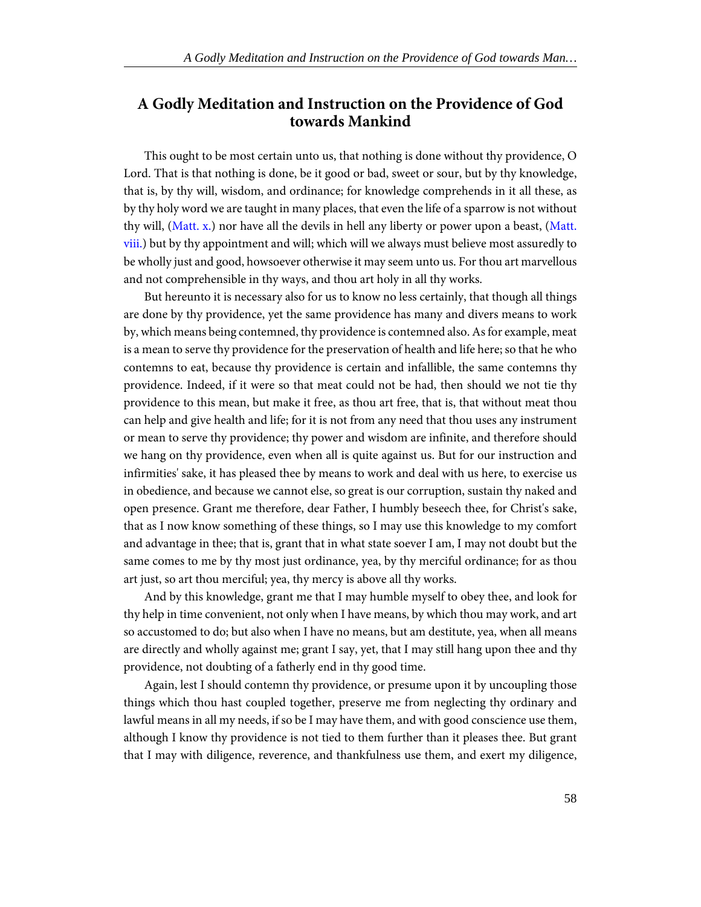## A Godly Meditation and Instruction on the Providence of God towards Mankind

This ought to be most certain unto us, that nothing is done without thy providence, O Lord. That is that nothing is done, be it good or bad, sweet or sour, but by thy knowledge, that is, by thy will, wisdom, and ordinance; for knowledge comprehends in it all these, as by thy holy word we are taught in many places, that even the life of a sparrow is not without thy will, (Matt. x.) nor have all the devils in hell any liberty or power upon a beast, (Matt. viii.) but by thy appointment and will; which will we always must believe most assuredly to be wholly just and good, howsoever otherwise it may seem unto us. For thou art marvellous and not comprehensible in thy ways, and thou art holy in all thy works.

But hereunto it is necessary also for us to know no less certainly, that though all things are done by thy providence, yet the same providence has many and divers means to work by, which means being contemned, thy providence is contemned also. As for example, meat is a mean to serve thy providence for the preservation of health and life here; so that he who contemns to eat, because thy providence is certain and infallible, the same contemns thy providence. Indeed, if it were so that meat could not be had, then should we not tie thy providence to this mean, but make it free, as thou art free, that is, that without meat thou can help and give health and life; for it is not from any need that thou uses any instrument or mean to serve thy providence; thy power and wisdom are infinite, and therefore should we hang on thy providence, even when all is quite against us. But for our instruction and infirmities' sake, it has pleased thee by means to work and deal with us here, to exercise us in obedience, and because we cannot else, so great is our corruption, sustain thy naked and open presence. Grant me therefore, dear Father, I humbly beseech thee, for Christ's sake, that as I now know something of these things, so I may use this knowledge to my comfort and advantage in thee; that is, grant that in what state soever I am, I may not doubt but the same comes to me by thy most just ordinance, yea, by thy merciful ordinance; for as thou art just, so art thou merciful; yea, thy mercy is above all thy works.

And by this knowledge, grant me that I may humble myself to obey thee, and look for thy help in time convenient, not only when I have means, by which thou may work, and art so accustomed to do; but also when I have no means, but am destitute, yea, when all means are directly and wholly against me; grant I say, yet, that I may still hang upon thee and thy providence, not doubting of a fatherly end in thy good time.

Again, lest I should contemn thy providence, or presume upon it by uncoupling those things which thou hast coupled together, preserve me from neglecting thy ordinary and lawful means in all my needs, if so be I may have them, and with good conscience use them, although I know thy providence is not tied to them further than it pleases thee. But grant that I may with diligence, reverence, and thankfulness use them, and exert my diligence,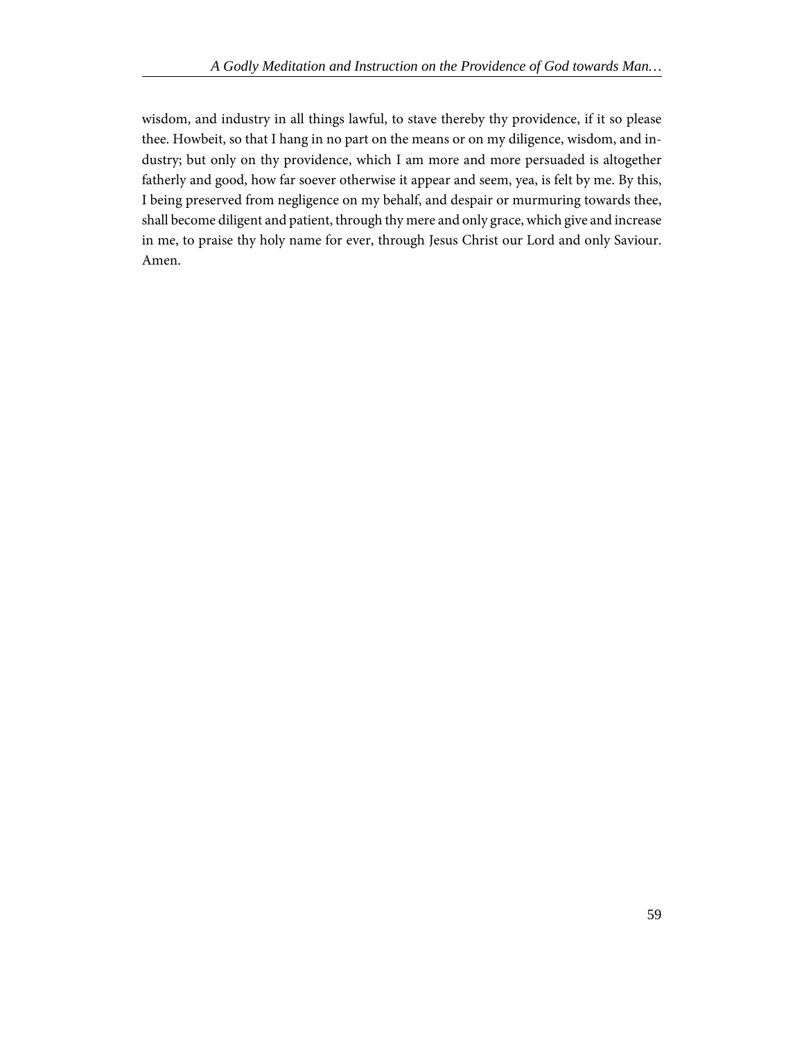wisdom, and industry in all things lawful, to stave thereby thy providence, if it so please thee. Howbeit, so that I hang in no part on the means or on my diligence, wisdom, and industry; but only on thy providence, which I am more and more persuaded is altogether fatherly and good, how far soever otherwise it appear and seem, yea, is felt by me. By this, I being preserved from negligence on my behalf, and despair or murmuring towards thee, shall become diligent and patient, through thy mere and only grace, which give and increase in me, to praise thy holy name for ever, through Jesus Christ our Lord and only Saviour. Amen.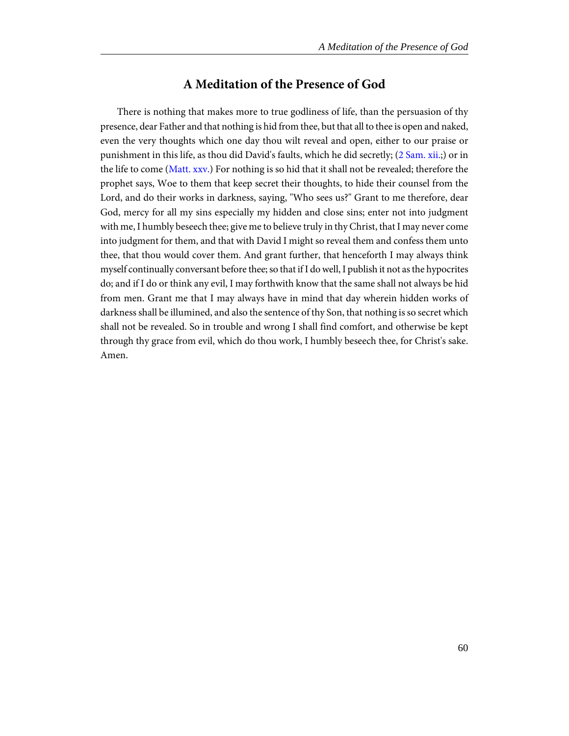## A Meditation of the Presence of God

There is nothing that makes more to true godliness of life, than the persuasion of thy presence, dear Father and that nothing is hid from thee, but that all to thee is open and naked, even the very thoughts which one day thou wilt reveal and open, either to our praise or punishment in this life, as thou did David's faults, which he did secretly; (2 Sam. xii.;) or in the life to come (Matt. xxv.) For nothing is so hid that it shall not be revealed; therefore the prophet says, Woe to them that keep secret their thoughts, to hide their counsel from the Lord, and do their works in darkness, saying, "Who sees us?" Grant to me therefore, dear God, mercy for all my sins especially my hidden and close sins; enter not into judgment with me, I humbly beseech thee; give me to believe truly in thy Christ, that I may never come into judgment for them, and that with David I might so reveal them and confess them unto thee, that thou would cover them. And grant further, that henceforth I may always think myself continually conversant before thee; so that if I do well, I publish it not as the hypocrites do; and if I do or think any evil, I may forthwith know that the same shall not always be hid from men. Grant me that I may always have in mind that day wherein hidden works of darkness shall be illumined, and also the sentence of thy Son, that nothing is so secret which shall not be revealed. So in trouble and wrong I shall find comfort, and otherwise be kept through thy grace from evil, which do thou work, I humbly beseech thee, for Christ's sake. Amen.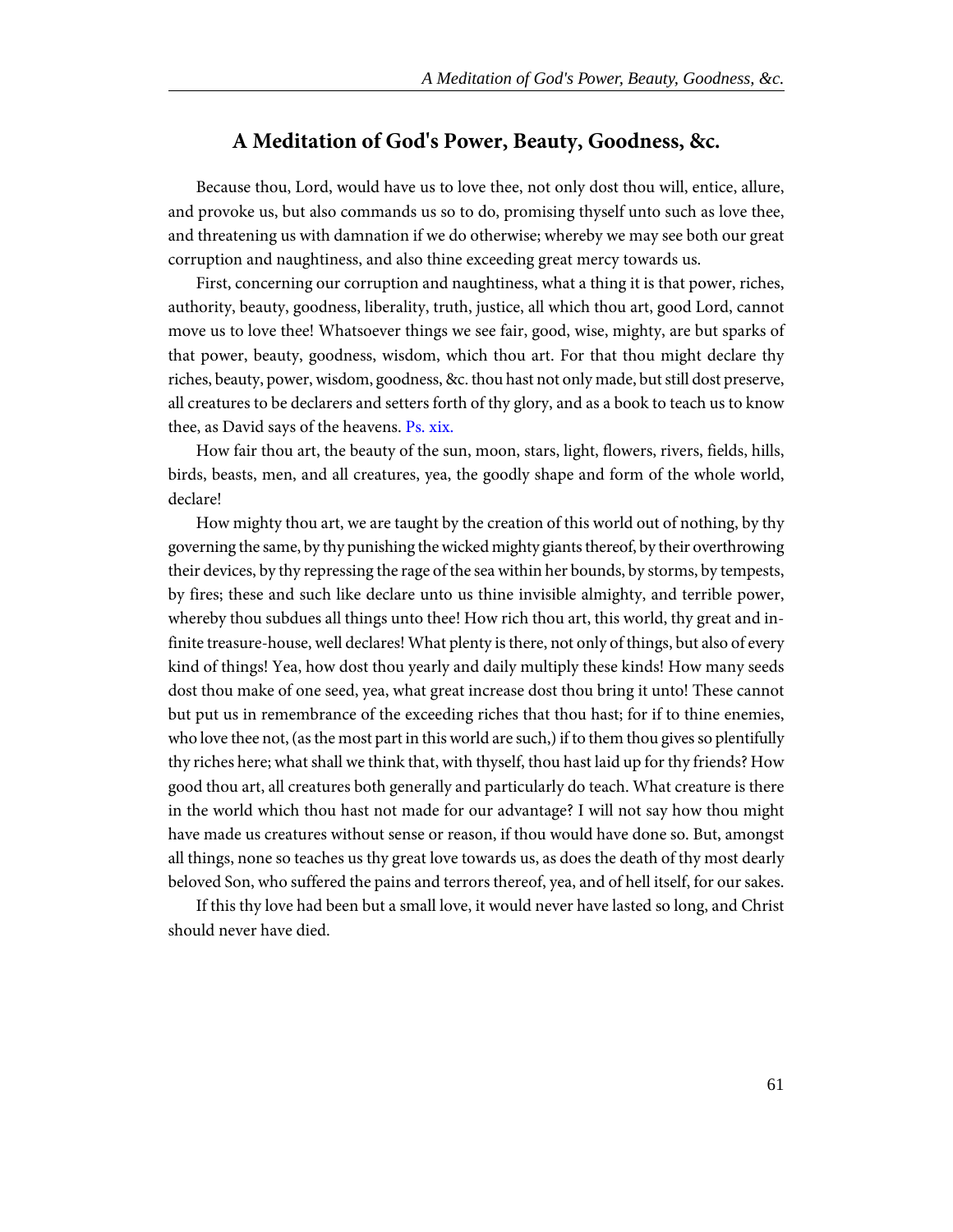## A Meditation of God's Power, Beauty, Goodness, &c.

Because thou, Lord, would have us to love thee, not only dost thou will, entice, allure, and provoke us, but also commands us so to do, promising thyself unto such as love thee, and threatening us with damnation if we do otherwise; whereby we may see both our great corruption and naughtiness, and also thine exceeding great mercy towards us.

First, concerning our corruption and naughtiness, what a thing it is that power, riches, authority, beauty, goodness, liberality, truth, justice, all which thou art, good Lord, cannot move us to love thee! Whatsoever things we see fair, good, wise, mighty, are but sparks of that power, beauty, goodness, wisdom, which thou art. For that thou might declare thy riches, beauty, power, wisdom, goodness, &c. thou hast not only made, but still dost preserve, all creatures to be declarers and setters forth of thy glory, and as a book to teach us to know thee, as David says of the heavens. Ps. xix.

How fair thou art, the beauty of the sun, moon, stars, light, flowers, rivers, fields, hills, birds, beasts, men, and all creatures, yea, the goodly shape and form of the whole world, declare!

How mighty thou art, we are taught by the creation of this world out of nothing, by thy governing the same, by thy punishing the wicked mighty giants thereof, by their overthrowing their devices, by thy repressing the rage of the sea within her bounds, by storms, by tempests, by fires; these and such like declare unto us thine invisible almighty, and terrible power, whereby thou subdues all things unto thee! How rich thou art, this world, thy great and infinite treasure-house, well declares! What plenty is there, not only of things, but also of every kind of things! Yea, how dost thou yearly and daily multiply these kinds! How many seeds dost thou make of one seed, yea, what great increase dost thou bring it unto! These cannot but put us in remembrance of the exceeding riches that thou hast; for if to thine enemies, who love thee not, (as the most part in this world are such,) if to them thou gives so plentifully thy riches here; what shall we think that, with thyself, thou hast laid up for thy friends? How good thou art, all creatures both generally and particularly do teach. What creature is there in the world which thou hast not made for our advantage? I will not say how thou might have made us creatures without sense or reason, if thou would have done so. But, amongst all things, none so teaches us thy great love towards us, as does the death of thy most dearly beloved Son, who suffered the pains and terrors thereof, yea, and of hell itself, for our sakes.

If this thy love had been but a small love, it would never have lasted so long, and Christ should never have died.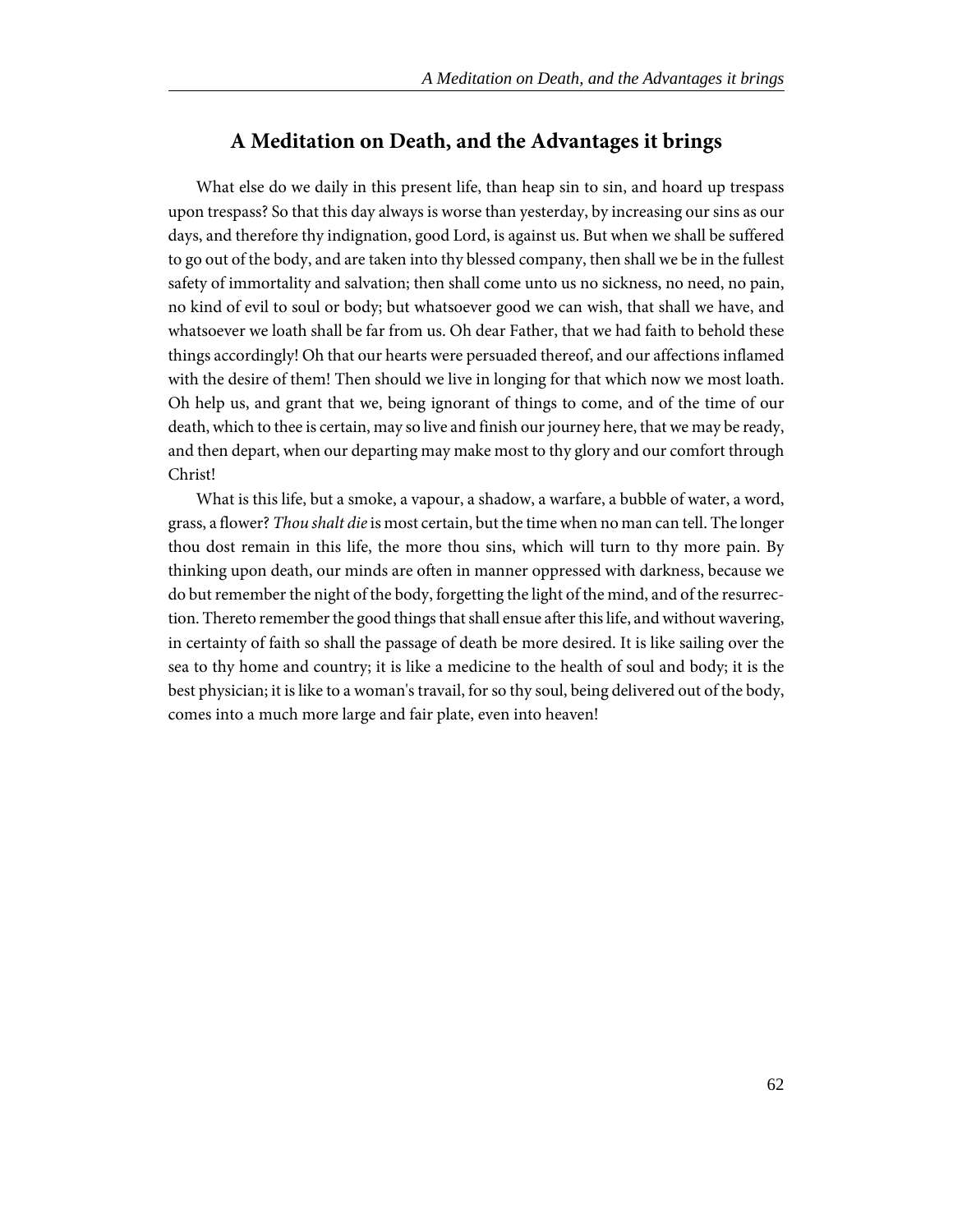## A Meditation on Death, and the Advantages it brings

What else do we daily in this present life, than heap sin to sin, and hoard up trespass upon trespass? So that this day always is worse than yesterday, by increasing our sins as our days, and therefore thy indignation, good Lord, is against us. But when we shall be suffered to go out of the body, and are taken into thy blessed company, then shall we be in the fullest safety of immortality and salvation; then shall come unto us no sickness, no need, no pain, no kind of evil to soul or body; but whatsoever good we can wish, that shall we have, and whatsoever we loath shall be far from us. Oh dear Father, that we had faith to behold these things accordingly! Oh that our hearts were persuaded thereof, and our affections inflamed with the desire of them! Then should we live in longing for that which now we most loath. Oh help us, and grant that we, being ignorant of things to come, and of the time of our death, which to thee is certain, may so live and finish our journey here, that we may be ready, and then depart, when our departing may make most to thy glory and our comfort through Christ!

What is this life, but a smoke, a vapour, a shadow, a warfare, a bubble of water, a word, grass, a flower? *Thou shalt die* is most certain, but the time when no man can tell. The longer thou dost remain in this life, the more thou sins, which will turn to thy more pain. By thinking upon death, our minds are often in manner oppressed with darkness, because we do but remember the night of the body, forgetting the light of the mind, and of the resurrection. Thereto remember the good things that shall ensue after this life, and without wavering, in certainty of faith so shall the passage of death be more desired. It is like sailing over the sea to thy home and country; it is like a medicine to the health of soul and body; it is the best physician; it is like to a woman's travail, for so thy soul, being delivered out of the body, comes into a much more large and fair plate, even into heaven!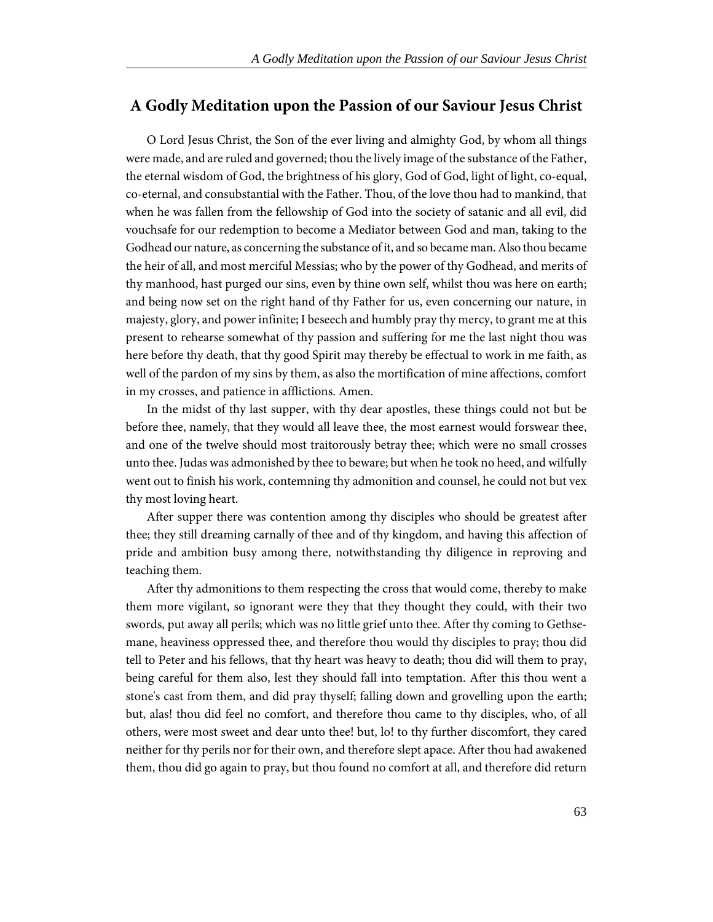## A Godly Meditation upon the Passion of our Saviour Jesus Christ

O Lord Jesus Christ, the Son of the ever living and almighty God, by whom all things were made, and are ruled and governed; thou the lively image of the substance of the Father, the eternal wisdom of God, the brightness of his glory, God of God, light of light, co-equal, co-eternal, and consubstantial with the Father. Thou, of the love thou had to mankind, that when he was fallen from the fellowship of God into the society of satanic and all evil, did vouchsafe for our redemption to become a Mediator between God and man, taking to the Godhead our nature, as concerning the substance of it, and so became man. Also thou became the heir of all, and most merciful Messias; who by the power of thy Godhead, and merits of thy manhood, hast purged our sins, even by thine own self, whilst thou was here on earth; and being now set on the right hand of thy Father for us, even concerning our nature, in majesty, glory, and power infinite; I beseech and humbly pray thy mercy, to grant me at this present to rehearse somewhat of thy passion and suffering for me the last night thou was here before thy death, that thy good Spirit may thereby be effectual to work in me faith, as well of the pardon of my sins by them, as also the mortification of mine affections, comfort in my crosses, and patience in afflictions. Amen.

In the midst of thy last supper, with thy dear apostles, these things could not but be before thee, namely, that they would all leave thee, the most earnest would forswear thee, and one of the twelve should most traitorously betray thee; which were no small crosses unto thee. Judas was admonished by thee to beware; but when he took no heed, and wilfully went out to finish his work, contemning thy admonition and counsel, he could not but vex thy most loving heart.

After supper there was contention among thy disciples who should be greatest after thee; they still dreaming carnally of thee and of thy kingdom, and having this affection of pride and ambition busy among there, notwithstanding thy diligence in reproving and teaching them.

After thy admonitions to them respecting the cross that would come, thereby to make them more vigilant, so ignorant were they that they thought they could, with their two swords, put away all perils; which was no little grief unto thee. After thy coming to Gethsemane, heaviness oppressed thee, and therefore thou would thy disciples to pray; thou did tell to Peter and his fellows, that thy heart was heavy to death; thou did will them to pray, being careful for them also, lest they should fall into temptation. After this thou went a stone's cast from them, and did pray thyself; falling down and grovelling upon the earth; but, alas! thou did feel no comfort, and therefore thou came to thy disciples, who, of all others, were most sweet and dear unto thee! but, lo! to thy further discomfort, they cared neither for thy perils nor for their own, and therefore slept apace. After thou had awakened them, thou did go again to pray, but thou found no comfort at all, and therefore did return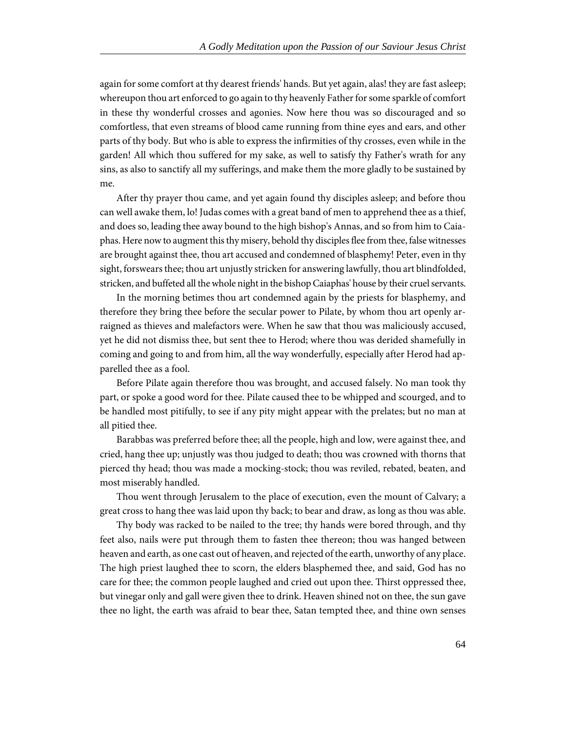again for some comfort at thy dearest friends' hands. But yet again, alas! they are fast asleep; whereupon thou art enforced to go again to thy heavenly Father for some sparkle of comfort in these thy wonderful crosses and agonies. Now here thou was so discouraged and so comfortless, that even streams of blood came running from thine eyes and ears, and other parts of thy body. But who is able to express the infirmities of thy crosses, even while in the garden! All which thou suffered for my sake, as well to satisfy thy Father's wrath for any sins, as also to sanctify all my sufferings, and make them the more gladly to be sustained by me.

After thy prayer thou came, and yet again found thy disciples asleep; and before thou can well awake them, lo! Judas comes with a great band of men to apprehend thee as a thief, and does so, leading thee away bound to the high bishop's Annas, and so from him to Caiaphas. Here now to augment this thy misery, behold thy disciples flee from thee, false witnesses are brought against thee, thou art accused and condemned of blasphemy! Peter, even in thy sight, forswears thee; thou art unjustly stricken for answering lawfully, thou art blindfolded, stricken, and buffeted all the whole night in the bishop Caiaphas' house by their cruel servants.

In the morning betimes thou art condemned again by the priests for blasphemy, and therefore they bring thee before the secular power to Pilate, by whom thou art openly arraigned as thieves and malefactors were. When he saw that thou was maliciously accused, yet he did not dismiss thee, but sent thee to Herod; where thou was derided shamefully in coming and going to and from him, all the way wonderfully, especially after Herod had apparelled thee as a fool.

Before Pilate again therefore thou was brought, and accused falsely. No man took thy part, or spoke a good word for thee. Pilate caused thee to be whipped and scourged, and to be handled most pitifully, to see if any pity might appear with the prelates; but no man at all pitied thee.

Barabbas was preferred before thee; all the people, high and low, were against thee, and cried, hang thee up; unjustly was thou judged to death; thou was crowned with thorns that pierced thy head; thou was made a mocking-stock; thou was reviled, rebated, beaten, and most miserably handled.

Thou went through Jerusalem to the place of execution, even the mount of Calvary; a great cross to hang thee was laid upon thy back; to bear and draw, as long as thou was able.

Thy body was racked to be nailed to the tree; thy hands were bored through, and thy feet also, nails were put through them to fasten thee thereon; thou was hanged between heaven and earth, as one cast out of heaven, and rejected of the earth, unworthy of any place. The high priest laughed thee to scorn, the elders blasphemed thee, and said, God has no care for thee; the common people laughed and cried out upon thee. Thirst oppressed thee, but vinegar only and gall were given thee to drink. Heaven shined not on thee, the sun gave thee no light, the earth was afraid to bear thee, Satan tempted thee, and thine own senses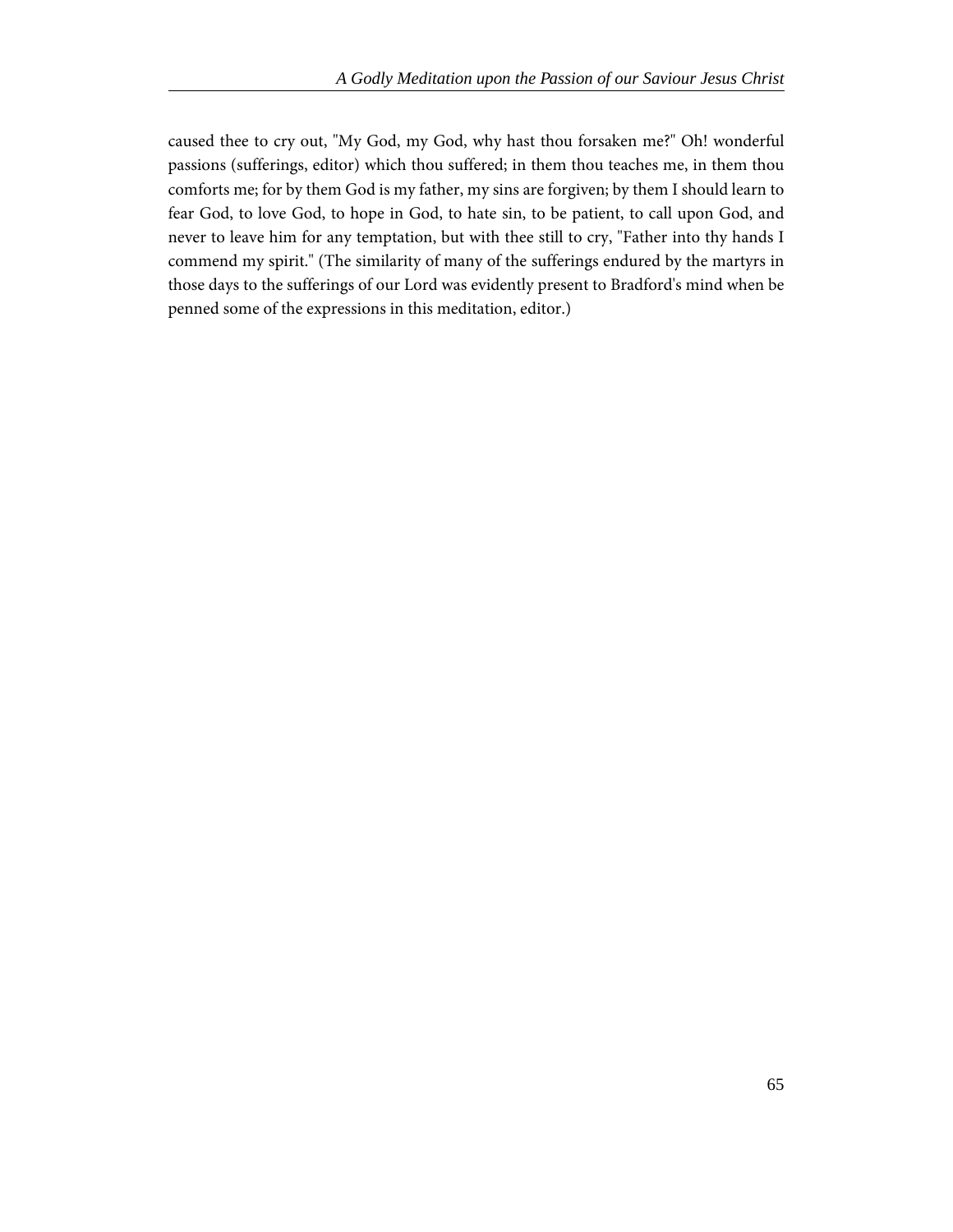caused thee to cry out, "My God, my God, why hast thou forsaken me?" Oh! wonderful passions (sufferings, editor) which thou suffered; in them thou teaches me, in them thou comforts me; for by them God is my father, my sins are forgiven; by them I should learn to fear God, to love God, to hope in God, to hate sin, to be patient, to call upon God, and never to leave him for any temptation, but with thee still to cry, "Father into thy hands I commend my spirit." (The similarity of many of the sufferings endured by the martyrs in those days to the sufferings of our Lord was evidently present to Bradford's mind when be penned some of the expressions in this meditation, editor.)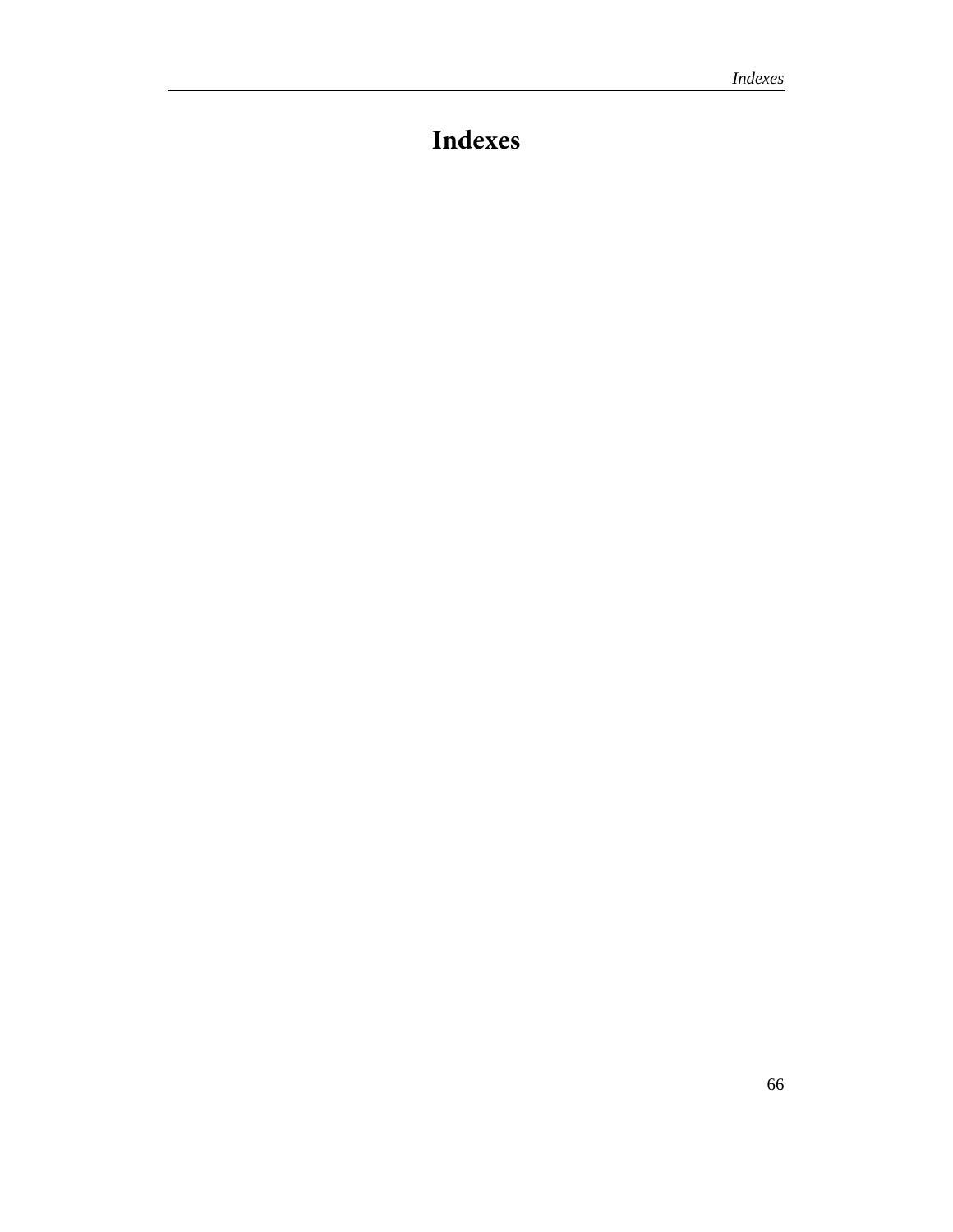# Indexes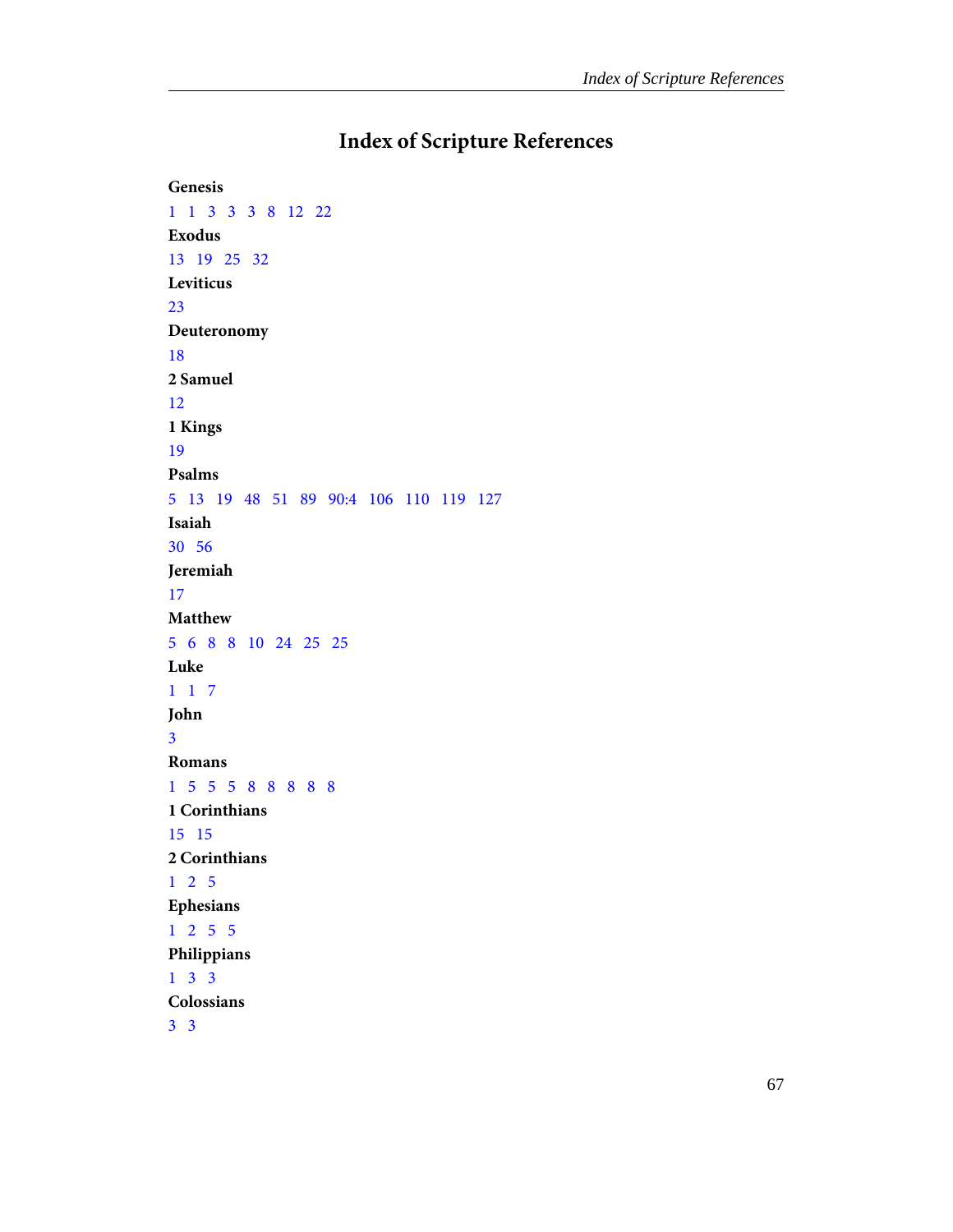# Index of Scripture References

**Genesis**

1 1 3 3 3 8 12 22

**Exodus**

13 19 25 32

**Leviticus**

23

**Deuteronomy**

18

**2 Samuel**

12

**1 Kings**

19

**Psalms**

5 13 19 48 51 89 90:4 106 110 119 127

**Isaiah**

30 56

**Jeremiah**

17

**Matthew**

5 6 8 8 10 24 25 25

**Luke**

1 1 7

**John**

3

**Romans**

1 5 5 5 8 8 8 8 8

**1 Corinthians**

15 15

**2 Corinthians**

1 2 5

**Ephesians**

1 2 5 5

**Philippians**

1 3 3

**Colossians**

3 3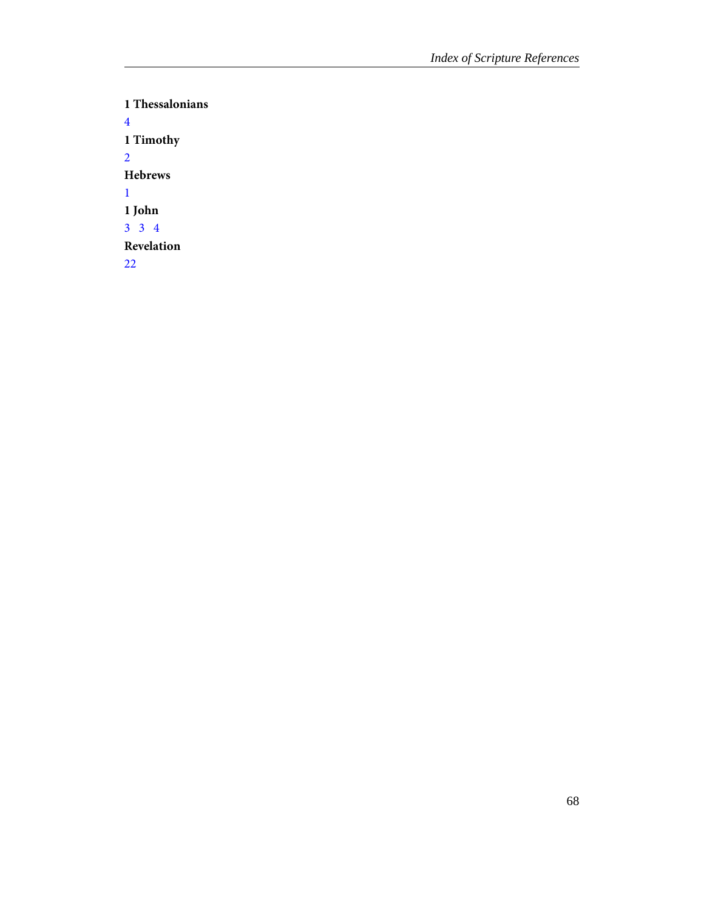**1 Thessalonians**

4

**1 Timothy**

2

**Hebrews**

1

**1 John**

3 3 4

**Revelation**

22